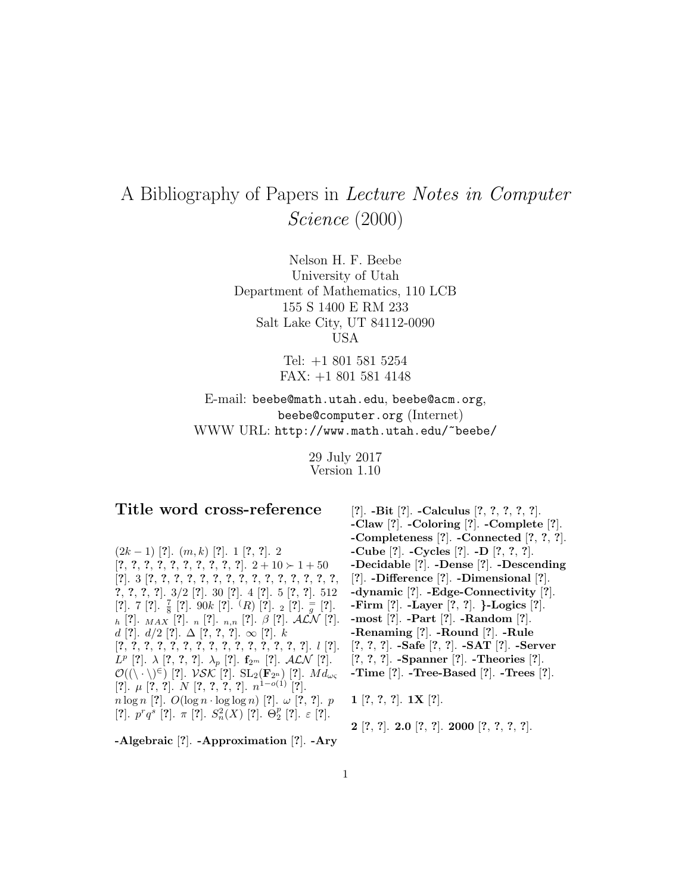# A Bibliography of Papers in *Lecture Notes in Computer Science* (2000)

Nelson H. F. Beebe
University of Utah
Department of Mathematics, 110 LCB
155 S 1400 E RM 233
Salt Lake City, UT 84112-0090
USA

Tel: +1 801 581 5254
FAX: +1 801 581 4148

E-mail: beebe@math.utah.edu, beebe@acm.org, beebe@computer.org (Internet)
WWW URL: http://www.math.utah.edu/~beebe/

29 July 2017
Version 1.10

## Title word cross-reference

$(2k-1)$ [?]. $(m,k)$ [?]. 1 [?, ?]. 2 [?, ?, ?, ?, ?, ?, ?, ?, ?, ?]. $2+10 \succ 1+50$ [?]. 3 [?, ?, ?, ?, ?, ?, ?, ?, ?, ?, ?, ?, ?, ?, ?, ?, ?, ?, ?]. 3/2 [?]. 30 [?]. 4 [?]. 5 [?, ?]. 512 [?]. 7 [?]. $\frac{7}{8}$ [?]. $90k$ [?]. $^{(R)}$ [?]. $_2$ [?]. $\frac{=}{g}$ [?]. $_h$ [?]. $_{MAX}$ [?]. $_n$ [?]. $_{n,n}$ [?]. $\beta$ [?]. $\mathcal{ALN}$ [?]. $d$ [?]. $d/2$ [?]. $\Delta$ [?, ?, ?]. $\infty$ [?]. $k$ [?, ?, ?, ?, ?, ?, ?, ?, ?, ?, ?, ?, ?, ?, ?, ?]. $l$ [?]. $L^p$ [?]. $\lambda$ [?, ?, ?]. $\lambda_p$ [?]. $\mathbf{f}_{2^m}$ [?]. $\mathcal{ALN}$ [?]. $\mathcal{O}((\backslash \cdot \backslash)^{\in})$ [?]. $\mathcal{VSK}$ [?]. $\mathrm{SL}_2(\mathbf{F}_{2^n})$ [?]. $Md_{\omega\varsigma}$ [?]. $\mu$ [?, ?]. $N$ [?, ?, ?, ?]. $n^{1-o(1)}$ [?]. $n \log n$ [?]. $O(\log n \cdot \log\log n)$ [?]. $\omega$ [?, ?]. $p$ [?]. $p^r q^s$ [?]. $\pi$ [?]. $S_n^2(X)$ [?]. $\Theta_2^p$ [?]. $\varepsilon$ [?].

**-Algebraic** [?]. **-Approximation** [?]. **-Ary** [?]. **-Bit** [?]. **-Calculus** [?, ?, ?, ?, ?]. **-Claw** [?]. **-Coloring** [?]. **-Complete** [?]. **-Completeness** [?]. **-Connected** [?, ?, ?]. **-Cube** [?]. **-Cycles** [?]. **-D** [?, ?, ?]. **-Decidable** [?]. **-Dense** [?]. **-Descending** [?]. **-Difference** [?]. **-Dimensional** [?]. **-dynamic** [?]. **-Edge-Connectivity** [?]. **-Firm** [?]. **-Layer** [?, ?]. **}-Logics** [?]. **-most** [?]. **-Part** [?]. **-Random** [?]. **-Renaming** [?]. **-Round** [?]. **-Rule** [?, ?, ?]. **-Safe** [?, ?]. **-SAT** [?]. **-Server** [?, ?, ?]. **-Spanner** [?]. **-Theories** [?]. **-Time** [?]. **-Tree-Based** [?]. **-Trees** [?].

**1** [?, ?, ?]. **1X** [?].

**2** [?, ?]. **2.0** [?, ?]. **2000** [?, ?, ?, ?].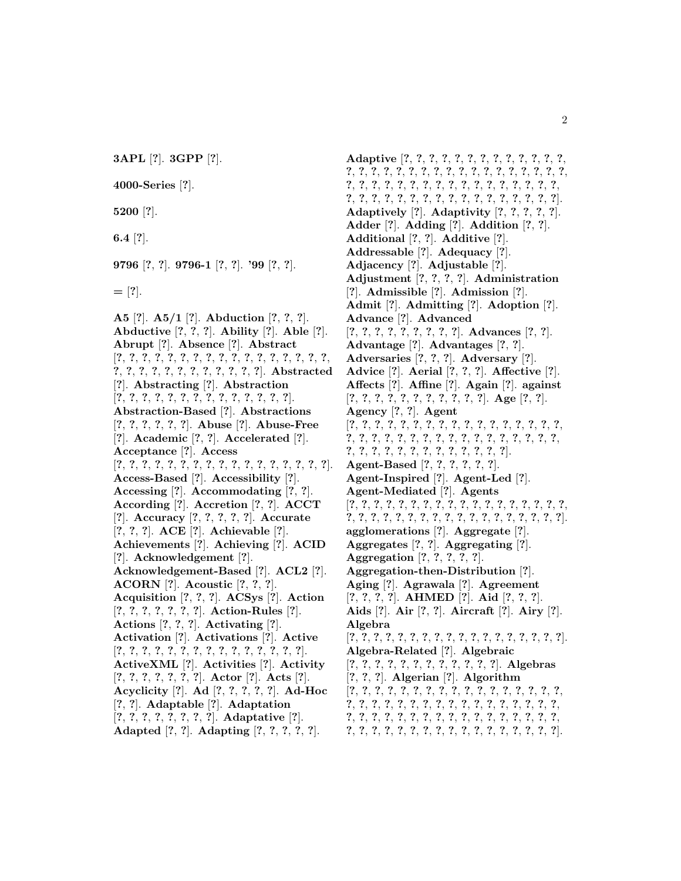**3APL** [?]. **3GPP** [?].

**4000-Series** [?].

**5200** [?].

**6.4** [?].

**9796** [?, ?]. **9796-1** [?, ?]. **'99** [?, ?].

**=** [?].

**A5** [?]. **A5/1** [?]. **Abduction** [?, ?, ?]. **Abductive** [?, ?, ?]. **Ability** [?]. **Able** [?]. **Abrupt** [?]. **Absence** [?]. **Abstract** [?, ?, ?, ?, ?, ?, ?, ?, ?, ?, ?, ?, ?, ?, ?, ?, ?, ?, ?, ?, ?, ?, ?, ?, ?, ?, ?, ?, ?, ?, ?]. **Abstracted** [?]. **Abstracting** [?]. **Abstraction** [?, ?, ?, ?, ?, ?, ?, ?, ?, ?, ?, ?, ?, ?, ?]. **Abstraction-Based** [?]. **Abstractions** [?, ?, ?, ?, ?, ?]. **Abuse** [?]. **Abuse-Free** [?]. **Academic** [?, ?]. **Accelerated** [?]. **Acceptance** [?]. **Access** [?, ?, ?, ?, ?, ?, ?, ?, ?, ?, ?, ?, ?, ?, ?, ?, ?, ?, ?]. **Access-Based** [?]. **Accessibility** [?]. **Accessing** [?]. **Accommodating** [?, ?]. **According** [?]. **Accretion** [?, ?]. **ACCT** [?]. **Accuracy** [?, ?, ?, ?, ?]. **Accurate** [?, ?, ?]. **ACE** [?]. **Achievable** [?]. **Achievements** [?]. **Achieving** [?]. **ACID** [?]. **Acknowledgement** [?]. **Acknowledgement-Based** [?]. **ACL2** [?]. **ACORN** [?]. **Acoustic** [?, ?, ?]. **Acquisition** [?, ?, ?]. **ACSys** [?]. **Action** [?, ?, ?, ?, ?, ?, ?]. **Action-Rules** [?]. **Actions** [?, ?, ?]. **Activating** [?]. **Activation** [?]. **Activations** [?]. **Active** [?, ?, ?, ?, ?, ?, ?, ?, ?, ?, ?, ?, ?, ?, ?, ?]. **ActiveXML** [?]. **Activities** [?]. **Activity** [?, ?, ?, ?, ?, ?, ?]. **Actor** [?]. **Acts** [?]. **Acyclicity** [?]. **Ad** [?, ?, ?, ?, ?]. **Ad-Hoc** [?, ?]. **Adaptable** [?]. **Adaptation** [?, ?, ?, ?, ?, ?, ?, ?, ?]. **Adaptative** [?]. **Adapted** [?, ?]. **Adapting** [?, ?, ?, ?, ?].

**Adaptive** [?, ?, ?, ?, ?, ?, ?, ?, ?, ?, ?, ?, ?, ?, ?, ?, ?, ?, ?, ?, ?, ?, ?, ?, ?, ?, ?, ?, ?, ?, ?, ?, ?, ?, ?, ?, ?, ?, ?, ?, ?, ?, ?, ?, ?, ?, ?, ?, ?, ?, ?, ?, ?, ?, ?, ?, ?, ?, ?, ?, ?, ?, ?, ?, ?, ?, ?, ?, ?, ?, ?]. **Adaptively** [?]. **Adaptivity** [?, ?, ?, ?, ?]. **Adder** [?]. **Adding** [?]. **Addition** [?, ?]. **Additional** [?, ?]. **Additive** [?]. **Addressable** [?]. **Adequacy** [?]. **Adjacency** [?]. **Adjustable** [?]. **Adjustment** [?, ?, ?, ?]. **Administration** [?]. **Admissible** [?]. **Admission** [?]. **Admit** [?]. **Admitting** [?]. **Adoption** [?]. **Advance** [?]. **Advanced** [?, ?, ?, ?, ?, ?, ?, ?, ?, ?]. **Advances** [?, ?]. **Advantage** [?]. **Advantages** [?, ?]. **Adversaries** [?, ?, ?]. **Adversary** [?]. **Advice** [?]. **Aerial** [?, ?, ?]. **Affective** [?]. **Affects** [?]. **Affine** [?]. **Again** [?]. **against** [?, ?, ?, ?, ?, ?, ?, ?, ?, ?, ?]. **Age** [?, ?]. **Agency** [?, ?]. **Agent** [?, ?, ?, ?, ?, ?, ?, ?, ?, ?, ?, ?, ?, ?, ?, ?, ?, ?, ?, ?, ?, ?, ?, ?, ?, ?, ?, ?, ?, ?, ?, ?, ?, ?, ?, ?, ?, ?, ?, ?, ?, ?, ?, ?, ?, ?, ?, ?, ?, ?, ?]. **Agent-Based** [?, ?, ?, ?, ?, ?]. **Agent-Inspired** [?]. **Agent-Led** [?]. **Agent-Mediated** [?]. **Agents** [?, ?, ?, ?, ?, ?, ?, ?, ?, ?, ?, ?, ?, ?, ?, ?, ?, ?, ?, ?, ?, ?, ?, ?, ?, ?, ?, ?, ?, ?, ?, ?, ?, ?, ?, ?, ?, ?, ?]. **agglomerations** [?]. **Aggregate** [?]. **Aggregates** [?, ?]. **Aggregating** [?]. **Aggregation** [?, ?, ?, ?, ?]. **Aggregation-then-Distribution** [?]. **Aging** [?]. **Agrawala** [?]. **Agreement** [?, ?, ?, ?]. **AHMED** [?]. **Aid** [?, ?, ?]. **Aids** [?]. **Air** [?, ?]. **Aircraft** [?]. **Airy** [?]. **Algebra** [?, ?, ?, ?, ?, ?, ?, ?, ?, ?, ?, ?, ?, ?, ?, ?, ?, ?, ?]. **Algebra-Related** [?]. **Algebraic** [?, ?, ?, ?, ?, ?, ?, ?, ?, ?, ?, ?, ?]. **Algebras** [?, ?, ?]. **Algerian** [?]. **Algorithm** [?, ?, ?, ?, ?, ?, ?, ?, ?, ?, ?, ?, ?, ?, ?, ?, ?, ?, ?, ?, ?, ?, ?, ?, ?, ?, ?, ?, ?, ?, ?, ?, ?, ?, ?, ?, ?, ?, ?, ?, ?, ?, ?, ?, ?, ?, ?, ?, ?, ?, ?, ?, ?, ?, ?, ?, ?, ?, ?, ?, ?, ?, ?, ?, ?, ?, ?, ?, ?, ?, ?, ?, ?, ?].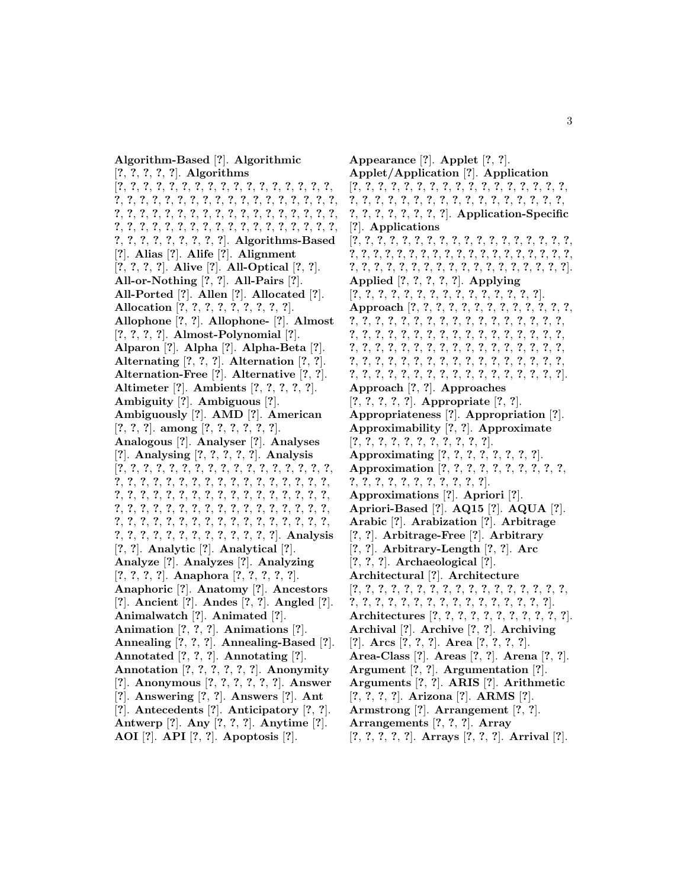**Algorithm-Based** [?]. **Algorithmic** [?, ?, ?, ?, ?]. **Algorithms** [?, ?, ?, ?, ?, ?, ?, ?, ?, ?, ?, ?, ?, ?, ?, ?, ?, ?, ?, ?, ?, ?, ?, ?, ?, ?, ?, ?, ?, ?, ?, ?, ?, ?, ?, ?, ?, ?, ?, ?, ?, ?, ?, ?, ?, ?, ?, ?, ?, ?, ?, ?, ?, ?, ?, ?, ?, ?, ?, ?, ?, ?, ?, ?, ?, ?, ?, ?, ?, ?, ?, ?, ?, ?, ?, ?, ?, ?, ?, ?, ?, ?, ?, ?, ?, ?, ?, ?, ?]. **Algorithms-Based** [?]. **Alias** [?]. **Alife** [?]. **Alignment** [?, ?, ?, ?]. **Alive** [?]. **All-Optical** [?, ?]. **All-or-Nothing** [?, ?]. **All-Pairs** [?]. **All-Ported** [?]. **Allen** [?]. **Allocated** [?]. **Allocation** [?, ?, ?, ?, ?, ?, ?, ?, ?, ?]. **Allophone** [?, ?]. **Allophone-** [?]. **Almost** [?, ?, ?, ?]. **Almost-Polynomial** [?]. **Alparon** [?]. **Alpha** [?]. **Alpha-Beta** [?]. **Alternating** [?, ?, ?]. **Alternation** [?, ?]. **Alternation-Free** [?]. **Alternative** [?, ?]. **Altimeter** [?]. **Ambients** [?, ?, ?, ?, ?]. **Ambiguity** [?]. **Ambiguous** [?]. **Ambiguously** [?]. **AMD** [?]. **American** [?, ?, ?]. **among** [?, ?, ?, ?, ?, ?]. **Analogous** [?]. **Analyser** [?]. **Analyses** [?]. **Analysing** [?, ?, ?, ?, ?]. **Analysis** [?, ?, ?, ?, ?, ?, ?, ?, ?, ?, ?, ?, ?, ?, ?, ?, ?, ?, ?, ?, ?, ?, ?, ?, ?, ?, ?, ?, ?, ?, ?, ?, ?, ?, ?, ?, ?, ?, ?, ?, ?, ?, ?, ?, ?, ?, ?, ?, ?, ?, ?, ?, ?, ?, ?, ?, ?, ?, ?, ?, ?, ?, ?, ?, ?, ?, ?, ?, ?, ?, ?, ?, ?, ?, ?, ?, ?, ?, ?, ?, ?, ?, ?, ?, ?, ?, ?, ?, ?, ?, ?, ?, ?, ?, ?, ?, ?, ?, ?, ?, ?, ?, ?, ?, ?, ?, ?, ?, ?]. **Analysis** [?, ?]. **Analytic** [?]. **Analytical** [?]. **Analyze** [?]. **Analyzes** [?]. **Analyzing** [?, ?, ?, ?]. **Anaphora** [?, ?, ?, ?, ?]. **Anaphoric** [?]. **Anatomy** [?]. **Ancestors** [?]. **Ancient** [?]. **Andes** [?, ?]. **Angled** [?]. **Animalwatch** [?]. **Animated** [?]. **Animation** [?, ?, ?]. **Animations** [?]. **Annealing** [?, ?, ?]. **Annealing-Based** [?]. **Annotated** [?, ?, ?]. **Annotating** [?]. **Annotation** [?, ?, ?, ?, ?, ?]. **Anonymity** [?]. **Anonymous** [?, ?, ?, ?, ?, ?, ?]. **Answer** [?]. **Answering** [?, ?]. **Answers** [?]. **Ant** [?]. **Antecedents** [?]. **Anticipatory** [?, ?]. **Antwerp** [?]. **Any** [?, ?, ?]. **Anytime** [?]. **AOI** [?]. **API** [?, ?]. **Apoptosis** [?].

**Appearance** [?]. **Applet** [?, ?]. **Applet/Application** [?]. **Application** [?, ?, ?, ?, ?, ?, ?, ?, ?, ?, ?, ?, ?, ?, ?, ?, ?, ?, ?, ?, ?, ?, ?, ?, ?, ?, ?, ?, ?, ?, ?, ?, ?, ?, ?, ?, ?, ?, ?, ?, ?, ?, ?, ?, ?, ?, ?]. **Application-Specific** [?]. **Applications** [?, ?, ?, ?, ?, ?, ?, ?, ?, ?, ?, ?, ?, ?, ?, ?, ?, ?, ?, ?, ?, ?, ?, ?, ?, ?, ?, ?, ?, ?, ?, ?, ?, ?, ?, ?, ?, ?, ?, ?, ?, ?, ?, ?, ?, ?, ?, ?, ?, ?, ?, ?, ?, ?, ?, ?, ?, ?, ?]. **Applied** [?, ?, ?, ?, ?]. **Applying** [?, ?, ?, ?, ?, ?, ?, ?, ?, ?, ?, ?, ?, ?, ?, ?]. **Approach** [?, ?, ?, ?, ?, ?, ?, ?, ?, ?, ?, ?, ?, ?, ?, ?, ?, ?, ?, ?, ?, ?, ?, ?, ?, ?, ?, ?, ?, ?, ?, ?, ?, ?, ?, ?, ?, ?, ?, ?, ?, ?, ?, ?, ?, ?, ?, ?, ?, ?, ?, ?, ?, ?, ?, ?, ?, ?, ?, ?, ?, ?, ?, ?, ?, ?, ?, ?, ?, ?, ?, ?, ?, ?, ?, ?, ?, ?, ?, ?, ?, ?, ?, ?, ?, ?, ?, ?, ?, ?, ?, ?, ?, ?, ?, ?, ?, ?, ?, ?, ?, ?, ?, ?, ?, ?, ?]. **Approach** [?, ?]. **Approaches** [?, ?, ?, ?, ?]. **Appropriate** [?, ?]. **Appropriateness** [?]. **Appropriation** [?]. **Approximability** [?, ?]. **Approximate** [?, ?, ?, ?, ?, ?, ?, ?, ?, ?, ?, ?]. **Approximating** [?, ?, ?, ?, ?, ?, ?, ?]. **Approximation** [?, ?, ?, ?, ?, ?, ?, ?, ?, ?, ?, ?, ?, ?, ?, ?, ?, ?, ?, ?, ?, ?]. **Approximations** [?]. **Apriori** [?]. **Apriori-Based** [?]. **AQ15** [?]. **AQUA** [?]. **Arabic** [?]. **Arabization** [?]. **Arbitrage** [?, ?]. **Arbitrage-Free** [?]. **Arbitrary** [?, ?]. **Arbitrary-Length** [?, ?]. **Arc** [?, ?, ?]. **Archaeological** [?]. **Architectural** [?]. **Architecture** [?, ?, ?, ?, ?, ?, ?, ?, ?, ?, ?, ?, ?, ?, ?, ?, ?, ?, ?, ?, ?, ?, ?, ?, ?, ?, ?, ?, ?, ?, ?, ?, ?, ?, ?, ?, ?, ?]. **Architectures** [?, ?, ?, ?, ?, ?, ?, ?, ?, ?, ?, ?]. **Archival** [?]. **Archive** [?, ?]. **Archiving** [?]. **Arcs** [?, ?, ?]. **Area** [?, ?, ?, ?]. **Area-Class** [?]. **Areas** [?, ?]. **Arena** [?, ?]. **Argument** [?, ?]. **Argumentation** [?]. **Arguments** [?, ?]. **ARIS** [?]. **Arithmetic** [?, ?, ?, ?]. **Arizona** [?]. **ARMS** [?]. **Armstrong** [?]. **Arrangement** [?, ?]. **Arrangements** [?, ?, ?]. **Array** [?, ?, ?, ?, ?]. **Arrays** [?, ?, ?]. **Arrival** [?].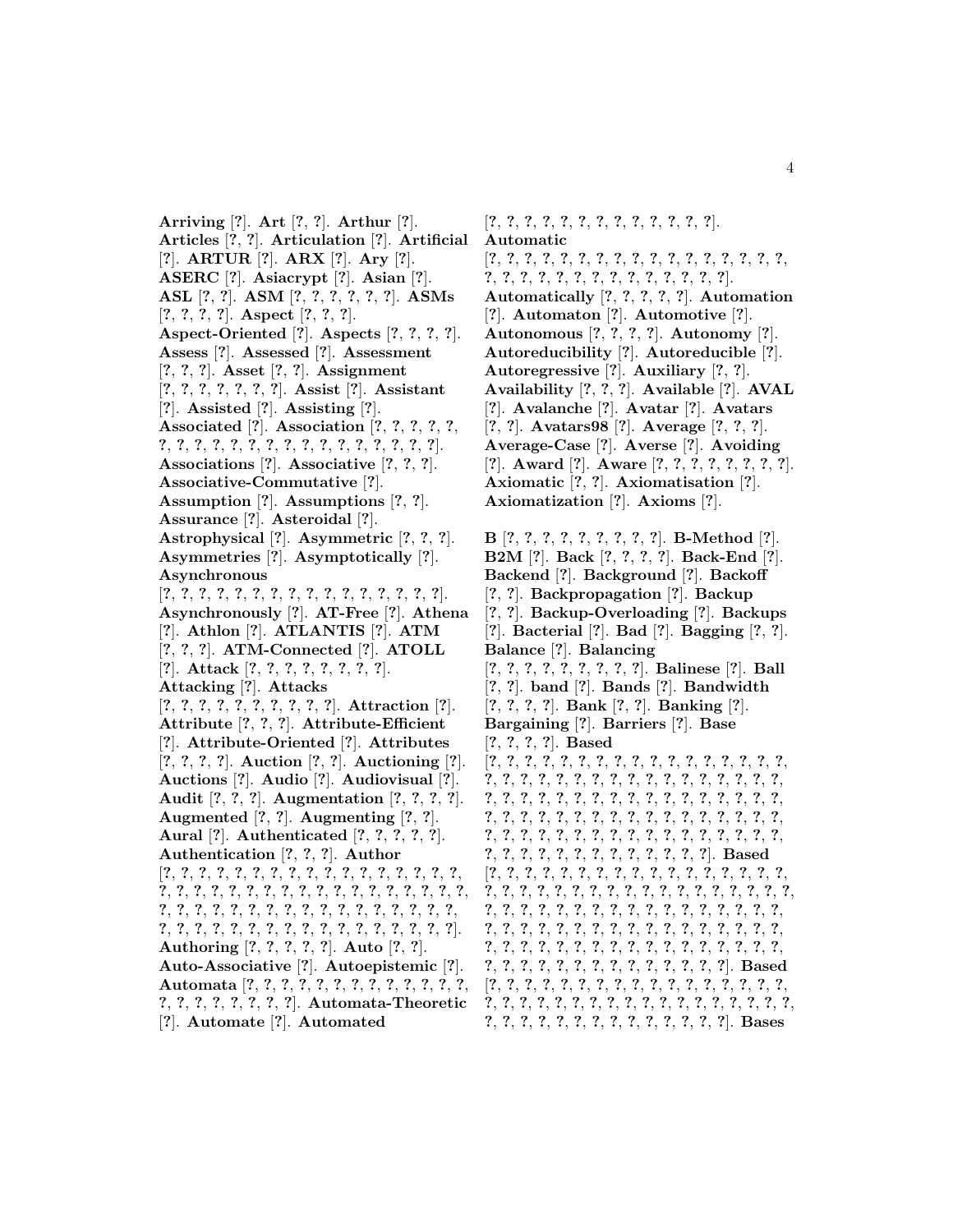**Arriving** [?]. **Art** [?, ?]. **Arthur** [?]. **Articles** [?, ?]. **Articulation** [?]. **Artificial** [?]. **ARTUR** [?]. **ARX** [?]. **Ary** [?]. **ASERC** [?]. **Asiacrypt** [?]. **Asian** [?]. **ASL** [?, ?]. **ASM** [?, ?, ?, ?, ?, ?]. **ASMs** [?, ?, ?, ?]. **Aspect** [?, ?, ?]. **Aspect-Oriented** [?]. **Aspects** [?, ?, ?, ?]. **Assess** [?]. **Assessed** [?]. **Assessment** [?, ?, ?]. **Asset** [?, ?]. **Assignment** [?, ?, ?, ?, ?, ?, ?]. **Assist** [?]. **Assistant** [?]. **Assisted** [?]. **Assisting** [?]. **Associated** [?]. **Association** [?, ?, ?, ?, ?, ?, ?, ?, ?, ?, ?, ?, ?, ?, ?, ?, ?, ?, ?, ?, ?, ?]. **Associations** [?]. **Associative** [?, ?, ?]. **Associative-Commutative** [?]. **Assumption** [?]. **Assumptions** [?, ?]. **Assurance** [?]. **Asteroidal** [?]. **Astrophysical** [?]. **Asymmetric** [?, ?, ?]. **Asymmetries** [?]. **Asymptotically** [?]. **Asynchronous** [?, ?, ?, ?, ?, ?, ?, ?, ?, ?, ?, ?, ?, ?, ?, ?, ?]. **Asynchronously** [?]. **AT-Free** [?]. **Athena** [?]. **Athlon** [?]. **ATLANTIS** [?]. **ATM** [?, ?, ?]. **ATM-Connected** [?]. **ATOLL** [?]. **Attack** [?, ?, ?, ?, ?, ?, ?, ?, ?]. **Attacking** [?]. **Attacks** [?, ?, ?, ?, ?, ?, ?, ?, ?, ?, ?]. **Attraction** [?]. **Attribute** [?, ?, ?]. **Attribute-Efficient** [?]. **Attribute-Oriented** [?]. **Attributes** [?, ?, ?, ?]. **Auction** [?, ?]. **Auctioning** [?]. **Auctions** [?]. **Audio** [?]. **Audiovisual** [?]. **Audit** [?, ?, ?]. **Augmentation** [?, ?, ?, ?]. **Augmented** [?, ?]. **Augmenting** [?, ?]. **Aural** [?]. **Authenticated** [?, ?, ?, ?, ?]. **Authentication** [?, ?, ?]. **Author** [?, ?, ?, ?, ?, ?, ?, ?, ?, ?, ?, ?, ?, ?, ?, ?, ?, ?, ?, ?, ?, ?, ?, ?, ?, ?, ?, ?, ?, ?, ?, ?, ?, ?, ?, ?, ?, ?, ?, ?, ?, ?, ?, ?, ?, ?, ?, ?, ?, ?, ?, ?, ?, ?, ?, ?, ?, ?, ?, ?, ?, ?, ?, ?, ?, ?, ?, ?, ?, ?, ?, ?, ?, ?, ?, ?]. **Authoring** [?, ?, ?, ?, ?]. **Auto** [?, ?]. **Auto-Associative** [?]. **Autoepistemic** [?]. **Automata** [?, ?, ?, ?, ?, ?, ?, ?, ?, ?, ?, ?, ?, ?, ?, ?, ?, ?, ?, ?, ?, ?]. **Automata-Theoretic** [?]. **Automate** [?]. **Automated** [?, ?, ?, ?, ?, ?, ?, ?, ?, ?, ?, ?, ?, ?]. **Automatic** [?, ?, ?, ?, ?, ?, ?, ?, ?, ?, ?, ?, ?, ?, ?, ?, ?, ?, ?, ?, ?, ?, ?, ?, ?, ?, ?, ?, ?, ?, ?, ?, ?, ?, ?, ?]. **Automatically** [?, ?, ?, ?, ?]. **Automation** [?]. **Automaton** [?]. **Automotive** [?]. **Autonomous** [?, ?, ?, ?]. **Autonomy** [?]. **Autoreducibility** [?]. **Autoreducible** [?]. **Autoregressive** [?]. **Auxiliary** [?, ?]. **Availability** [?, ?, ?]. **Available** [?]. **AVAL** [?]. **Avalanche** [?]. **Avatar** [?]. **Avatars** [?, ?]. **Avatars98** [?]. **Average** [?, ?, ?]. **Average-Case** [?]. **Averse** [?]. **Avoiding** [?]. **Award** [?]. **Aware** [?, ?, ?, ?, ?, ?, ?, ?]. **Axiomatic** [?, ?]. **Axiomatisation** [?]. **Axiomatization** [?]. **Axioms** [?].

**B** [?, ?, ?, ?, ?, ?, ?, ?, ?, ?]. **B-Method** [?]. **B2M** [?]. **Back** [?, ?, ?, ?]. **Back-End** [?]. **Backend** [?]. **Background** [?]. **Backoff** [?, ?]. **Backpropagation** [?]. **Backup** [?, ?]. **Backup-Overloading** [?]. **Backups** [?]. **Bacterial** [?]. **Bad** [?]. **Bagging** [?, ?]. **Balance** [?]. **Balancing** [?, ?, ?, ?, ?, ?, ?, ?, ?, ?]. **Balinese** [?]. **Ball** [?, ?]. **band** [?]. **Bands** [?]. **Bandwidth** [?, ?, ?, ?]. **Bank** [?, ?]. **Banking** [?]. **Bargaining** [?]. **Barriers** [?]. **Base** [?, ?, ?, ?]. **Based** [?, ?, ?, ?, ?, ?, ?, ?, ?, ?, ?, ?, ?, ?, ?, ?, ?, ?, ?, ?, ?, ?, ?, ?, ?, ?, ?, ?, ?, ?, ?, ?, ?, ?, ?, ?, ?, ?, ?, ?, ?, ?, ?, ?, ?, ?, ?, ?, ?, ?, ?, ?, ?, ?, ?, ?, ?, ?, ?, ?, ?, ?, ?, ?, ?, ?, ?, ?, ?, ?, ?, ?, ?, ?, ?, ?, ?, ?, ?, ?, ?, ?, ?, ?, ?, ?, ?, ?, ?, ?, ?, ?, ?, ?, ?, ?, ?, ?, ?, ?, ?, ?, ?, ?, ?, ?, ?, ?]. **Based** [?, ?, ?, ?, ?, ?, ?, ?, ?, ?, ?, ?, ?, ?, ?, ?, ?, ?, ?, ?, ?, ?, ?, ?, ?, ?, ?, ?, ?, ?, ?, ?, ?, ?, ?, ?, ?, ?, ?, ?, ?, ?, ?, ?, ?, ?, ?, ?, ?, ?, ?, ?, ?, ?, ?, ?, ?, ?, ?, ?, ?, ?, ?, ?, ?, ?, ?, ?, ?, ?, ?, ?, ?, ?, ?, ?, ?, ?, ?, ?, ?, ?, ?, ?, ?, ?, ?, ?, ?, ?, ?, ?, ?, ?, ?, ?, ?, ?, ?, ?, ?, ?, ?, ?, ?, ?, ?, ?, ?, ?]. **Based** [?, ?, ?, ?, ?, ?, ?, ?, ?, ?, ?, ?, ?, ?, ?, ?, ?, ?, ?, ?, ?, ?, ?, ?, ?, ?, ?, ?, ?, ?, ?, ?, ?, ?, ?, ?, ?, ?, ?, ?, ?, ?, ?, ?, ?, ?, ?, ?, ?, ?, ?, ?, ?, ?]. **Bases**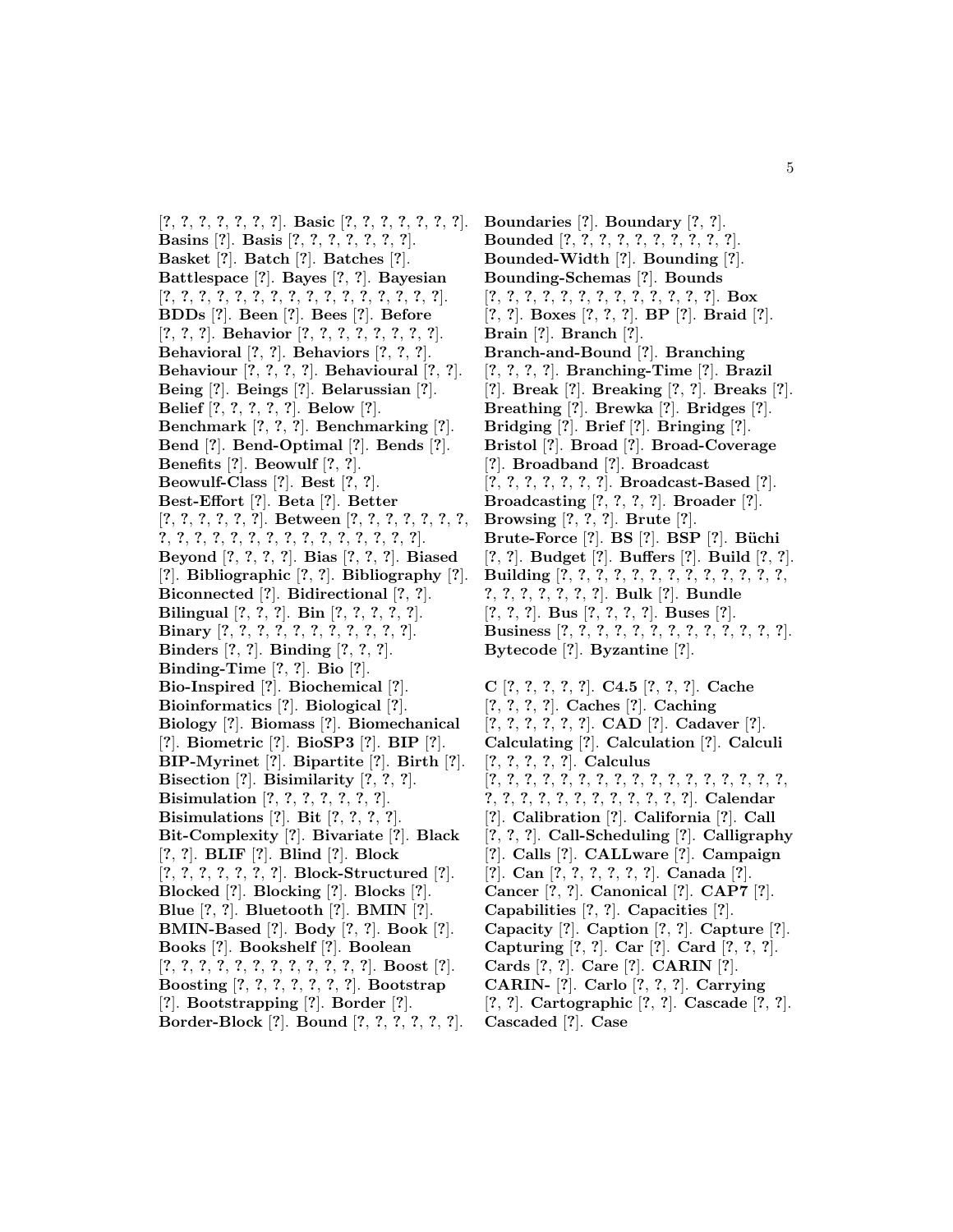[?, ?, ?, ?, ?, ?, ?, ?]. **Basic** [?, ?, ?, ?, ?, ?, ?, ?]. **Basins** [?]. **Basis** [?, ?, ?, ?, ?, ?, ?]. **Basket** [?]. **Batch** [?]. **Batches** [?]. **Battlespace** [?]. **Bayes** [?, ?]. **Bayesian** [?, ?, ?, ?, ?, ?, ?, ?, ?, ?, ?, ?, ?, ?, ?, ?, ?]. **BDDs** [?]. **Been** [?]. **Bees** [?]. **Before** [?, ?, ?]. **Behavior** [?, ?, ?, ?, ?, ?, ?, ?, ?]. **Behavioral** [?, ?]. **Behaviors** [?, ?, ?]. **Behaviour** [?, ?, ?, ?]. **Behavioural** [?, ?]. **Being** [?]. **Beings** [?]. **Belarussian** [?]. **Belief** [?, ?, ?, ?, ?]. **Below** [?]. **Benchmark** [?, ?, ?]. **Benchmarking** [?]. **Bend** [?]. **Bend-Optimal** [?]. **Bends** [?]. **Benefits** [?]. **Beowulf** [?, ?]. **Beowulf-Class** [?]. **Best** [?, ?]. **Best-Effort** [?]. **Beta** [?]. **Better** [?, ?, ?, ?, ?, ?, ?]. **Between** [?, ?, ?, ?, ?, ?, ?, ?, ?, ?, ?, ?, ?, ?, ?, ?, ?, ?, ?, ?, ?, ?, ?, ?]. **Beyond** [?, ?, ?, ?]. **Bias** [?, ?, ?]. **Biased** [?]. **Bibliographic** [?, ?]. **Bibliography** [?]. **Biconnected** [?]. **Bidirectional** [?, ?]. **Bilingual** [?, ?, ?]. **Bin** [?, ?, ?, ?, ?]. **Binary** [?, ?, ?, ?, ?, ?, ?, ?, ?, ?, ?, ?]. **Binders** [?, ?]. **Binding** [?, ?, ?]. **Binding-Time** [?, ?]. **Bio** [?]. **Bio-Inspired** [?]. **Biochemical** [?]. **Bioinformatics** [?]. **Biological** [?]. **Biology** [?]. **Biomass** [?]. **Biomechanical** [?]. **Biometric** [?]. **BioSP3** [?]. **BIP** [?]. **BIP-Myrinet** [?]. **Bipartite** [?]. **Birth** [?]. **Bisection** [?]. **Bisimilarity** [?, ?, ?]. **Bisimulation** [?, ?, ?, ?, ?, ?, ?]. **Bisimulations** [?]. **Bit** [?, ?, ?, ?]. **Bit-Complexity** [?]. **Bivariate** [?]. **Black** [?, ?]. **BLIF** [?]. **Blind** [?]. **Block** [?, ?, ?, ?, ?, ?, ?]. **Block-Structured** [?]. **Blocked** [?]. **Blocking** [?]. **Blocks** [?]. **Blue** [?, ?]. **Bluetooth** [?]. **BMIN** [?]. **BMIN-Based** [?]. **Body** [?, ?]. **Book** [?]. **Books** [?]. **Bookshelf** [?]. **Boolean** [?, ?, ?, ?, ?, ?, ?, ?, ?, ?, ?, ?, ?]. **Boost** [?]. **Boosting** [?, ?, ?, ?, ?, ?, ?]. **Bootstrap** [?]. **Bootstrapping** [?]. **Border** [?]. **Border-Block** [?]. **Bound** [?, ?, ?, ?, ?, ?]. **Boundaries** [?]. **Boundary** [?, ?]. **Bounded** [?, ?, ?, ?, ?, ?, ?, ?, ?, ?, ?]. **Bounded-Width** [?]. **Bounding** [?]. **Bounding-Schemas** [?]. **Bounds** [?, ?, ?, ?, ?, ?, ?, ?, ?, ?, ?, ?, ?, ?]. **Box** [?, ?]. **Boxes** [?, ?, ?]. **BP** [?]. **Braid** [?]. **Brain** [?]. **Branch** [?]. **Branch-and-Bound** [?]. **Branching** [?, ?, ?, ?]. **Branching-Time** [?]. **Brazil** [?]. **Break** [?]. **Breaking** [?, ?]. **Breaks** [?]. **Breathing** [?]. **Brewka** [?]. **Bridges** [?]. **Bridging** [?]. **Brief** [?]. **Bringing** [?]. **Bristol** [?]. **Broad** [?]. **Broad-Coverage** [?]. **Broadband** [?]. **Broadcast** [?, ?, ?, ?, ?, ?, ?]. **Broadcast-Based** [?]. **Broadcasting** [?, ?, ?, ?]. **Broader** [?]. **Browsing** [?, ?, ?]. **Brute** [?]. **Brute-Force** [?]. **BS** [?]. **BSP** [?]. **Büchi** [?, ?]. **Budget** [?]. **Buffers** [?]. **Build** [?, ?]. **Building** [?, ?, ?, ?, ?, ?, ?, ?, ?, ?, ?, ?, ?, ?, ?, ?, ?, ?, ?, ?, ?]. **Bulk** [?]. **Bundle** [?, ?, ?]. **Bus** [?, ?, ?, ?]. **Buses** [?]. **Business** [?, ?, ?, ?, ?, ?, ?, ?, ?, ?, ?, ?, ?, ?]. **Bytecode** [?]. **Byzantine** [?].

**C** [?, ?, ?, ?, ?]. **C4.5** [?, ?, ?]. **Cache** [?, ?, ?, ?]. **Caches** [?]. **Caching** [?, ?, ?, ?, ?, ?]. **CAD** [?]. **Cadaver** [?]. **Calculating** [?]. **Calculation** [?]. **Calculi** [?, ?, ?, ?, ?]. **Calculus** [?, ?, ?, ?, ?, ?, ?, ?, ?, ?, ?, ?, ?, ?, ?, ?, ?, ?, ?, ?, ?, ?, ?, ?, ?, ?, ?, ?, ?, ?]. **Calendar** [?]. **Calibration** [?]. **California** [?]. **Call** [?, ?, ?]. **Call-Scheduling** [?]. **Calligraphy** [?]. **Calls** [?]. **CALLware** [?]. **Campaign** [?]. **Can** [?, ?, ?, ?, ?, ?]. **Canada** [?]. **Cancer** [?, ?]. **Canonical** [?]. **CAP7** [?]. **Capabilities** [?, ?]. **Capacities** [?]. **Capacity** [?]. **Caption** [?, ?]. **Capture** [?]. **Capturing** [?, ?]. **Car** [?]. **Card** [?, ?, ?]. **Cards** [?, ?]. **Care** [?]. **CARIN** [?]. **CARIN-** [?]. **Carlo** [?, ?, ?]. **Carrying** [?, ?]. **Cartographic** [?, ?]. **Cascade** [?, ?]. **Cascaded** [?]. **Case**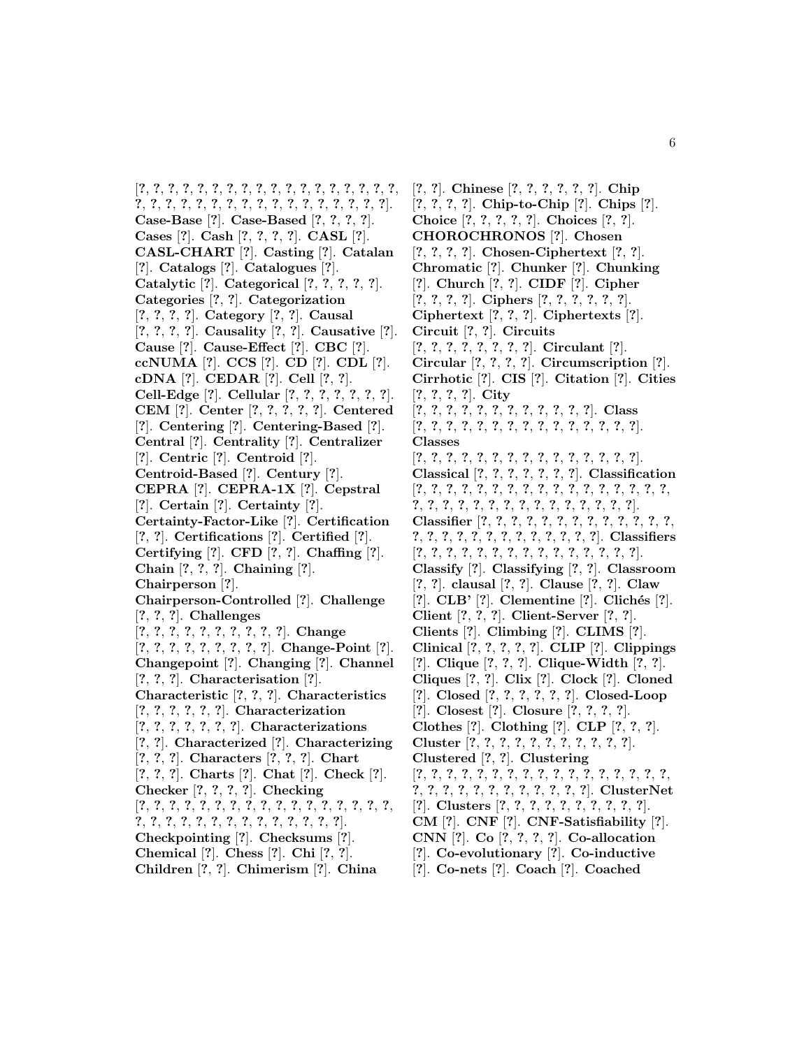[?, ?, ?, ?, ?, ?, ?, ?, ?, ?, ?, ?, ?, ?, ?, ?, ?, ?, ?, ?, ?, ?, ?, ?, ?, ?, ?, ?, ?, ?, ?, ?, ?, ?, ?, ?, ?, ?, ?, ?]. **Case-Base** [?]. **Case-Based** [?, ?, ?, ?]. **Cases** [?]. **Cash** [?, ?, ?, ?]. **CASL** [?]. **CASL-CHART** [?]. **Casting** [?]. **Catalan** [?]. **Catalogs** [?]. **Catalogues** [?]. **Catalytic** [?]. **Categorical** [?, ?, ?, ?, ?]. **Categories** [?, ?]. **Categorization** [?, ?, ?, ?]. **Category** [?, ?]. **Causal** [?, ?, ?, ?]. **Causality** [?, ?]. **Causative** [?]. **Cause** [?]. **Cause-Effect** [?]. **CBC** [?]. **ccNUMA** [?]. **CCS** [?]. **CD** [?]. **CDL** [?]. **cDNA** [?]. **CEDAR** [?]. **Cell** [?, ?]. **Cell-Edge** [?]. **Cellular** [?, ?, ?, ?, ?, ?, ?]. **CEM** [?]. **Center** [?, ?, ?, ?, ?]. **Centered** [?]. **Centering** [?]. **Centering-Based** [?]. **Central** [?]. **Centrality** [?]. **Centralizer** [?]. **Centric** [?]. **Centroid** [?]. **Centroid-Based** [?]. **Century** [?]. **CEPRA** [?]. **CEPRA-1X** [?]. **Cepstral** [?]. **Certain** [?]. **Certainty** [?]. **Certainty-Factor-Like** [?]. **Certification** [?, ?]. **Certifications** [?]. **Certified** [?]. **Certifying** [?]. **CFD** [?, ?]. **Chaffing** [?]. **Chain** [?, ?, ?]. **Chaining** [?]. **Chairperson** [?]. **Chairperson-Controlled** [?]. **Challenge** [?, ?, ?]. **Challenges** [?, ?, ?, ?, ?, ?, ?, ?, ?, ?]. **Change** [?, ?, ?, ?, ?, ?, ?, ?, ?, ?]. **Change-Point** [?]. **Changepoint** [?]. **Changing** [?]. **Channel** [?, ?, ?]. **Characterisation** [?]. **Characteristic** [?, ?, ?]. **Characteristics** [?, ?, ?, ?, ?, ?]. **Characterization** [?, ?, ?, ?, ?, ?, ?]. **Characterizations** [?, ?]. **Characterized** [?]. **Characterizing** [?, ?, ?]. **Characters** [?, ?, ?]. **Chart** [?, ?, ?]. **Charts** [?]. **Chat** [?]. **Check** [?]. **Checker** [?, ?, ?, ?]. **Checking** [?, ?, ?, ?, ?, ?, ?, ?, ?, ?, ?, ?, ?, ?, ?, ?, ?, ?, ?, ?, ?, ?, ?, ?, ?, ?, ?, ?, ?, ?, ?, ?, ?, ?]. **Checkpointing** [?]. **Checksums** [?]. **Chemical** [?]. **Chess** [?]. **Chi** [?, ?]. **Children** [?, ?]. **Chimerism** [?]. **China** [?, ?]. **Chinese** [?, ?, ?, ?, ?, ?]. **Chip** [?, ?, ?, ?]. **Chip-to-Chip** [?]. **Chips** [?]. **Choice** [?, ?, ?, ?, ?]. **Choices** [?, ?]. **CHOROCHRONOS** [?]. **Chosen** [?, ?, ?, ?]. **Chosen-Ciphertext** [?, ?]. **Chromatic** [?]. **Chunker** [?]. **Chunking** [?]. **Church** [?, ?]. **CIDF** [?]. **Cipher** [?, ?, ?, ?]. **Ciphers** [?, ?, ?, ?, ?, ?, ?]. **Ciphertext** [?, ?, ?]. **Ciphertexts** [?]. **Circuit** [?, ?]. **Circuits** [?, ?, ?, ?, ?, ?, ?, ?, ?]. **Circulant** [?]. **Circular** [?, ?, ?, ?]. **Circumscription** [?]. **Cirrhotic** [?]. **CIS** [?]. **Citation** [?]. **Cities** [?, ?, ?, ?]. **City** [?, ?, ?, ?, ?, ?, ?, ?, ?, ?, ?, ?, ?]. **Class** [?, ?, ?, ?, ?, ?, ?, ?, ?, ?, ?, ?, ?, ?, ?]. **Classes** [?, ?, ?, ?, ?, ?, ?, ?, ?, ?, ?, ?, ?, ?, ?]. **Classical** [?, ?, ?, ?, ?, ?, ?]. **Classification** [?, ?, ?, ?, ?, ?, ?, ?, ?, ?, ?, ?, ?, ?, ?, ?, ?, ?, ?, ?, ?, ?, ?, ?, ?, ?, ?, ?, ?, ?, ?, ?, ?, ?, ?]. **Classifier** [?, ?, ?, ?, ?, ?, ?, ?, ?, ?, ?, ?, ?, ?, ?, ?, ?, ?, ?, ?, ?, ?, ?, ?, ?, ?, ?, ?]. **Classifiers** [?, ?, ?, ?, ?, ?, ?, ?, ?, ?, ?, ?, ?, ?, ?, ?]. **Classify** [?]. **Classifying** [?, ?]. **Classroom** [?, ?]. **clausal** [?, ?]. **Clause** [?, ?]. **Claw** [?]. **CLB'** [?]. **Clementine** [?]. **Clichés** [?]. **Client** [?, ?, ?]. **Client-Server** [?, ?]. **Clients** [?]. **Climbing** [?]. **CLIMS** [?]. **Clinical** [?, ?, ?, ?, ?]. **CLIP** [?]. **Clippings** [?]. **Clique** [?, ?, ?]. **Clique-Width** [?, ?]. **Cliques** [?, ?]. **Clix** [?]. **Clock** [?]. **Cloned** [?]. **Closed** [?, ?, ?, ?, ?, ?]. **Closed-Loop** [?]. **Closest** [?]. **Closure** [?, ?, ?, ?]. **Clothes** [?]. **Clothing** [?]. **CLP** [?, ?, ?]. **Cluster** [?, ?, ?, ?, ?, ?, ?, ?, ?, ?, ?, ?]. **Clustered** [?, ?]. **Clustering** [?, ?, ?, ?, ?, ?, ?, ?, ?, ?, ?, ?, ?, ?, ?, ?, ?, ?, ?, ?, ?, ?, ?, ?, ?, ?, ?, ?, ?, ?, ?, ?]. **ClusterNet** [?]. **Clusters** [?, ?, ?, ?, ?, ?, ?, ?, ?, ?, ?]. **CM** [?]. **CNF** [?]. **CNF-Satisfiability** [?]. **CNN** [?]. **Co** [?, ?, ?, ?]. **Co-allocation** [?]. **Co-evolutionary** [?]. **Co-inductive** [?]. **Co-nets** [?]. **Coach** [?]. **Coached**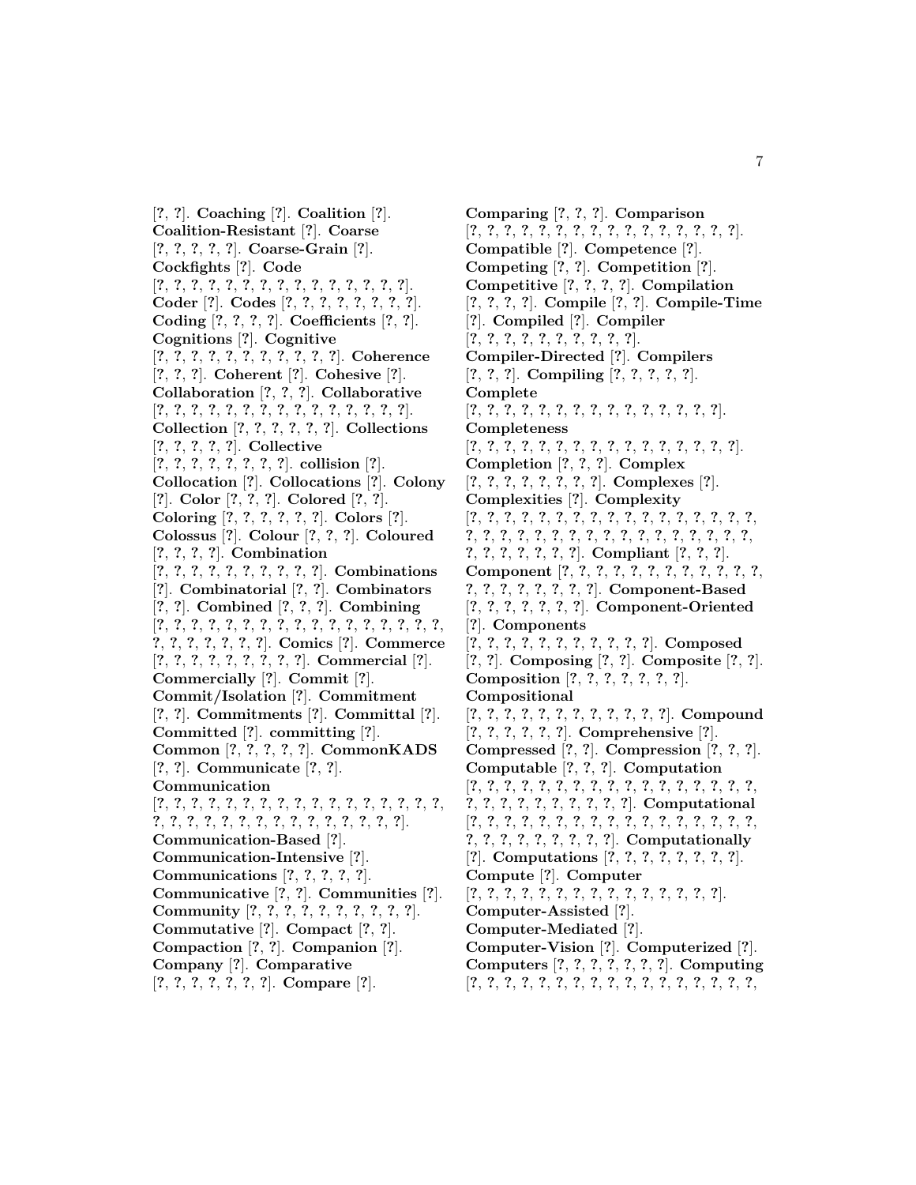[?, ?]. **Coaching** [?]. **Coalition** [?]. **Coalition-Resistant** [?]. **Coarse** [?, ?, ?, ?, ?]. **Coarse-Grain** [?]. **Cockfights** [?]. **Code** [?, ?, ?, ?, ?, ?, ?, ?, ?, ?, ?, ?, ?, ?, ?, ?]. **Coder** [?]. **Codes** [?, ?, ?, ?, ?, ?, ?, ?, ?]. **Coding** [?, ?, ?, ?]. **Coefficients** [?, ?]. **Cognitions** [?]. **Cognitive** [?, ?, ?, ?, ?, ?, ?, ?, ?, ?, ?, ?]. **Coherence** [?, ?, ?]. **Coherent** [?]. **Cohesive** [?]. **Collaboration** [?, ?, ?]. **Collaborative** [?, ?, ?, ?, ?, ?, ?, ?, ?, ?, ?, ?, ?, ?, ?, ?]. **Collection** [?, ?, ?, ?, ?, ?, ?]. **Collections** [?, ?, ?, ?, ?]. **Collective** [?, ?, ?, ?, ?, ?, ?, ?, ?]. **collision** [?]. **Collocation** [?]. **Collocations** [?]. **Colony** [?]. **Color** [?, ?, ?]. **Colored** [?, ?]. **Coloring** [?, ?, ?, ?, ?, ?]. **Colors** [?]. **Colossus** [?]. **Colour** [?, ?, ?]. **Coloured** [?, ?, ?, ?]. **Combination** [?, ?, ?, ?, ?, ?, ?, ?, ?, ?, ?]. **Combinations** [?]. **Combinatorial** [?, ?]. **Combinators** [?, ?]. **Combined** [?, ?, ?]. **Combining** [?, ?, ?, ?, ?, ?, ?, ?, ?, ?, ?, ?, ?, ?, ?, ?, ?, ?, ?, ?, ?, ?, ?, ?, ?, ?, ?]. **Comics** [?]. **Commerce** [?, ?, ?, ?, ?, ?, ?, ?, ?, ?]. **Commercial** [?]. **Commercially** [?]. **Commit** [?]. **Commit/Isolation** [?]. **Commitment** [?, ?]. **Commitments** [?]. **Committal** [?]. **Committed** [?]. **committing** [?]. **Common** [?, ?, ?, ?, ?]. **CommonKADS** [?, ?]. **Communicate** [?, ?]. **Communication** [?, ?, ?, ?, ?, ?, ?, ?, ?, ?, ?, ?, ?, ?, ?, ?, ?, ?, ?, ?, ?, ?, ?, ?, ?, ?, ?, ?, ?, ?, ?, ?, ?, ?, ?, ?, ?]. **Communication-Based** [?]. **Communication-Intensive** [?]. **Communications** [?, ?, ?, ?, ?]. **Communicative** [?, ?]. **Communities** [?]. **Community** [?, ?, ?, ?, ?, ?, ?, ?, ?, ?, ?]. **Commutative** [?]. **Compact** [?, ?]. **Compaction** [?, ?]. **Companion** [?]. **Company** [?]. **Comparative** [?, ?, ?, ?, ?, ?, ?, ?]. **Compare** [?].

**Comparing** [?, ?, ?]. **Comparison** [?, ?, ?, ?, ?, ?, ?, ?, ?, ?, ?, ?, ?, ?, ?, ?, ?, ?]. **Compatible** [?]. **Competence** [?]. **Competing** [?, ?]. **Competition** [?]. **Competitive** [?, ?, ?, ?]. **Compilation** [?, ?, ?, ?]. **Compile** [?, ?]. **Compile-Time** [?]. **Compiled** [?]. **Compiler** [?, ?, ?, ?, ?, ?, ?, ?, ?, ?, ?]. **Compiler-Directed** [?]. **Compilers** [?, ?, ?]. **Compiling** [?, ?, ?, ?, ?]. **Complete** [?, ?, ?, ?, ?, ?, ?, ?, ?, ?, ?, ?, ?, ?, ?, ?, ?]. **Completeness** [?, ?, ?, ?, ?, ?, ?, ?, ?, ?, ?, ?, ?, ?, ?, ?, ?, ?]. **Completion** [?, ?, ?]. **Complex** [?, ?, ?, ?, ?, ?, ?, ?, ?]. **Complexes** [?]. **Complexities** [?]. **Complexity** [?, ?, ?, ?, ?, ?, ?, ?, ?, ?, ?, ?, ?, ?, ?, ?, ?, ?, ?, ?, ?, ?, ?, ?, ?, ?, ?, ?, ?, ?, ?, ?, ?, ?, ?, ?, ?, ?, ?, ?, ?, ?, ?, ?, ?]. **Compliant** [?, ?, ?]. **Component** [?, ?, ?, ?, ?, ?, ?, ?, ?, ?, ?, ?, ?, ?, ?, ?, ?, ?, ?, ?, ?]. **Component-Based** [?, ?, ?, ?, ?, ?, ?, ?]. **Component-Oriented** [?]. **Components** [?, ?, ?, ?, ?, ?, ?, ?, ?, ?, ?, ?]. **Composed** [?, ?]. **Composing** [?, ?]. **Composite** [?, ?]. **Composition** [?, ?, ?, ?, ?, ?, ?]. **Compositional** [?, ?, ?, ?, ?, ?, ?, ?, ?, ?, ?, ?, ?]. **Compound** [?, ?, ?, ?, ?, ?]. **Comprehensive** [?]. **Compressed** [?, ?]. **Compression** [?, ?, ?]. **Computable** [?, ?, ?]. **Computation** [?, ?, ?, ?, ?, ?, ?, ?, ?, ?, ?, ?, ?, ?, ?, ?, ?, ?, ?, ?, ?, ?, ?, ?, ?, ?, ?, ?, ?, ?]. **Computational** [?, ?, ?, ?, ?, ?, ?, ?, ?, ?, ?, ?, ?, ?, ?, ?, ?, ?, ?, ?, ?, ?, ?, ?, ?, ?, ?, ?]. **Computationally** [?]. **Computations** [?, ?, ?, ?, ?, ?, ?, ?]. **Compute** [?]. **Computer** [?, ?, ?, ?, ?, ?, ?, ?, ?, ?, ?, ?, ?, ?, ?, ?]. **Computer-Assisted** [?]. **Computer-Mediated** [?]. **Computer-Vision** [?]. **Computerized** [?]. **Computers** [?, ?, ?, ?, ?, ?, ?]. **Computing** [?, ?, ?, ?, ?, ?, ?, ?, ?, ?, ?, ?, ?, ?, ?, ?, ?, ?, ?,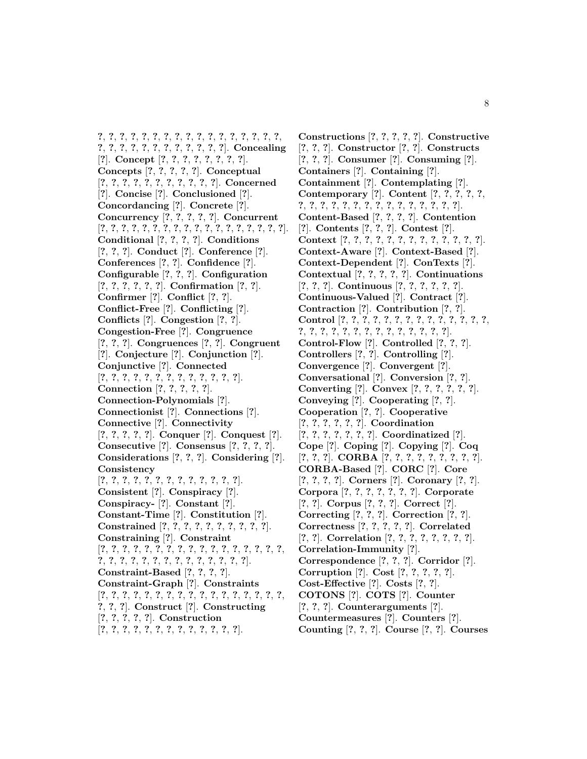?, ?, ?, ?, ?, ?, ?, ?, ?, ?, ?, ?, ?, ?, ?, ?, ?, ?, ?, ?, ?, ?, ?, ?, ?, ?, ?, ?, ?, ?, ?, ?]. **Concealing** [?]. **Concept** [?, ?, ?, ?, ?, ?, ?, ?, ?]. **Concepts** [?, ?, ?, ?, ?]. **Conceptual** [?, ?, ?, ?, ?, ?, ?, ?, ?, ?, ?]. **Concerned** [?]. **Concise** [?]. **Conclusioned** [?]. **Concordancing** [?]. **Concrete** [?]. **Concurrency** [?, ?, ?, ?, ?]. **Concurrent** [?, ?, ?, ?, ?, ?, ?, ?, ?, ?, ?, ?, ?, ?, ?, ?, ?, ?, ?, ?]. **Conditional** [?, ?, ?, ?]. **Conditions** [?, ?, ?]. **Conduct** [?]. **Conference** [?]. **Conferences** [?, ?]. **Confidence** [?]. **Configurable** [?, ?, ?]. **Configuration** [?, ?, ?, ?, ?, ?]. **Confirmation** [?, ?]. **Confirmer** [?]. **Conflict** [?, ?]. **Conflict-Free** [?]. **Conflicting** [?]. **Conflicts** [?]. **Congestion** [?, ?]. **Congestion-Free** [?]. **Congruence** [?, ?, ?]. **Congruences** [?, ?]. **Congruent** [?]. **Conjecture** [?]. **Conjunction** [?]. **Conjunctive** [?]. **Connected** [?, ?, ?, ?, ?, ?, ?, ?, ?, ?, ?, ?, ?, ?]. **Connection** [?, ?, ?, ?, ?]. **Connection-Polynomials** [?]. **Connectionist** [?]. **Connections** [?]. **Connective** [?]. **Connectivity** [?, ?, ?, ?, ?]. **Conquer** [?]. **Conquest** [?]. **Consecutive** [?]. **Consensus** [?, ?, ?, ?]. **Considerations** [?, ?, ?]. **Considering** [?]. **Consistency** [?, ?, ?, ?, ?, ?, ?, ?, ?, ?, ?, ?, ?, ?]. **Consistent** [?]. **Conspiracy** [?]. **Conspiracy-** [?]. **Constant** [?]. **Constant-Time** [?]. **Constitution** [?]. **Constrained** [?, ?, ?, ?, ?, ?, ?, ?, ?, ?, ?]. **Constraining** [?]. **Constraint** [?, ?, ?, ?, ?, ?, ?, ?, ?, ?, ?, ?, ?, ?, ?, ?, ?, ?, ?, ?, ?, ?, ?, ?, ?, ?, ?, ?, ?, ?, ?, ?, ?, ?]. **Constraint-Based** [?, ?, ?, ?]. **Constraint-Graph** [?]. **Constraints** [?, ?, ?, ?, ?, ?, ?, ?, ?, ?, ?, ?, ?, ?, ?, ?, ?, ?, ?, ?, ?, ?]. **Construct** [?]. **Constructing** [?, ?, ?, ?, ?]. **Construction** [?, ?, ?, ?, ?, ?, ?, ?, ?, ?, ?, ?, ?, ?]. **Constructions** [?, ?, ?, ?, ?]. **Constructive** [?, ?, ?]. **Constructor** [?, ?]. **Constructs** [?, ?, ?]. **Consumer** [?]. **Consuming** [?]. **Containers** [?]. **Containing** [?]. **Containment** [?]. **Contemplating** [?]. **Contemporary** [?]. **Content** [?, ?, ?, ?, ?, ?, ?, ?, ?, ?, ?, ?, ?, ?, ?, ?, ?, ?, ?, ?, ?, ?]. **Content-Based** [?, ?, ?, ?]. **Contention** [?]. **Contents** [?, ?, ?]. **Contest** [?]. **Context** [?, ?, ?, ?, ?, ?, ?, ?, ?, ?, ?, ?, ?, ?]. **Context-Aware** [?]. **Context-Based** [?]. **Context-Dependent** [?]. **ConTexts** [?]. **Contextual** [?, ?, ?, ?, ?]. **Continuations** [?, ?, ?]. **Continuous** [?, ?, ?, ?, ?, ?]. **Continuous-Valued** [?]. **Contract** [?]. **Contraction** [?]. **Contribution** [?, ?]. **Control** [?, ?, ?, ?, ?, ?, ?, ?, ?, ?, ?, ?, ?, ?, ?, ?, ?, ?, ?, ?, ?, ?, ?, ?, ?, ?, ?, ?, ?, ?, ?]. **Control-Flow** [?, ?, ?]. **Controlled** [?, ?, ?]. **Controllers** [?, ?]. **Controlling** [?]. **Convergence** [?]. **Convergent** [?]. **Conversational** [?]. **Conversion** [?, ?]. **Converting** [?]. **Convex** [?, ?, ?, ?, ?, ?]. **Conveying** [?, ?]. **Cooperating** [?, ?]. **Cooperation** [?, ?]. **Cooperative** [?, ?, ?, ?, ?, ?]. **Coordination** [?, ?, ?, ?, ?, ?, ?]. **Coordinatized** [?]. **Cope** [?]. **Coping** [?]. **Copying** [?]. **Coq** [?, ?, ?]. **CORBA** [?, ?, ?, ?, ?, ?, ?, ?, ?, ?]. **CORBA-Based** [?]. **CORC** [?]. **Core** [?, ?, ?, ?]. **Corners** [?]. **Coronary** [?, ?]. **Corpora** [?, ?, ?, ?, ?, ?, ?]. **Corporate** [?, ?]. **Corpus** [?, ?, ?]. **Correct** [?]. **Correcting** [?, ?, ?]. **Correction** [?, ?]. **Correctness** [?, ?, ?, ?, ?]. **Correlated** [?, ?]. **Correlation** [?, ?, ?, ?, ?, ?, ?, ?]. **Correlation-Immunity** [?]. **Correspondence** [?, ?, ?]. **Corridor** [?]. **Corruption** [?]. **Cost** [?, ?, ?, ?, ?]. **Cost-Effective** [?]. **Costs** [?, ?]. **COTONS** [?]. **COTS** [?]. **Counter** [?, ?, ?]. **Counterarguments** [?]. **Countermeasures** [?]. **Counters** [?]. **Counting** [?, ?, ?]. **Course** [?, ?]. **Courses**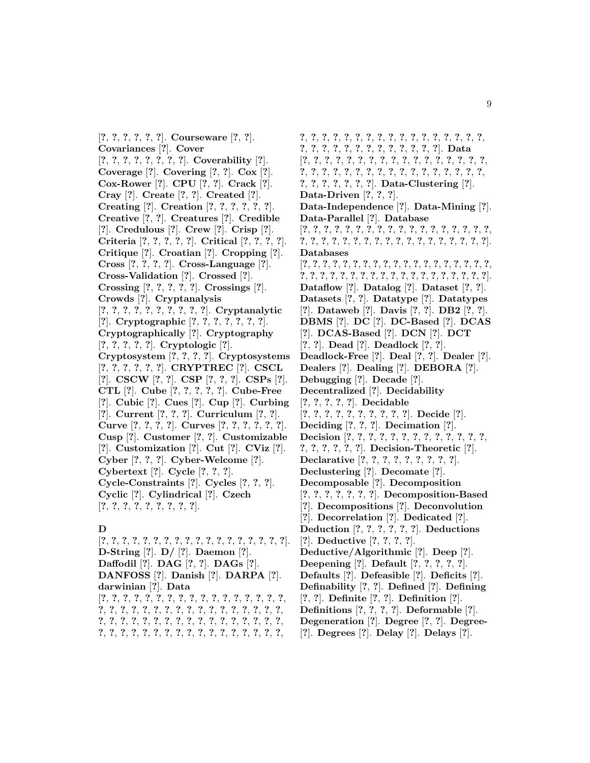[?, ?, ?, ?, ?, ?]. **Courseware** [?, ?]. **Covariances** [?]. **Cover** [?, ?, ?, ?, ?, ?, ?, ?]. **Coverability** [?]. **Coverage** [?]. **Covering** [?, ?]. **Cox** [?]. **Cox-Rower** [?]. **CPU** [?, ?]. **Crack** [?]. **Cray** [?]. **Create** [?, ?]. **Created** [?]. **Creating** [?]. **Creation** [?, ?, ?, ?, ?, ?]. **Creative** [?, ?]. **Creatures** [?]. **Credible** [?]. **Credulous** [?]. **Crew** [?]. **Crisp** [?]. **Criteria** [?, ?, ?, ?, ?]. **Critical** [?, ?, ?, ?]. **Critique** [?]. **Croatian** [?]. **Cropping** [?]. **Cross** [?, ?, ?, ?]. **Cross-Language** [?]. **Cross-Validation** [?]. **Crossed** [?]. **Crossing** [?, ?, ?, ?, ?]. **Crossings** [?]. **Crowds** [?]. **Cryptanalysis** [?, ?, ?, ?, ?, ?, ?, ?, ?, ?]. **Cryptanalytic** [?]. **Cryptographic** [?, ?, ?, ?, ?, ?, ?]. **Cryptographically** [?]. **Cryptography** [?, ?, ?, ?, ?]. **Cryptologic** [?]. **Cryptosystem** [?, ?, ?, ?]. **Cryptosystems** [?, ?, ?, ?, ?, ?]. **CRYPTREC** [?]. **CSCL** [?]. **CSCW** [?, ?]. **CSP** [?, ?, ?]. **CSPs** [?]. **CTL** [?]. **Cube** [?, ?, ?, ?, ?]. **Cube-Free** [?]. **Cubic** [?]. **Cues** [?]. **Cup** [?]. **Curbing** [?]. **Current** [?, ?, ?]. **Curriculum** [?, ?]. **Curve** [?, ?, ?, ?]. **Curves** [?, ?, ?, ?, ?, ?]. **Cusp** [?]. **Customer** [?, ?]. **Customizable** [?]. **Customization** [?]. **Cut** [?]. **CViz** [?]. **Cyber** [?, ?, ?]. **Cyber-Welcome** [?]. **Cybertext** [?]. **Cycle** [?, ?, ?]. **Cycle-Constraints** [?]. **Cycles** [?, ?, ?]. **Cyclic** [?]. **Cylindrical** [?]. **Czech** [?, ?, ?, ?, ?, ?, ?, ?, ?].

## D

[?, ?, ?, ?, ?, ?, ?, ?, ?, ?, ?, ?, ?, ?, ?, ?, ?, ?, ?, ?]. **D-String** [?]. **D/** [?]. **Daemon** [?]. **Daffodil** [?]. **DAG** [?, ?]. **DAGs** [?]. **DANFOSS** [?]. **Danish** [?]. **DARPA** [?]. **darwinian** [?]. **Data** [?, ?, ?, ?, ?, ?, ?, ?, ?, ?, ?, ?, ?, ?, ?, ?, ?, ?, ?, ?, ?, ?, ?, ?, ?, ?, ?, ?, ?, ?, ?, ?, ?, ?, ?, ?, ?, ?, ?, ?, ?, ?, ?, ?, ?, ?, ?, ?, ?, ?, ?, ?, ?, ?, ?, ?, ?, ?, ?, ?, ?, ?, ?, ?, ?, ?, ?, ?, ?, ?, ?, ?, ?, ?, ?, ?, ?, ?, ?, ?, ?, ?, ?, ?, ?, ?, ?, ?, ?, ?]. **Data** [?, ?, ?, ?, ?, ?, ?, ?, ?, ?, ?, ?, ?, ?, ?, ?, ?, ?, ?, ?, ?, ?, ?, ?, ?, ?, ?, ?, ?, ?, ?, ?, ?, ?, ?, ?, ?, ?, ?, ?, ?, ?, ?, ?, ?]. **Data-Clustering** [?]. **Data-Driven** [?, ?, ?]. **Data-Independence** [?]. **Data-Mining** [?]. **Data-Parallel** [?]. **Database** [?, ?, ?, ?, ?, ?, ?, ?, ?, ?, ?, ?, ?, ?, ?, ?, ?, ?, ?, ?, ?, ?, ?, ?, ?, ?, ?, ?, ?, ?, ?, ?, ?, ?, ?, ?, ?, ?, ?, ?]. **Databases** [?, ?, ?, ?, ?, ?, ?, ?, ?, ?, ?, ?, ?, ?, ?, ?, ?, ?, ?, ?, ?, ?, ?, ?, ?, ?, ?, ?, ?, ?, ?, ?, ?, ?, ?, ?, ?, ?, ?, ?]. **Dataflow** [?]. **Datalog** [?]. **Dataset** [?, ?]. **Datasets** [?, ?]. **Datatype** [?]. **Datatypes** [?]. **Dataweb** [?]. **Davis** [?, ?]. **DB2** [?, ?]. **DBMS** [?]. **DC** [?]. **DC-Based** [?]. **DCAS** [?]. **DCAS-Based** [?]. **DCN** [?]. **DCT** [?, ?]. **Dead** [?]. **Deadlock** [?, ?]. **Deadlock-Free** [?]. **Deal** [?, ?]. **Dealer** [?]. **Dealers** [?]. **Dealing** [?]. **DEBORA** [?]. **Debugging** [?]. **Decade** [?]. **Decentralized** [?]. **Decidability** [?, ?, ?, ?, ?]. **Decidable** [?, ?, ?, ?, ?, ?, ?, ?, ?, ?]. **Decide** [?]. **Deciding** [?, ?, ?]. **Decimation** [?]. **Decision** [?, ?, ?, ?, ?, ?, ?, ?, ?, ?, ?, ?, ?, ?, ?, ?, ?, ?, ?]. **Decision-Theoretic** [?]. **Declarative** [?, ?, ?, ?, ?, ?, ?, ?, ?]. **Declustering** [?]. **Decomate** [?]. **Decomposable** [?]. **Decomposition** [?, ?, ?, ?, ?, ?, ?]. **Decomposition-Based** [?]. **Decompositions** [?]. **Deconvolution** [?]. **Decorrelation** [?]. **Dedicated** [?]. **Deduction** [?, ?, ?, ?, ?, ?]. **Deductions** [?]. **Deductive** [?, ?, ?, ?]. **Deductive/Algorithmic** [?]. **Deep** [?]. **Deepening** [?]. **Default** [?, ?, ?, ?, ?]. **Defaults** [?]. **Defeasible** [?]. **Deficits** [?]. **Definability** [?, ?]. **Defined** [?]. **Defining** [?, ?]. **Definite** [?, ?]. **Definition** [?]. **Definitions** [?, ?, ?, ?]. **Deformable** [?]. **Degeneration** [?]. **Degree** [?, ?]. **Degree-** [?]. **Degrees** [?]. **Delay** [?]. **Delays** [?].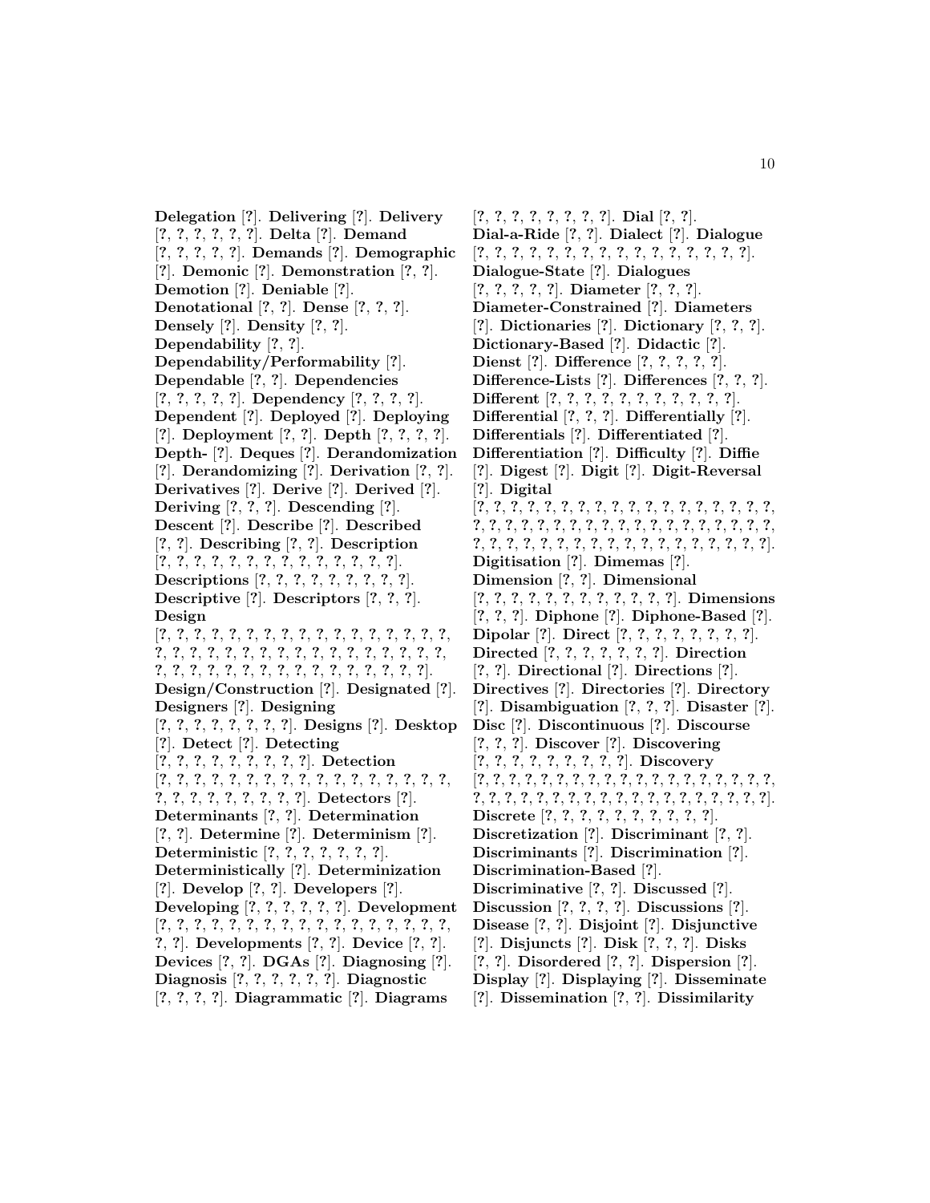**Delegation** [?]. **Delivering** [?]. **Delivery** [?, ?, ?, ?, ?, ?]. **Delta** [?]. **Demand** [?, ?, ?, ?, ?]. **Demands** [?]. **Demographic** [?]. **Demonic** [?]. **Demonstration** [?, ?]. **Demotion** [?]. **Deniable** [?]. **Denotational** [?, ?]. **Dense** [?, ?, ?]. **Densely** [?]. **Density** [?, ?]. **Dependability** [?, ?]. **Dependability/Performability** [?]. **Dependable** [?, ?]. **Dependencies** [?, ?, ?, ?, ?]. **Dependency** [?, ?, ?, ?]. **Dependent** [?]. **Deployed** [?]. **Deploying** [?]. **Deployment** [?, ?]. **Depth** [?, ?, ?, ?]. **Depth-** [?]. **Deques** [?]. **Derandomization** [?]. **Derandomizing** [?]. **Derivation** [?, ?]. **Derivatives** [?]. **Derive** [?]. **Derived** [?]. **Deriving** [?, ?, ?]. **Descending** [?]. **Descent** [?]. **Describe** [?]. **Described** [?, ?]. **Describing** [?, ?]. **Description** [?, ?, ?, ?, ?, ?, ?, ?, ?, ?, ?, ?, ?, ?]. **Descriptions** [?, ?, ?, ?, ?, ?, ?, ?, ?]. **Descriptive** [?]. **Descriptors** [?, ?, ?]. **Design** [?, ?, ?, ?, ?, ?, ?, ?, ?, ?, ?, ?, ?, ?, ?, ?, ?, ?, ?, ?, ?, ?, ?, ?, ?, ?, ?, ?, ?, ?, ?, ?, ?, ?, ?, ?, ?, ?, ?, ?, ?, ?, ?, ?, ?, ?, ?, ?, ?, ?, ?, ?, ?, ?, ?, ?]. **Design/Construction** [?]. **Designated** [?]. **Designers** [?]. **Designing** [?, ?, ?, ?, ?, ?, ?, ?, ?]. **Designs** [?]. **Desktop** [?]. **Detect** [?]. **Detecting** [?, ?, ?, ?, ?, ?, ?, ?, ?, ?]. **Detection** [?, ?, ?, ?, ?, ?, ?, ?, ?, ?, ?, ?, ?, ?, ?, ?, ?, ?, ?, ?, ?, ?, ?, ?, ?, ?, ?, ?, ?]. **Detectors** [?]. **Determinants** [?, ?]. **Determination** [?, ?]. **Determine** [?]. **Determinism** [?]. **Deterministic** [?, ?, ?, ?, ?, ?, ?]. **Deterministically** [?]. **Determinization** [?]. **Develop** [?, ?]. **Developers** [?]. **Developing** [?, ?, ?, ?, ?, ?]. **Development** [?, ?, ?, ?, ?, ?, ?, ?, ?, ?, ?, ?, ?, ?, ?, ?, ?, ?, ?, ?, ?]. **Developments** [?, ?]. **Device** [?, ?]. **Devices** [?, ?]. **DGAs** [?]. **Diagnosing** [?]. **Diagnosis** [?, ?, ?, ?, ?, ?]. **Diagnostic** [?, ?, ?, ?]. **Diagrammatic** [?]. **Diagrams** [?, ?, ?, ?, ?, ?, ?, ?]. **Dial** [?, ?]. **Dial-a-Ride** [?, ?]. **Dialect** [?]. **Dialogue** [?, ?, ?, ?, ?, ?, ?, ?, ?, ?, ?, ?, ?, ?, ?, ?, ?]. **Dialogue-State** [?]. **Dialogues** [?, ?, ?, ?, ?]. **Diameter** [?, ?, ?]. **Diameter-Constrained** [?]. **Diameters** [?]. **Dictionaries** [?]. **Dictionary** [?, ?, ?]. **Dictionary-Based** [?]. **Didactic** [?]. **Dienst** [?]. **Difference** [?, ?, ?, ?, ?]. **Difference-Lists** [?]. **Differences** [?, ?, ?]. **Different** [?, ?, ?, ?, ?, ?, ?, ?, ?, ?, ?, ?]. **Differential** [?, ?, ?]. **Differentially** [?]. **Differentials** [?]. **Differentiated** [?]. **Differentiation** [?]. **Difficulty** [?]. **Diffie** [?]. **Digest** [?]. **Digit** [?]. **Digit-Reversal** [?]. **Digital** [?, ?, ?, ?, ?, ?, ?, ?, ?, ?, ?, ?, ?, ?, ?, ?, ?, ?, ?, ?, ?, ?, ?, ?, ?, ?, ?, ?, ?, ?, ?, ?, ?, ?, ?, ?, ?, ?, ?, ?, ?, ?, ?, ?, ?, ?, ?, ?, ?, ?, ?, ?, ?, ?, ?, ?, ?, ?, ?, ?]. **Digitisation** [?]. **Dimemas** [?]. **Dimension** [?, ?]. **Dimensional** [?, ?, ?, ?, ?, ?, ?, ?, ?, ?, ?, ?, ?]. **Dimensions** [?, ?, ?]. **Diphone** [?]. **Diphone-Based** [?]. **Dipolar** [?]. **Direct** [?, ?, ?, ?, ?, ?, ?, ?]. **Directed** [?, ?, ?, ?, ?, ?, ?, ?]. **Direction** [?, ?]. **Directional** [?]. **Directions** [?]. **Directives** [?]. **Directories** [?]. **Directory** [?]. **Disambiguation** [?, ?, ?]. **Disaster** [?]. **Disc** [?]. **Discontinuous** [?]. **Discourse** [?, ?, ?]. **Discover** [?]. **Discovering** [?, ?, ?, ?, ?, ?, ?, ?, ?]. **Discovery** [?, ?, ?, ?, ?, ?, ?, ?, ?, ?, ?, ?, ?, ?, ?, ?, ?, ?, ?, ?, ?, ?, ?, ?, ?, ?, ?, ?, ?, ?, ?, ?, ?, ?, ?, ?, ?, ?, ?, ?]. **Discrete** [?, ?, ?, ?, ?, ?, ?, ?, ?, ?, ?]. **Discretization** [?]. **Discriminant** [?, ?]. **Discriminants** [?]. **Discrimination** [?]. **Discrimination-Based** [?]. **Discriminative** [?, ?]. **Discussed** [?]. **Discussion** [?, ?, ?, ?]. **Discussions** [?]. **Disease** [?, ?]. **Disjoint** [?]. **Disjunctive** [?]. **Disjuncts** [?]. **Disk** [?, ?, ?]. **Disks** [?, ?]. **Disordered** [?, ?]. **Dispersion** [?]. **Display** [?]. **Displaying** [?]. **Disseminate** [?]. **Dissemination** [?, ?]. **Dissimilarity**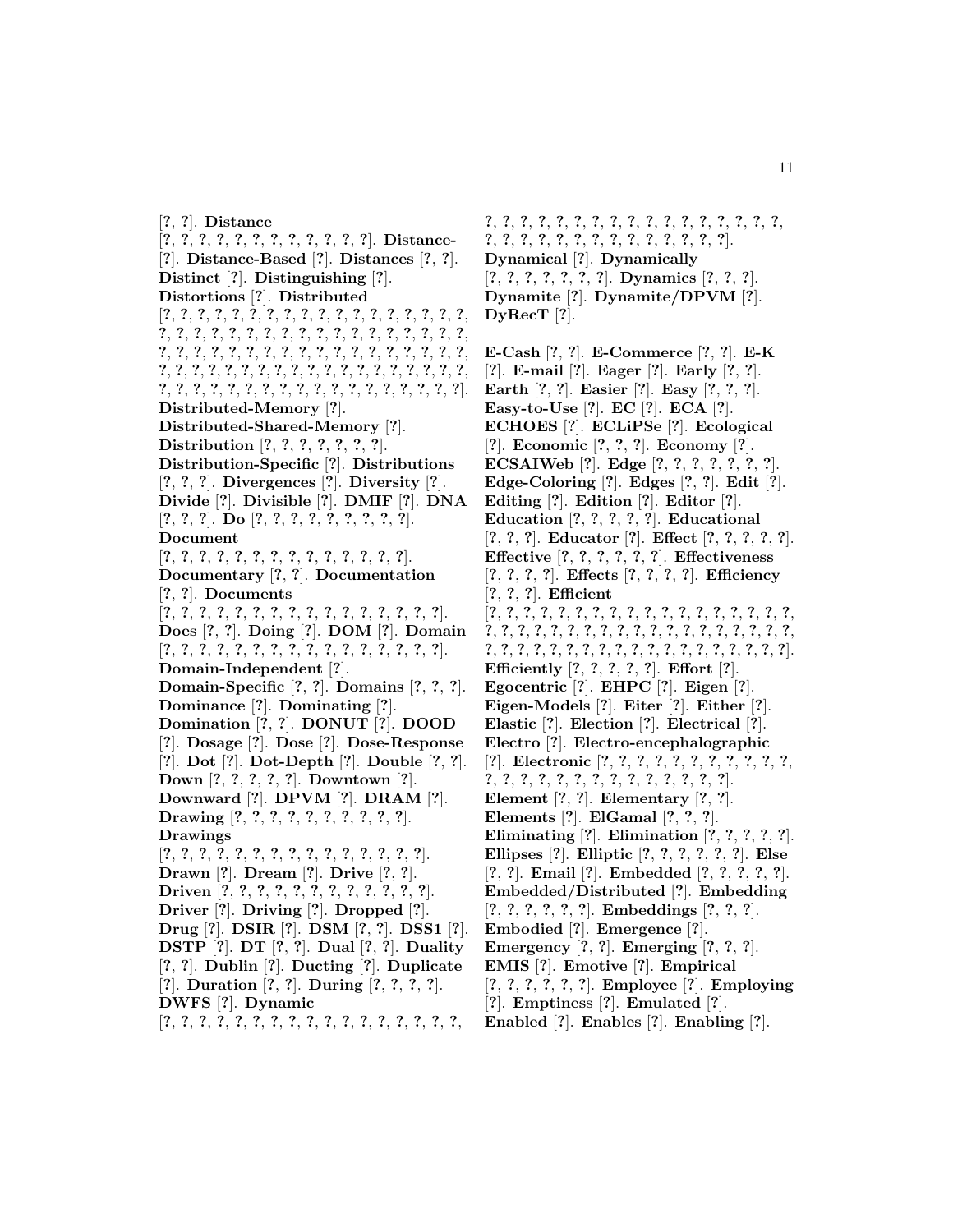[?, ?]. **Distance** [?, ?, ?, ?, ?, ?, ?, ?, ?, ?, ?, ?, ?]. **Distance-** [?]. **Distance-Based** [?]. **Distances** [?, ?]. **Distinct** [?]. **Distinguishing** [?]. **Distortions** [?]. **Distributed** [?, ?, ?, ?, ?, ?, ?, ?, ?, ?, ?, ?, ?, ?, ?, ?, ?, ?, ?, ?, ?, ?, ?, ?, ?, ?, ?, ?, ?, ?, ?, ?, ?, ?, ?, ?, ?, ?, ?, ?, ?, ?, ?, ?, ?, ?, ?, ?, ?, ?, ?, ?, ?, ?, ?, ?, ?, ?, ?, ?, ?, ?, ?, ?, ?, ?, ?, ?, ?, ?, ?, ?, ?, ?, ?, ?, ?, ?, ?, ?, ?, ?, ?, ?, ?, ?, ?, ?, ?, ?, ?, ?, ?, ?, ?, ?, ?, ?, ?, ?]. **Distributed-Memory** [?]. **Distributed-Shared-Memory** [?]. **Distribution** [?, ?, ?, ?, ?, ?, ?, ?]. **Distribution-Specific** [?]. **Distributions** [?, ?, ?]. **Divergences** [?]. **Diversity** [?]. **Divide** [?]. **Divisible** [?]. **DMIF** [?]. **DNA** [?, ?, ?]. **Do** [?, ?, ?, ?, ?, ?, ?, ?, ?, ?]. **Document** [?, ?, ?, ?, ?, ?, ?, ?, ?, ?, ?, ?, ?, ?, ?, ?]. **Documentary** [?, ?]. **Documentation** [?, ?]. **Documents** [?, ?, ?, ?, ?, ?, ?, ?, ?, ?, ?, ?, ?, ?, ?, ?, ?, ?]. **Does** [?, ?]. **Doing** [?]. **DOM** [?]. **Domain** [?, ?, ?, ?, ?, ?, ?, ?, ?, ?, ?, ?, ?, ?, ?, ?, ?, ?]. **Domain-Independent** [?]. **Domain-Specific** [?, ?]. **Domains** [?, ?, ?]. **Dominance** [?]. **Dominating** [?]. **Domination** [?, ?]. **DONUT** [?]. **DOOD** [?]. **Dosage** [?]. **Dose** [?]. **Dose-Response** [?]. **Dot** [?]. **Dot-Depth** [?]. **Double** [?, ?]. **Down** [?, ?, ?, ?, ?]. **Downtown** [?]. **Downward** [?]. **DPVM** [?]. **DRAM** [?]. **Drawing** [?, ?, ?, ?, ?, ?, ?, ?, ?, ?, ?]. **Drawings** [?, ?, ?, ?, ?, ?, ?, ?, ?, ?, ?, ?, ?, ?, ?, ?, ?]. **Drawn** [?]. **Dream** [?]. **Drive** [?, ?]. **Driven** [?, ?, ?, ?, ?, ?, ?, ?, ?, ?, ?, ?, ?, ?]. **Driver** [?]. **Driving** [?]. **Dropped** [?]. **Drug** [?]. **DSIR** [?]. **DSM** [?, ?]. **DSS1** [?]. **DSTP** [?]. **DT** [?, ?]. **Dual** [?, ?]. **Duality** [?, ?]. **Dublin** [?]. **Ducting** [?]. **Duplicate** [?]. **Duration** [?, ?]. **During** [?, ?, ?, ?]. **DWFS** [?]. **Dynamic** [?, ?, ?, ?, ?, ?, ?, ?, ?, ?, ?, ?, ?, ?, ?, ?, ?, ?, ?, ?, ?, ?, ?, ?, ?, ?, ?, ?, ?, ?, ?, ?, ?, ?, ?, ?, ?, ?, ?, ?, ?, ?, ?, ?, ?, ?, ?, ?, ?, ?, ?, ?, ?, ?]. **Dynamical** [?]. **Dynamically** [?, ?, ?, ?, ?, ?, ?, ?]. **Dynamics** [?, ?, ?]. **Dynamite** [?]. **Dynamite/DPVM** [?]. **DyRecT** [?].

**E-Cash** [?, ?]. **E-Commerce** [?, ?]. **E-K** [?]. **E-mail** [?]. **Eager** [?]. **Early** [?, ?]. **Earth** [?, ?]. **Easier** [?]. **Easy** [?, ?, ?]. **Easy-to-Use** [?]. **EC** [?]. **ECA** [?]. **ECHOES** [?]. **ECLiPSe** [?]. **Ecological** [?]. **Economic** [?, ?, ?]. **Economy** [?]. **ECSAIWeb** [?]. **Edge** [?, ?, ?, ?, ?, ?, ?]. **Edge-Coloring** [?]. **Edges** [?, ?]. **Edit** [?]. **Editing** [?]. **Edition** [?]. **Editor** [?]. **Education** [?, ?, ?, ?, ?]. **Educational** [?, ?, ?]. **Educator** [?]. **Effect** [?, ?, ?, ?, ?]. **Effective** [?, ?, ?, ?, ?, ?]. **Effectiveness** [?, ?, ?, ?]. **Effects** [?, ?, ?, ?]. **Efficiency** [?, ?, ?]. **Efficient** [?, ?, ?, ?, ?, ?, ?, ?, ?, ?, ?, ?, ?, ?, ?, ?, ?, ?, ?, ?, ?, ?, ?, ?, ?, ?, ?, ?, ?, ?, ?, ?, ?, ?, ?, ?, ?, ?, ?, ?, ?, ?, ?, ?, ?, ?, ?, ?, ?, ?, ?, ?, ?, ?, ?, ?, ?, ?, ?, ?]. **Efficiently** [?, ?, ?, ?, ?]. **Effort** [?]. **Egocentric** [?]. **EHPC** [?]. **Eigen** [?]. **Eigen-Models** [?]. **Eiter** [?]. **Either** [?]. **Elastic** [?]. **Election** [?]. **Electrical** [?]. **Electro** [?]. **Electro-encephalographic** [?]. **Electronic** [?, ?, ?, ?, ?, ?, ?, ?, ?, ?, ?, ?, ?, ?, ?, ?, ?, ?, ?, ?, ?, ?, ?, ?, ?, ?, ?, ?]. **Element** [?, ?]. **Elementary** [?, ?]. **Elements** [?]. **ElGamal** [?, ?, ?]. **Eliminating** [?]. **Elimination** [?, ?, ?, ?, ?]. **Ellipses** [?]. **Elliptic** [?, ?, ?, ?, ?, ?]. **Else** [?, ?]. **Email** [?]. **Embedded** [?, ?, ?, ?, ?]. **Embedded/Distributed** [?]. **Embedding** [?, ?, ?, ?, ?, ?]. **Embeddings** [?, ?, ?]. **Embodied** [?]. **Emergence** [?]. **Emergency** [?, ?]. **Emerging** [?, ?, ?]. **EMIS** [?]. **Emotive** [?]. **Empirical** [?, ?, ?, ?, ?, ?]. **Employee** [?]. **Employing** [?]. **Emptiness** [?]. **Emulated** [?]. **Enabled** [?]. **Enables** [?]. **Enabling** [?].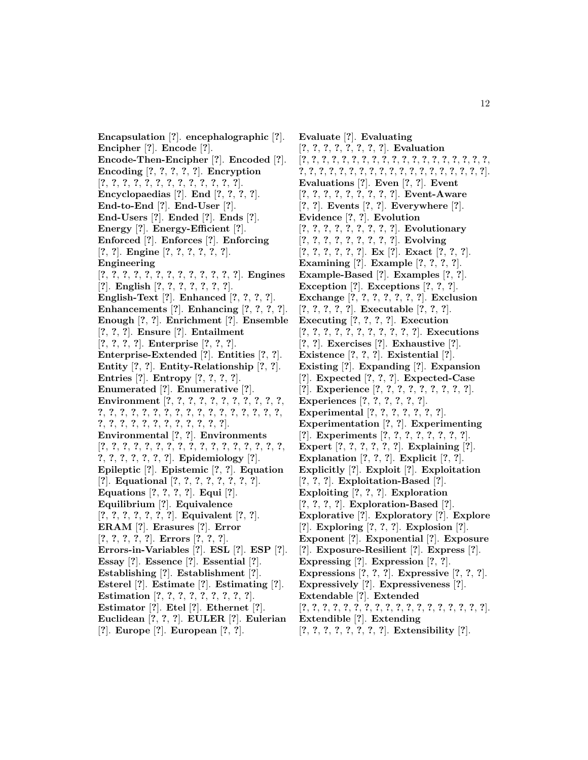**Encapsulation** [?]. **encephalographic** [?]. **Encipher** [?]. **Encode** [?]. **Encode-Then-Encipher** [?]. **Encoded** [?]. **Encoding** [?, ?, ?, ?, ?]. **Encryption** [?, ?, ?, ?, ?, ?, ?, ?, ?, ?, ?, ?, ?]. **Encyclopaedias** [?]. **End** [?, ?, ?, ?]. **End-to-End** [?]. **End-User** [?]. **End-Users** [?]. **Ended** [?]. **Ends** [?]. **Energy** [?]. **Energy-Efficient** [?]. **Enforced** [?]. **Enforces** [?]. **Enforcing** [?, ?]. **Engine** [?, ?, ?, ?, ?, ?]. **Engineering** [?, ?, ?, ?, ?, ?, ?, ?, ?, ?, ?, ?, ?]. **Engines** [?]. **English** [?, ?, ?, ?, ?, ?, ?]. **English-Text** [?]. **Enhanced** [?, ?, ?, ?]. **Enhancements** [?]. **Enhancing** [?, ?, ?, ?]. **Enough** [?, ?]. **Enrichment** [?]. **Ensemble** [?, ?, ?]. **Ensure** [?]. **Entailment** [?, ?, ?, ?]. **Enterprise** [?, ?, ?]. **Enterprise-Extended** [?]. **Entities** [?, ?]. **Entity** [?, ?]. **Entity-Relationship** [?, ?]. **Entries** [?]. **Entropy** [?, ?, ?, ?]. **Enumerated** [?]. **Enumerative** [?]. **Environment** [?, ?, ?, ?, ?, ?, ?, ?, ?, ?, ?, ?, ?, ?, ?, ?, ?, ?, ?, ?, ?, ?, ?, ?, ?, ?, ?, ?, ?, ?, ?, ?, ?, ?, ?, ?, ?, ?, ?, ?, ?, ?]. **Environmental** [?, ?]. **Environments** [?, ?, ?, ?, ?, ?, ?, ?, ?, ?, ?, ?, ?, ?, ?, ?, ?, ?, ?, ?, ?, ?, ?, ?, ?]. **Epidemiology** [?]. **Epileptic** [?]. **Epistemic** [?, ?]. **Equation** [?]. **Equational** [?, ?, ?, ?, ?, ?, ?, ?]. **Equations** [?, ?, ?, ?]. **Equi** [?]. **Equilibrium** [?]. **Equivalence** [?, ?, ?, ?, ?, ?, ?]. **Equivalent** [?, ?]. **ERAM** [?]. **Erasures** [?]. **Error** [?, ?, ?, ?, ?]. **Errors** [?, ?, ?]. **Errors-in-Variables** [?]. **ESL** [?]. **ESP** [?]. **Essay** [?]. **Essence** [?]. **Essential** [?]. **Establishing** [?]. **Establishment** [?]. **Esterel** [?]. **Estimate** [?]. **Estimating** [?]. **Estimation** [?, ?, ?, ?, ?, ?, ?, ?, ?]. **Estimator** [?]. **Etel** [?]. **Ethernet** [?]. **Euclidean** [?, ?, ?]. **EULER** [?]. **Eulerian** [?]. **Europe** [?]. **European** [?, ?].

**Evaluate** [?]. **Evaluating** [?, ?, ?, ?, ?, ?, ?, ?, ?]. **Evaluation** [?, ?, ?, ?, ?, ?, ?, ?, ?, ?, ?, ?, ?, ?, ?, ?, ?, ?, ?, ?, ?, ?, ?, ?, ?, ?, ?, ?, ?, ?, ?, ?, ?, ?, ?, ?, ?, ?, ?, ?, ?, ?]. **Evaluations** [?]. **Even** [?, ?]. **Event** [?, ?, ?, ?, ?, ?, ?, ?, ?]. **Event-Aware** [?, ?]. **Events** [?, ?]. **Everywhere** [?]. **Evidence** [?, ?]. **Evolution** [?, ?, ?, ?, ?, ?, ?, ?, ?]. **Evolutionary** [?, ?, ?, ?, ?, ?, ?, ?, ?]. **Evolving** [?, ?, ?, ?, ?, ?]. **Ex** [?]. **Exact** [?, ?, ?]. **Examining** [?]. **Example** [?, ?, ?, ?]. **Example-Based** [?]. **Examples** [?, ?]. **Exception** [?]. **Exceptions** [?, ?, ?]. **Exchange** [?, ?, ?, ?, ?, ?, ?]. **Exclusion** [?, ?, ?, ?, ?]. **Executable** [?, ?, ?]. **Executing** [?, ?, ?, ?]. **Execution** [?, ?, ?, ?, ?, ?, ?, ?, ?, ?, ?]. **Executions** [?, ?]. **Exercises** [?]. **Exhaustive** [?]. **Existence** [?, ?, ?]. **Existential** [?]. **Existing** [?]. **Expanding** [?]. **Expansion** [?]. **Expected** [?, ?, ?]. **Expected-Case** [?]. **Experience** [?, ?, ?, ?, ?, ?, ?, ?, ?]. **Experiences** [?, ?, ?, ?, ?, ?]. **Experimental** [?, ?, ?, ?, ?, ?, ?]. **Experimentation** [?, ?]. **Experimenting** [?]. **Experiments** [?, ?, ?, ?, ?, ?, ?, ?]. **Expert** [?, ?, ?, ?, ?, ?]. **Explaining** [?]. **Explanation** [?, ?, ?]. **Explicit** [?, ?]. **Explicitly** [?]. **Exploit** [?]. **Exploitation** [?, ?, ?]. **Exploitation-Based** [?]. **Exploiting** [?, ?, ?]. **Exploration** [?, ?, ?, ?]. **Exploration-Based** [?]. **Explorative** [?]. **Exploratory** [?]. **Explore** [?]. **Exploring** [?, ?, ?]. **Explosion** [?]. **Exponent** [?]. **Exponential** [?]. **Exposure** [?]. **Exposure-Resilient** [?]. **Express** [?]. **Expressing** [?]. **Expression** [?, ?]. **Expressions** [?, ?, ?]. **Expressive** [?, ?, ?]. **Expressively** [?]. **Expressiveness** [?]. **Extendable** [?]. **Extended** [?, ?, ?, ?, ?, ?, ?, ?, ?, ?, ?, ?, ?, ?, ?, ?, ?, ?, ?]. **Extendible** [?]. **Extending** [?, ?, ?, ?, ?, ?, ?, ?]. **Extensibility** [?].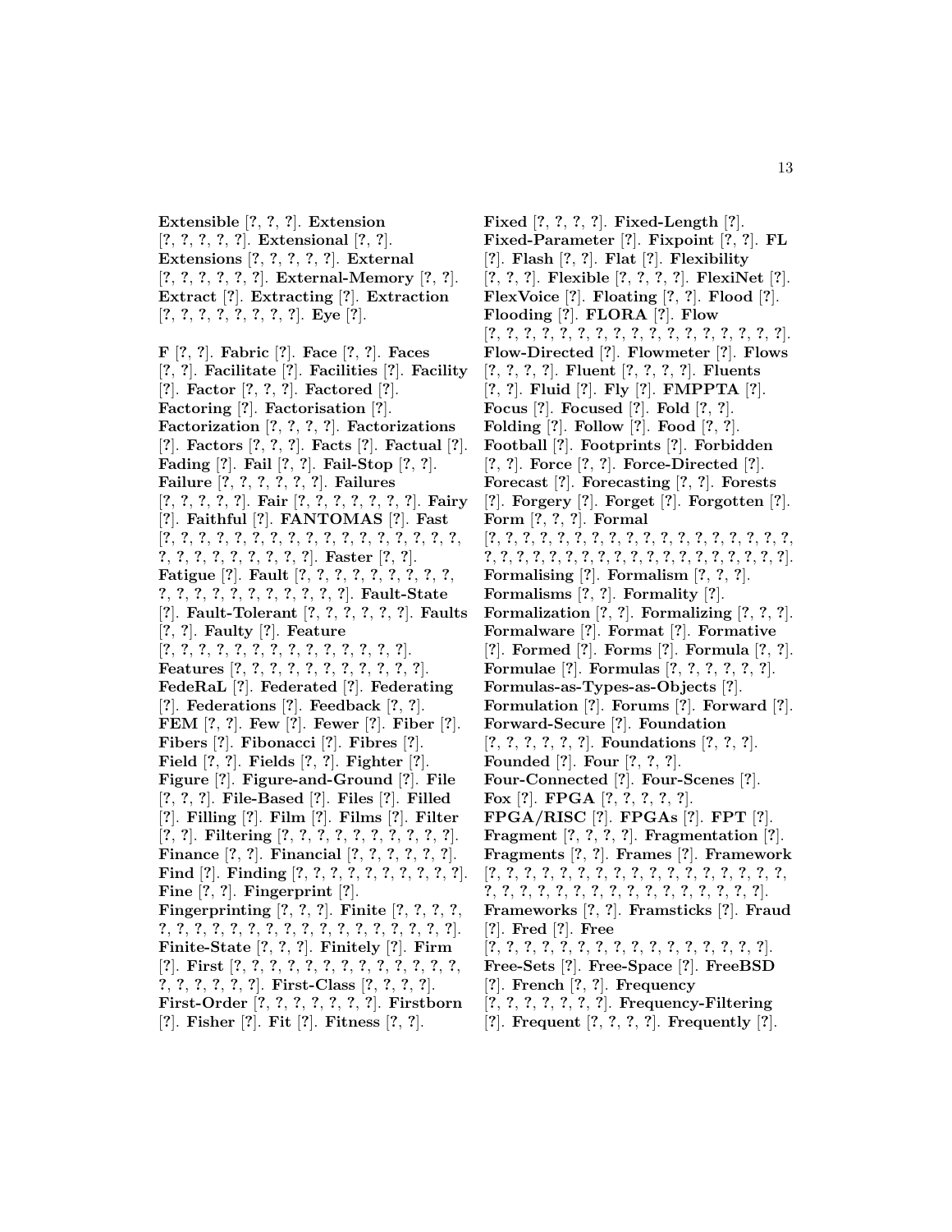**Extensible** [?, ?, ?]. **Extension** [?, ?, ?, ?, ?]. **Extensional** [?, ?]. **Extensions** [?, ?, ?, ?, ?]. **External** [?, ?, ?, ?, ?, ?]. **External-Memory** [?, ?]. **Extract** [?]. **Extracting** [?]. **Extraction** [?, ?, ?, ?, ?, ?, ?, ?]. **Eye** [?].

**F** [?, ?]. **Fabric** [?]. **Face** [?, ?]. **Faces** [?, ?]. **Facilitate** [?]. **Facilities** [?]. **Facility** [?]. **Factor** [?, ?, ?]. **Factored** [?]. **Factoring** [?]. **Factorisation** [?]. **Factorization** [?, ?, ?, ?]. **Factorizations** [?]. **Factors** [?, ?, ?]. **Facts** [?]. **Factual** [?]. **Fading** [?]. **Fail** [?, ?]. **Fail-Stop** [?, ?]. **Failure** [?, ?, ?, ?, ?, ?]. **Failures** [?, ?, ?, ?, ?]. **Fair** [?, ?, ?, ?, ?, ?, ?]. **Fairy** [?]. **Faithful** [?]. **FANTOMAS** [?]. **Fast** [?, ?, ?, ?, ?, ?, ?, ?, ?, ?, ?, ?, ?, ?, ?, ?, ?, ?, ?, ?, ?, ?, ?, ?, ?, ?, ?, ?]. **Faster** [?, ?]. **Fatigue** [?]. **Fault** [?, ?, ?, ?, ?, ?, ?, ?, ?, ?, ?, ?, ?, ?, ?, ?, ?, ?, ?, ?, ?]. **Fault-State** [?]. **Fault-Tolerant** [?, ?, ?, ?, ?, ?]. **Faults** [?, ?]. **Faulty** [?]. **Feature** [?, ?, ?, ?, ?, ?, ?, ?, ?, ?, ?, ?, ?, ?]. **Features** [?, ?, ?, ?, ?, ?, ?, ?, ?, ?, ?, ?]. **FedeRaL** [?]. **Federated** [?]. **Federating** [?]. **Federations** [?]. **Feedback** [?, ?]. **FEM** [?, ?]. **Few** [?]. **Fewer** [?]. **Fiber** [?]. **Fibers** [?]. **Fibonacci** [?]. **Fibres** [?]. **Field** [?, ?]. **Fields** [?, ?]. **Fighter** [?]. **Figure** [?]. **Figure-and-Ground** [?]. **File** [?, ?, ?]. **File-Based** [?]. **Files** [?]. **Filled** [?]. **Filling** [?]. **Film** [?]. **Films** [?]. **Filter** [?, ?]. **Filtering** [?, ?, ?, ?, ?, ?, ?, ?, ?, ?, ?]. **Finance** [?, ?]. **Financial** [?, ?, ?, ?, ?, ?]. **Find** [?]. **Finding** [?, ?, ?, ?, ?, ?, ?, ?, ?, ?, ?]. **Fine** [?, ?]. **Fingerprint** [?]. **Fingerprinting** [?, ?, ?]. **Finite** [?, ?, ?, ?, ?, ?, ?, ?, ?, ?, ?, ?, ?, ?, ?, ?, ?, ?, ?, ?, ?, ?]. **Finite-State** [?, ?, ?]. **Finitely** [?]. **Firm** [?]. **First** [?, ?, ?, ?, ?, ?, ?, ?, ?, ?, ?, ?, ?, ?, ?, ?, ?, ?, ?, ?]. **First-Class** [?, ?, ?, ?]. **First-Order** [?, ?, ?, ?, ?, ?, ?]. **Firstborn** [?]. **Fisher** [?]. **Fit** [?]. **Fitness** [?, ?].

**Fixed** [?, ?, ?, ?]. **Fixed-Length** [?]. **Fixed-Parameter** [?]. **Fixpoint** [?, ?]. **FL** [?]. **Flash** [?, ?]. **Flat** [?]. **Flexibility** [?, ?, ?]. **Flexible** [?, ?, ?, ?]. **FlexiNet** [?]. **FlexVoice** [?]. **Floating** [?, ?]. **Flood** [?]. **Flooding** [?]. **FLORA** [?]. **Flow** [?, ?, ?, ?, ?, ?, ?, ?, ?, ?, ?, ?, ?, ?, ?, ?, ?, ?, ?]. **Flow-Directed** [?]. **Flowmeter** [?]. **Flows** [?, ?, ?, ?]. **Fluent** [?, ?, ?, ?]. **Fluents** [?, ?]. **Fluid** [?]. **Fly** [?]. **FMPPTA** [?]. **Focus** [?]. **Focused** [?]. **Fold** [?, ?]. **Folding** [?]. **Follow** [?]. **Food** [?, ?]. **Football** [?]. **Footprints** [?]. **Forbidden** [?, ?]. **Force** [?, ?]. **Force-Directed** [?]. **Forecast** [?]. **Forecasting** [?, ?]. **Forests** [?]. **Forgery** [?]. **Forget** [?]. **Forgotten** [?]. **Form** [?, ?, ?]. **Formal** [?, ?, ?, ?, ?, ?, ?, ?, ?, ?, ?, ?, ?, ?, ?, ?, ?, ?, ?, ?, ?, ?, ?, ?, ?, ?, ?, ?, ?, ?, ?, ?, ?, ?, ?, ?, ?, ?, ?, ?]. **Formalising** [?]. **Formalism** [?, ?, ?]. **Formalisms** [?, ?]. **Formality** [?]. **Formalization** [?, ?]. **Formalizing** [?, ?, ?]. **Formalware** [?]. **Format** [?]. **Formative** [?]. **Formed** [?]. **Forms** [?]. **Formula** [?, ?]. **Formulae** [?]. **Formulas** [?, ?, ?, ?, ?, ?]. **Formulas-as-Types-as-Objects** [?]. **Formulation** [?]. **Forums** [?]. **Forward** [?]. **Forward-Secure** [?]. **Foundation** [?, ?, ?, ?, ?, ?]. **Foundations** [?, ?, ?]. **Founded** [?]. **Four** [?, ?, ?]. **Four-Connected** [?]. **Four-Scenes** [?]. **Fox** [?]. **FPGA** [?, ?, ?, ?, ?]. **FPGA/RISC** [?]. **FPGAs** [?]. **FPT** [?]. **Fragment** [?, ?, ?, ?]. **Fragmentation** [?]. **Fragments** [?, ?]. **Frames** [?]. **Framework** [?, ?, ?, ?, ?, ?, ?, ?, ?, ?, ?, ?, ?, ?, ?, ?, ?, ?, ?, ?, ?, ?, ?, ?, ?, ?, ?, ?, ?, ?, ?, ?, ?, ?, ?, ?]. **Frameworks** [?, ?]. **Framsticks** [?]. **Fraud** [?]. **Fred** [?]. **Free** [?, ?, ?, ?, ?, ?, ?, ?, ?, ?, ?, ?, ?, ?, ?, ?]. **Free-Sets** [?]. **Free-Space** [?]. **FreeBSD** [?]. **French** [?, ?]. **Frequency** [?, ?, ?, ?, ?, ?, ?]. **Frequency-Filtering** [?]. **Frequent** [?, ?, ?, ?]. **Frequently** [?].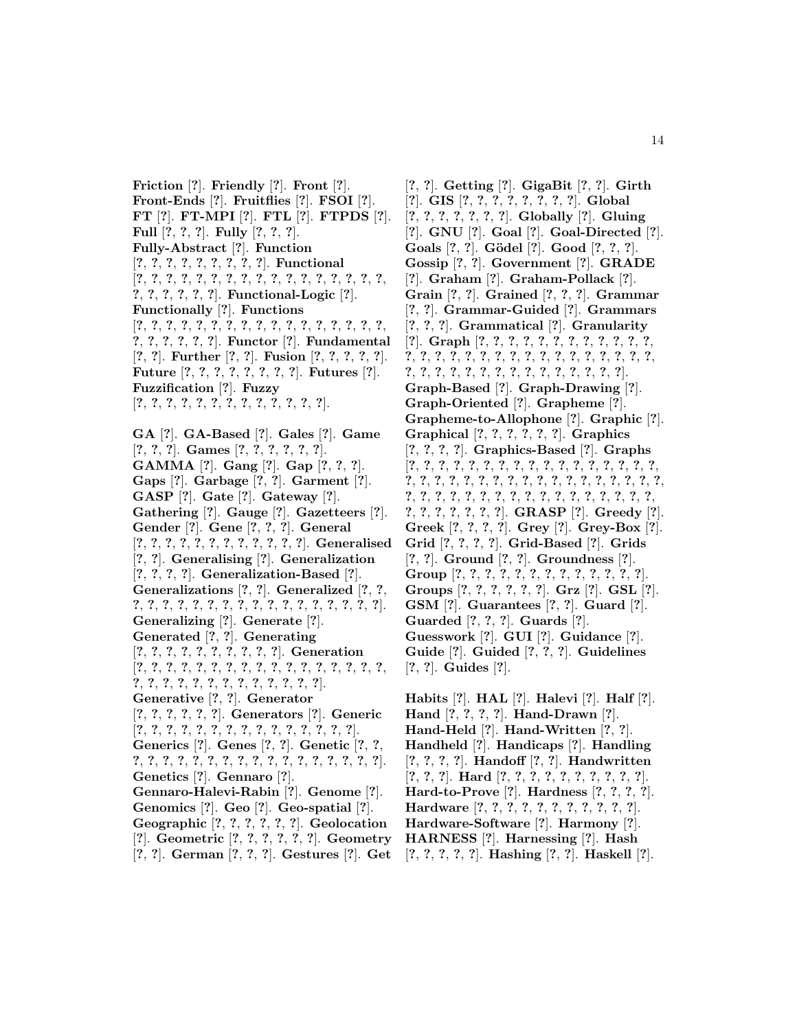**Friction** [?]. **Friendly** [?]. **Front** [?]. **Front-Ends** [?]. **Fruitflies** [?]. **FSOI** [?]. **FT** [?]. **FT-MPI** [?]. **FTL** [?]. **FTPDS** [?]. **Full** [?, ?, ?]. **Fully** [?, ?, ?]. **Fully-Abstract** [?]. **Function** [?, ?, ?, ?, ?, ?, ?, ?, ?]. **Functional** [?, ?, ?, ?, ?, ?, ?, ?, ?, ?, ?, ?, ?, ?, ?, ?, ?, ?, ?, ?, ?, ?, ?, ?]. **Functional-Logic** [?]. **Functionally** [?]. **Functions** [?, ?, ?, ?, ?, ?, ?, ?, ?, ?, ?, ?, ?, ?, ?, ?, ?, ?, ?, ?, ?, ?, ?, ?]. **Functor** [?]. **Fundamental** [?, ?]. **Further** [?, ?]. **Fusion** [?, ?, ?, ?, ?]. **Future** [?, ?, ?, ?, ?, ?, ?, ?]. **Futures** [?]. **Fuzzification** [?]. **Fuzzy** [?, ?, ?, ?, ?, ?, ?, ?, ?, ?, ?, ?, ?, ?].

**GA** [?]. **GA-Based** [?]. **Gales** [?]. **Game** [?, ?, ?]. **Games** [?, ?, ?, ?, ?, ?]. **GAMMA** [?]. **Gang** [?]. **Gap** [?, ?, ?]. **Gaps** [?]. **Garbage** [?, ?]. **Garment** [?]. **GASP** [?]. **Gate** [?]. **Gateway** [?]. **Gathering** [?]. **Gauge** [?]. **Gazetteers** [?]. **Gender** [?]. **Gene** [?, ?, ?]. **General** [?, ?, ?, ?, ?, ?, ?, ?, ?, ?, ?, ?]. **Generalised** [?, ?]. **Generalising** [?]. **Generalization** [?, ?, ?, ?]. **Generalization-Based** [?]. **Generalizations** [?, ?]. **Generalized** [?, ?, ?, ?, ?, ?, ?, ?, ?, ?, ?, ?, ?, ?, ?, ?, ?, ?, ?, ?]. **Generalizing** [?]. **Generate** [?]. **Generated** [?, ?]. **Generating** [?, ?, ?, ?, ?, ?, ?, ?, ?, ?]. **Generation** [?, ?, ?, ?, ?, ?, ?, ?, ?, ?, ?, ?, ?, ?, ?, ?, ?, ?, ?, ?, ?, ?, ?, ?, ?, ?, ?, ?, ?, ?, ?, ?]. **Generative** [?, ?]. **Generator** [?, ?, ?, ?, ?, ?]. **Generators** [?]. **Generic** [?, ?, ?, ?, ?, ?, ?, ?, ?, ?, ?, ?, ?, ?, ?]. **Generics** [?]. **Genes** [?, ?]. **Genetic** [?, ?, ?, ?, ?, ?, ?, ?, ?, ?, ?, ?, ?, ?, ?, ?, ?, ?, ?, ?]. **Genetics** [?]. **Gennaro** [?]. **Gennaro-Halevi-Rabin** [?]. **Genome** [?]. **Genomics** [?]. **Geo** [?]. **Geo-spatial** [?]. **Geographic** [?, ?, ?, ?, ?, ?]. **Geolocation** [?]. **Geometric** [?, ?, ?, ?, ?, ?]. **Geometry** [?, ?]. **German** [?, ?, ?]. **Gestures** [?]. **Get** [?, ?]. **Getting** [?]. **GigaBit** [?, ?]. **Girth** [?]. **GIS** [?, ?, ?, ?, ?, ?, ?, ?, ?]. **Global** [?, ?, ?, ?, ?, ?, ?]. **Globally** [?]. **Gluing** [?]. **GNU** [?]. **Goal** [?]. **Goal-Directed** [?]. **Goals** [?, ?]. **Gödel** [?]. **Good** [?, ?, ?]. **Gossip** [?, ?]. **Government** [?]. **GRADE** [?]. **Graham** [?]. **Graham-Pollack** [?]. **Grain** [?, ?]. **Grained** [?, ?, ?]. **Grammar** [?, ?]. **Grammar-Guided** [?]. **Grammars** [?, ?, ?]. **Grammatical** [?]. **Granularity** [?]. **Graph** [?, ?, ?, ?, ?, ?, ?, ?, ?, ?, ?, ?, ?, ?, ?, ?, ?, ?, ?, ?, ?, ?, ?, ?, ?, ?, ?, ?, ?, ?, ?, ?, ?, ?, ?, ?, ?, ?, ?, ?, ?, ?, ?, ?, ?, ?, ?]. **Graph-Based** [?]. **Graph-Drawing** [?]. **Graph-Oriented** [?]. **Grapheme** [?]. **Grapheme-to-Allophone** [?]. **Graphic** [?]. **Graphical** [?, ?, ?, ?, ?, ?]. **Graphics** [?, ?, ?, ?]. **Graphics-Based** [?]. **Graphs** [?, ?, ?, ?, ?, ?, ?, ?, ?, ?, ?, ?, ?, ?, ?, ?, ?, ?, ?, ?, ?, ?, ?, ?, ?, ?, ?, ?, ?, ?, ?, ?, ?, ?, ?, ?, ?, ?, ?, ?, ?, ?, ?, ?, ?, ?, ?, ?, ?, ?, ?, ?, ?, ?, ?, ?, ?, ?, ?, ?, ?]. **GRASP** [?]. **Greedy** [?]. **Greek** [?, ?, ?, ?]. **Grey** [?]. **Grey-Box** [?]. **Grid** [?, ?, ?, ?]. **Grid-Based** [?]. **Grids** [?, ?]. **Ground** [?, ?]. **Groundness** [?]. **Group** [?, ?, ?, ?, ?, ?, ?, ?, ?, ?, ?, ?, ?]. **Groups** [?, ?, ?, ?, ?, ?]. **Grz** [?]. **GSL** [?]. **GSM** [?]. **Guarantees** [?, ?]. **Guard** [?]. **Guarded** [?, ?, ?]. **Guards** [?]. **Guesswork** [?]. **GUI** [?]. **Guidance** [?]. **Guide** [?]. **Guided** [?, ?, ?]. **Guidelines** [?, ?]. **Guides** [?].

**Habits** [?]. **HAL** [?]. **Halevi** [?]. **Half** [?]. **Hand** [?, ?, ?, ?]. **Hand-Drawn** [?]. **Hand-Held** [?]. **Hand-Written** [?, ?]. **Handheld** [?]. **Handicaps** [?]. **Handling** [?, ?, ?, ?]. **Handoff** [?, ?]. **Handwritten** [?, ?, ?]. **Hard** [?, ?, ?, ?, ?, ?, ?, ?, ?, ?]. **Hard-to-Prove** [?]. **Hardness** [?, ?, ?, ?]. **Hardware** [?, ?, ?, ?, ?, ?, ?, ?, ?, ?, ?]. **Hardware-Software** [?]. **Harmony** [?]. **HARNESS** [?]. **Harnessing** [?]. **Hash** [?, ?, ?, ?, ?]. **Hashing** [?, ?]. **Haskell** [?].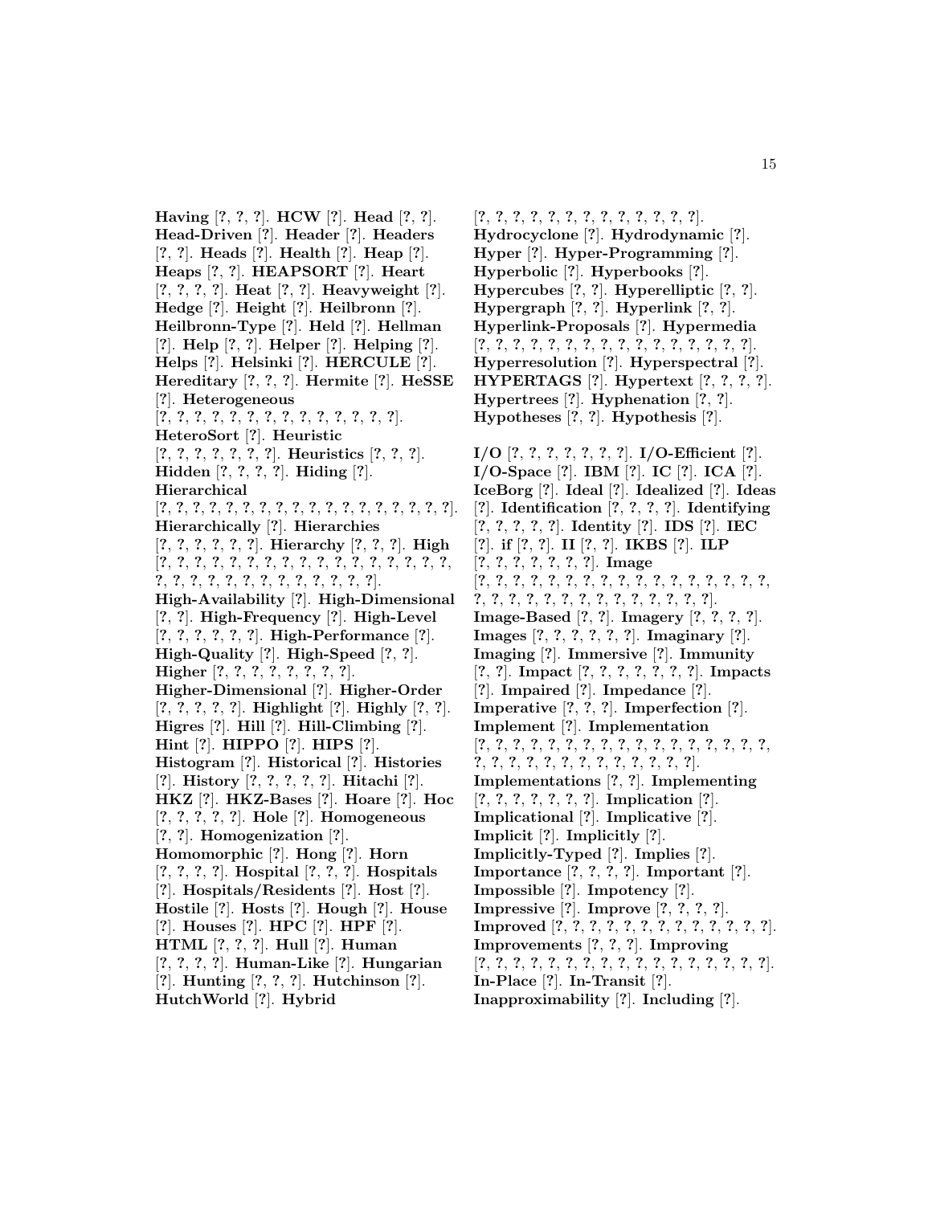**Having** [?, ?, ?]. **HCW** [?]. **Head** [?, ?]. **Head-Driven** [?]. **Header** [?]. **Headers** [?, ?]. **Heads** [?]. **Health** [?]. **Heap** [?]. **Heaps** [?, ?]. **HEAPSORT** [?]. **Heart** [?, ?, ?, ?]. **Heat** [?, ?]. **Heavyweight** [?]. **Hedge** [?]. **Height** [?]. **Heilbronn** [?]. **Heilbronn-Type** [?]. **Held** [?]. **Hellman** [?]. **Help** [?, ?]. **Helper** [?]. **Helping** [?]. **Helps** [?]. **Helsinki** [?]. **HERCULE** [?]. **Hereditary** [?, ?, ?]. **Hermite** [?]. **HeSSE** [?]. **Heterogeneous** [?, ?, ?, ?, ?, ?, ?, ?, ?, ?, ?, ?, ?, ?, ?]. **HeteroSort** [?]. **Heuristic** [?, ?, ?, ?, ?, ?, ?]. **Heuristics** [?, ?, ?]. **Hidden** [?, ?, ?, ?]. **Hiding** [?]. **Hierarchical** [?, ?, ?, ?, ?, ?, ?, ?, ?, ?, ?, ?, ?, ?, ?, ?, ?, ?, ?, ?]. **Hierarchically** [?]. **Hierarchies** [?, ?, ?, ?, ?, ?]. **Hierarchy** [?, ?, ?]. **High** [?, ?, ?, ?, ?, ?, ?, ?, ?, ?, ?, ?, ?, ?, ?, ?, ?, ?, ?, ?, ?, ?, ?, ?, ?, ?, ?, ?, ?, ?, ?, ?, ?]. **High-Availability** [?]. **High-Dimensional** [?, ?]. **High-Frequency** [?]. **High-Level** [?, ?, ?, ?, ?, ?]. **High-Performance** [?]. **High-Quality** [?]. **High-Speed** [?, ?]. **Higher** [?, ?, ?, ?, ?, ?, ?, ?]. **Higher-Dimensional** [?]. **Higher-Order** [?, ?, ?, ?, ?]. **Highlight** [?]. **Highly** [?, ?]. **Higres** [?]. **Hill** [?]. **Hill-Climbing** [?]. **Hint** [?]. **HIPPO** [?]. **HIPS** [?]. **Histogram** [?]. **Historical** [?]. **Histories** [?]. **History** [?, ?, ?, ?, ?]. **Hitachi** [?]. **HKZ** [?]. **HKZ-Bases** [?]. **Hoare** [?]. **Hoc** [?, ?, ?, ?, ?]. **Hole** [?]. **Homogeneous** [?, ?]. **Homogenization** [?]. **Homomorphic** [?]. **Hong** [?]. **Horn** [?, ?, ?, ?]. **Hospital** [?, ?, ?]. **Hospitals** [?]. **Hospitals/Residents** [?]. **Host** [?]. **Hostile** [?]. **Hosts** [?]. **Hough** [?]. **House** [?]. **Houses** [?]. **HPC** [?]. **HPF** [?]. **HTML** [?, ?, ?]. **Hull** [?]. **Human** [?, ?, ?, ?]. **Human-Like** [?]. **Hungarian** [?]. **Hunting** [?, ?, ?]. **Hutchinson** [?]. **HutchWorld** [?]. **Hybrid** [?, ?, ?, ?, ?, ?, ?, ?, ?, ?, ?, ?, ?, ?]. **Hydrocyclone** [?]. **Hydrodynamic** [?]. **Hyper** [?]. **Hyper-Programming** [?]. **Hyperbolic** [?]. **Hyperbooks** [?]. **Hypercubes** [?, ?]. **Hyperelliptic** [?, ?]. **Hypergraph** [?, ?]. **Hyperlink** [?, ?]. **Hyperlink-Proposals** [?]. **Hypermedia** [?, ?, ?, ?, ?, ?, ?, ?, ?, ?, ?, ?, ?, ?, ?, ?, ?]. **Hyperresolution** [?]. **Hyperspectral** [?]. **HYPERTAGS** [?]. **Hypertext** [?, ?, ?, ?]. **Hypertrees** [?]. **Hyphenation** [?, ?]. **Hypotheses** [?, ?]. **Hypothesis** [?].

**I/O** [?, ?, ?, ?, ?, ?, ?]. **I/O-Efficient** [?]. **I/O-Space** [?]. **IBM** [?]. **IC** [?]. **ICA** [?]. **IceBorg** [?]. **Ideal** [?]. **Idealized** [?]. **Ideas** [?]. **Identification** [?, ?, ?, ?]. **Identifying** [?, ?, ?, ?, ?]. **Identity** [?]. **IDS** [?]. **IEC** [?]. **if** [?, ?]. **II** [?, ?]. **IKBS** [?]. **ILP** [?, ?, ?, ?, ?, ?, ?]. **Image** [?, ?, ?, ?, ?, ?, ?, ?, ?, ?, ?, ?, ?, ?, ?, ?, ?, ?, ?, ?, ?, ?, ?, ?, ?, ?, ?, ?, ?, ?, ?, ?, ?]. **Image-Based** [?, ?]. **Imagery** [?, ?, ?, ?]. **Images** [?, ?, ?, ?, ?, ?]. **Imaginary** [?]. **Imaging** [?]. **Immersive** [?]. **Immunity** [?, ?]. **Impact** [?, ?, ?, ?, ?, ?, ?]. **Impacts** [?]. **Impaired** [?]. **Impedance** [?]. **Imperative** [?, ?, ?]. **Imperfection** [?]. **Implement** [?]. **Implementation** [?, ?, ?, ?, ?, ?, ?, ?, ?, ?, ?, ?, ?, ?, ?, ?, ?, ?, ?, ?, ?, ?, ?, ?, ?, ?, ?, ?, ?, ?, ?, ?, ?]. **Implementations** [?, ?]. **Implementing** [?, ?, ?, ?, ?, ?, ?]. **Implication** [?]. **Implicational** [?]. **Implicative** [?]. **Implicit** [?]. **Implicitly** [?]. **Implicitly-Typed** [?]. **Implies** [?]. **Importance** [?, ?, ?, ?]. **Important** [?]. **Impossible** [?]. **Impotency** [?]. **Impressive** [?]. **Improve** [?, ?, ?, ?]. **Improved** [?, ?, ?, ?, ?, ?, ?, ?, ?, ?, ?, ?, ?]. **Improvements** [?, ?, ?]. **Improving** [?, ?, ?, ?, ?, ?, ?, ?, ?, ?, ?, ?, ?, ?, ?, ?, ?]. **In-Place** [?]. **In-Transit** [?]. **Inapproximability** [?]. **Including** [?].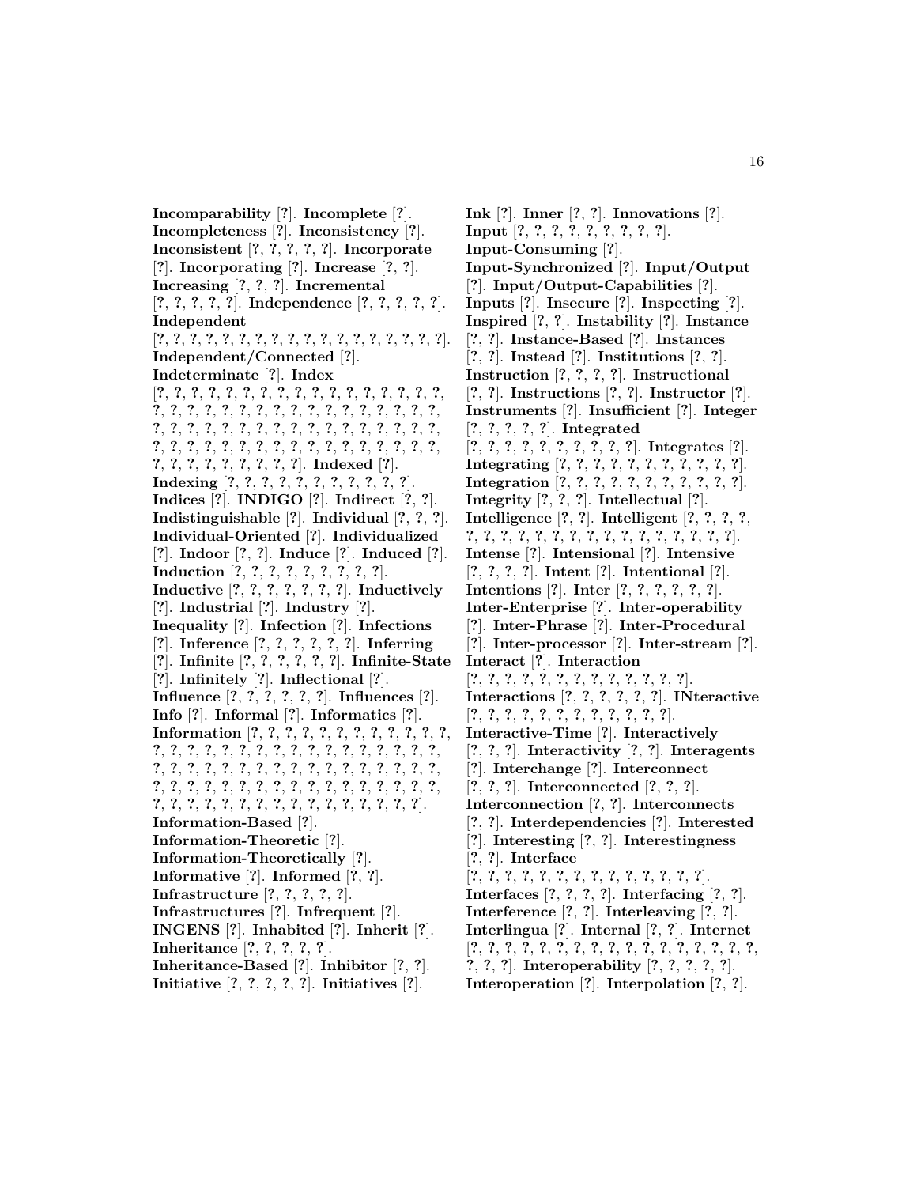**Incomparability** [?]. **Incomplete** [?]. **Incompleteness** [?]. **Inconsistency** [?]. **Inconsistent** [?, ?, ?, ?, ?]. **Incorporate** [?]. **Incorporating** [?]. **Increase** [?, ?]. **Increasing** [?, ?, ?]. **Incremental** [?, ?, ?, ?, ?]. **Independence** [?, ?, ?, ?, ?]. **Independent** [?, ?, ?, ?, ?, ?, ?, ?, ?, ?, ?, ?, ?, ?, ?, ?, ?, ?, ?, ?]. **Independent/Connected** [?]. **Indeterminate** [?]. **Index** [?, ?, ?, ?, ?, ?, ?, ?, ?, ?, ?, ?, ?, ?, ?, ?, ?, ?, ?, ?, ?, ?, ?, ?, ?, ?, ?, ?, ?, ?, ?, ?, ?, ?, ?, ?, ?, ?, ?, ?, ?, ?, ?, ?, ?, ?, ?, ?, ?, ?, ?, ?, ?, ?, ?, ?, ?, ?, ?, ?, ?, ?, ?, ?, ?, ?, ?, ?, ?, ?, ?, ?, ?, ?, ?, ?, ?, ?, ?, ?, ?, ?, ?, ?, ?]. **Indexed** [?]. **Indexing** [?, ?, ?, ?, ?, ?, ?, ?, ?, ?, ?, ?]. **Indices** [?]. **INDIGO** [?]. **Indirect** [?, ?]. **Indistinguishable** [?]. **Individual** [?, ?, ?]. **Individual-Oriented** [?]. **Individualized** [?]. **Indoor** [?, ?]. **Induce** [?]. **Induced** [?]. **Induction** [?, ?, ?, ?, ?, ?, ?, ?, ?, ?]. **Inductive** [?, ?, ?, ?, ?, ?, ?, ?]. **Inductively** [?]. **Industrial** [?]. **Industry** [?]. **Inequality** [?]. **Infection** [?]. **Infections** [?]. **Inference** [?, ?, ?, ?, ?, ?]. **Inferring** [?]. **Infinite** [?, ?, ?, ?, ?, ?]. **Infinite-State** [?]. **Infinitely** [?]. **Inflectional** [?]. **Influence** [?, ?, ?, ?, ?, ?]. **Influences** [?]. **Info** [?]. **Informal** [?]. **Informatics** [?]. **Information** [?, ?, ?, ?, ?, ?, ?, ?, ?, ?, ?, ?, ?, ?, ?, ?, ?, ?, ?, ?, ?, ?, ?, ?, ?, ?, ?, ?, ?, ?, ?, ?, ?, ?, ?, ?, ?, ?, ?, ?, ?, ?, ?, ?, ?, ?, ?, ?, ?, ?, ?, ?, ?, ?, ?, ?, ?, ?, ?, ?, ?, ?, ?, ?, ?, ?, ?, ?, ?, ?, ?, ?, ?, ?, ?, ?, ?, ?, ?, ?, ?, ?, ?, ?, ?, ?, ?, ?, ?, ?, ?, ?, ?, ?]. **Information-Based** [?]. **Information-Theoretic** [?]. **Information-Theoretically** [?]. **Informative** [?]. **Informed** [?, ?]. **Infrastructure** [?, ?, ?, ?, ?]. **Infrastructures** [?]. **Infrequent** [?]. **INGENS** [?]. **Inhabited** [?]. **Inherit** [?]. **Inheritance** [?, ?, ?, ?, ?]. **Inheritance-Based** [?]. **Inhibitor** [?, ?]. **Initiative** [?, ?, ?, ?, ?]. **Initiatives** [?].

**Ink** [?]. **Inner** [?, ?]. **Innovations** [?]. **Input** [?, ?, ?, ?, ?, ?, ?, ?, ?, ?]. **Input-Consuming** [?]. **Input-Synchronized** [?]. **Input/Output** [?]. **Input/Output-Capabilities** [?]. **Inputs** [?]. **Insecure** [?]. **Inspecting** [?]. **Inspired** [?, ?]. **Instability** [?]. **Instance** [?, ?]. **Instance-Based** [?]. **Instances** [?, ?]. **Instead** [?]. **Institutions** [?, ?]. **Instruction** [?, ?, ?, ?]. **Instructional** [?, ?]. **Instructions** [?, ?]. **Instructor** [?]. **Instruments** [?]. **Insufficient** [?]. **Integer** [?, ?, ?, ?, ?]. **Integrated** [?, ?, ?, ?, ?, ?, ?, ?, ?, ?]. **Integrates** [?]. **Integrating** [?, ?, ?, ?, ?, ?, ?, ?, ?, ?, ?]. **Integration** [?, ?, ?, ?, ?, ?, ?, ?, ?, ?, ?]. **Integrity** [?, ?, ?]. **Intellectual** [?]. **Intelligence** [?, ?]. **Intelligent** [?, ?, ?, ?, ?, ?, ?, ?, ?, ?, ?, ?, ?, ?, ?, ?, ?, ?, ?, ?, ?]. **Intense** [?]. **Intensional** [?]. **Intensive** [?, ?, ?, ?]. **Intent** [?]. **Intentional** [?]. **Intentions** [?]. **Inter** [?, ?, ?, ?, ?, ?]. **Inter-Enterprise** [?]. **Inter-operability** [?]. **Inter-Phrase** [?]. **Inter-Procedural** [?]. **Inter-processor** [?]. **Inter-stream** [?]. **Interact** [?]. **Interaction** [?, ?, ?, ?, ?, ?, ?, ?, ?, ?, ?, ?, ?, ?]. **Interactions** [?, ?, ?, ?, ?, ?]. **INteractive** [?, ?, ?, ?, ?, ?, ?, ?, ?, ?, ?, ?]. **Interactive-Time** [?]. **Interactively** [?, ?, ?]. **Interactivity** [?, ?]. **Interagents** [?]. **Interchange** [?]. **Interconnect** [?, ?, ?]. **Interconnected** [?, ?, ?]. **Interconnection** [?, ?, ?]. **Interconnects** [?, ?]. **Interdependencies** [?]. **Interested** [?]. **Interesting** [?, ?]. **Interestingness** [?, ?]. **Interface** [?, ?, ?, ?, ?, ?, ?, ?, ?, ?, ?, ?, ?, ?, ?]. **Interfaces** [?, ?, ?, ?]. **Interfacing** [?, ?]. **Interference** [?, ?]. **Interleaving** [?, ?]. **Interlingua** [?]. **Internal** [?, ?]. **Internet** [?, ?, ?, ?, ?, ?, ?, ?, ?, ?, ?, ?, ?, ?, ?, ?, ?, ?, ?, ?, ?]. **Interoperability** [?, ?, ?, ?, ?]. **Interoperation** [?]. **Interpolation** [?, ?].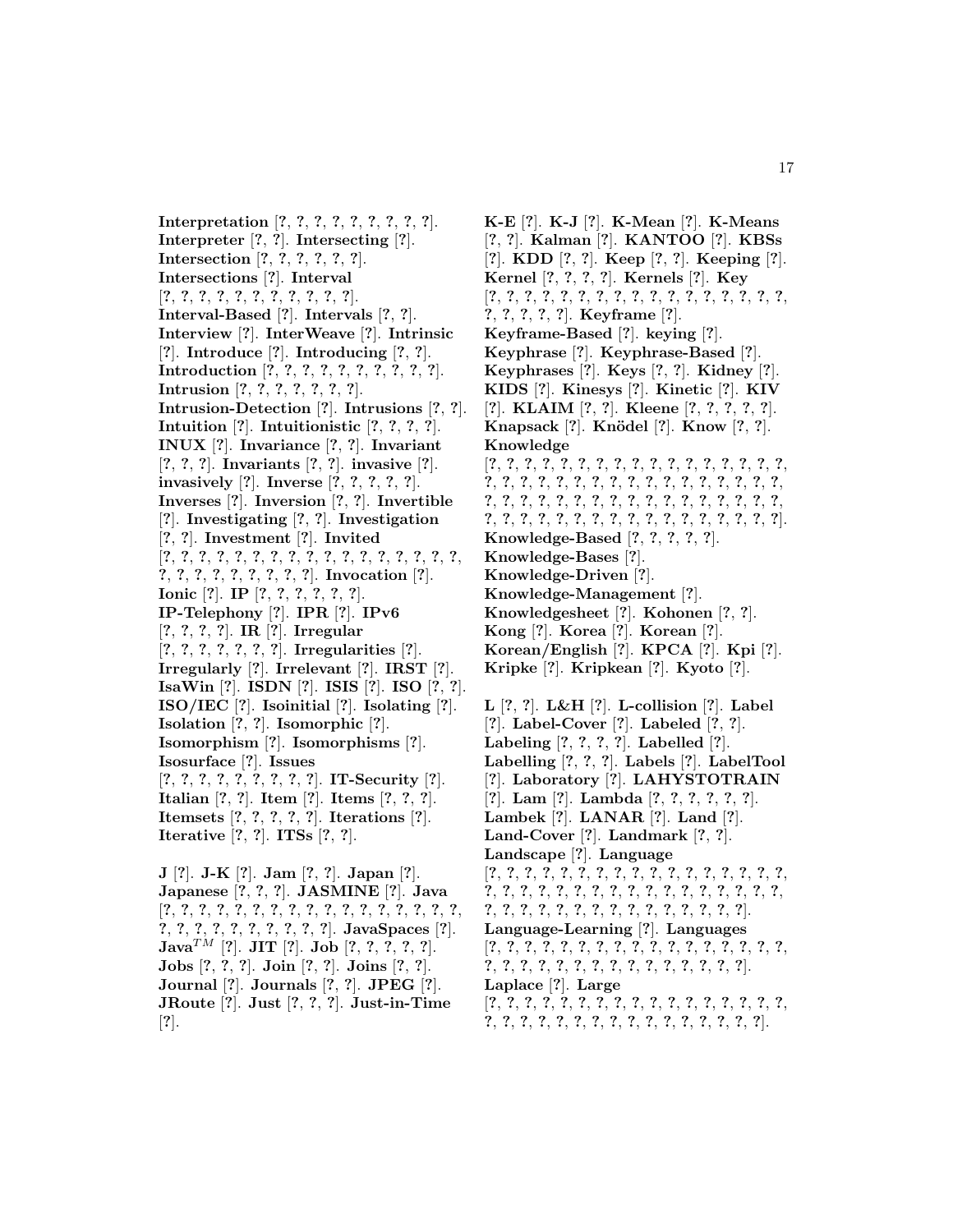**Interpretation** [?, ?, ?, ?, ?, ?, ?, ?, ?, ?]. **Interpreter** [?, ?]. **Intersecting** [?]. **Intersection** [?, ?, ?, ?, ?, ?]. **Intersections** [?]. **Interval** [?, ?, ?, ?, ?, ?, ?, ?, ?, ?, ?, ?]. **Interval-Based** [?]. **Intervals** [?, ?]. **Interview** [?]. **InterWeave** [?]. **Intrinsic** [?]. **Introduce** [?]. **Introducing** [?, ?]. **Introduction** [?, ?, ?, ?, ?, ?, ?, ?, ?, ?, ?]. **Intrusion** [?, ?, ?, ?, ?, ?, ?, ?]. **Intrusion-Detection** [?]. **Intrusions** [?, ?]. **Intuition** [?]. **Intuitionistic** [?, ?, ?, ?]. **INUX** [?]. **Invariance** [?, ?]. **Invariant** [?, ?, ?]. **Invariants** [?, ?]. **invasive** [?]. **invasively** [?]. **Inverse** [?, ?, ?, ?, ?]. **Inverses** [?]. **Inversion** [?, ?]. **Invertible** [?]. **Investigating** [?, ?]. **Investigation** [?, ?]. **Investment** [?]. **Invited** [?, ?, ?, ?, ?, ?, ?, ?, ?, ?, ?, ?, ?, ?, ?, ?, ?, ?, ?, ?, ?, ?, ?, ?, ?, ?, ?, ?]. **Invocation** [?]. **Ionic** [?]. **IP** [?, ?, ?, ?, ?, ?]. **IP-Telephony** [?]. **IPR** [?]. **IPv6** [?, ?, ?, ?]. **IR** [?]. **Irregular** [?, ?, ?, ?, ?, ?, ?]. **Irregularities** [?]. **Irregularly** [?]. **Irrelevant** [?]. **IRST** [?]. **IsaWin** [?]. **ISDN** [?]. **ISIS** [?]. **ISO** [?, ?]. **ISO/IEC** [?]. **Isoinitial** [?]. **Isolating** [?]. **Isolation** [?, ?]. **Isomorphic** [?]. **Isomorphism** [?]. **Isomorphisms** [?]. **Isosurface** [?]. **Issues** [?, ?, ?, ?, ?, ?, ?, ?, ?]. **IT-Security** [?]. **Italian** [?, ?]. **Item** [?]. **Items** [?, ?, ?]. **Itemsets** [?, ?, ?, ?, ?]. **Iterations** [?]. **Iterative** [?, ?]. **ITSs** [?, ?].

**J** [?]. **J-K** [?]. **Jam** [?, ?]. **Japan** [?]. **Japanese** [?, ?, ?]. **JASMINE** [?]. **Java** [?, ?, ?, ?, ?, ?, ?, ?, ?, ?, ?, ?, ?, ?, ?, ?, ?, ?, ?, ?, ?, ?, ?, ?, ?, ?, ?, ?, ?]. **JavaSpaces** [?]. **Java$^{TM}$** [?]. **JIT** [?]. **Job** [?, ?, ?, ?, ?]. **Jobs** [?, ?, ?]. **Join** [?, ?]. **Joins** [?, ?]. **Journal** [?]. **Journals** [?, ?]. **JPEG** [?]. **JRoute** [?]. **Just** [?, ?, ?]. **Just-in-Time** [?].

**K-E** [?]. **K-J** [?]. **K-Mean** [?]. **K-Means** [?, ?]. **Kalman** [?]. **KANTOO** [?]. **KBSs** [?]. **KDD** [?, ?]. **Keep** [?, ?]. **Keeping** [?]. **Kernel** [?, ?, ?, ?]. **Kernels** [?]. **Key** [?, ?, ?, ?, ?, ?, ?, ?, ?, ?, ?, ?, ?, ?, ?, ?, ?, ?, ?, ?, ?, ?, ?]. **Keyframe** [?]. **Keyframe-Based** [?]. **keying** [?]. **Keyphrase** [?]. **Keyphrase-Based** [?]. **Keyphrases** [?]. **Keys** [?, ?]. **Kidney** [?]. **KIDS** [?]. **Kinesys** [?]. **Kinetic** [?]. **KIV** [?]. **KLAIM** [?, ?]. **Kleene** [?, ?, ?, ?, ?]. **Knapsack** [?]. **Knödel** [?]. **Know** [?, ?]. **Knowledge** [?, ?, ?, ?, ?, ?, ?, ?, ?, ?, ?, ?, ?, ?, ?, ?, ?, ?, ?, ?, ?, ?, ?, ?, ?, ?, ?, ?, ?, ?, ?, ?, ?, ?, ?, ?, ?, ?, ?, ?, ?, ?, ?, ?, ?, ?, ?, ?, ?, ?, ?, ?, ?, ?, ?, ?, ?, ?, ?, ?, ?, ?, ?, ?, ?, ?, ?, ?, ?, ?, ?, ?]. **Knowledge-Based** [?, ?, ?, ?, ?]. **Knowledge-Bases** [?]. **Knowledge-Driven** [?]. **Knowledge-Management** [?]. **Knowledgesheet** [?]. **Kohonen** [?, ?]. **Kong** [?]. **Korea** [?]. **Korean** [?]. **Korean/English** [?]. **KPCA** [?]. **Kpi** [?]. **Kripke** [?]. **Kripkean** [?]. **Kyoto** [?].

**L** [?, ?]. **L&H** [?]. **L-collision** [?]. **Label** [?]. **Label-Cover** [?]. **Labeled** [?, ?]. **Labeling** [?, ?, ?, ?]. **Labelled** [?]. **Labelling** [?, ?, ?]. **Labels** [?]. **LabelTool** [?]. **Laboratory** [?]. **LAHYSTOTRAIN** [?]. **Lam** [?]. **Lambda** [?, ?, ?, ?, ?, ?]. **Lambek** [?]. **LANAR** [?]. **Land** [?]. **Land-Cover** [?]. **Landmark** [?, ?]. **Landscape** [?]. **Language** [?, ?, ?, ?, ?, ?, ?, ?, ?, ?, ?, ?, ?, ?, ?, ?, ?, ?, ?, ?, ?, ?, ?, ?, ?, ?, ?, ?, ?, ?, ?, ?, ?, ?, ?, ?, ?, ?, ?, ?, ?, ?, ?, ?, ?, ?, ?, ?, ?, ?, ?, ?, ?, ?]. **Language-Learning** [?]. **Languages** [?, ?, ?, ?, ?, ?, ?, ?, ?, ?, ?, ?, ?, ?, ?, ?, ?, ?, ?, ?, ?, ?, ?, ?, ?, ?, ?, ?, ?, ?, ?, ?, ?, ?, ?, ?]. **Laplace** [?]. **Large** [?, ?, ?, ?, ?, ?, ?, ?, ?, ?, ?, ?, ?, ?, ?, ?, ?, ?, ?, ?, ?, ?, ?, ?, ?, ?, ?, ?, ?, ?, ?, ?, ?, ?, ?, ?].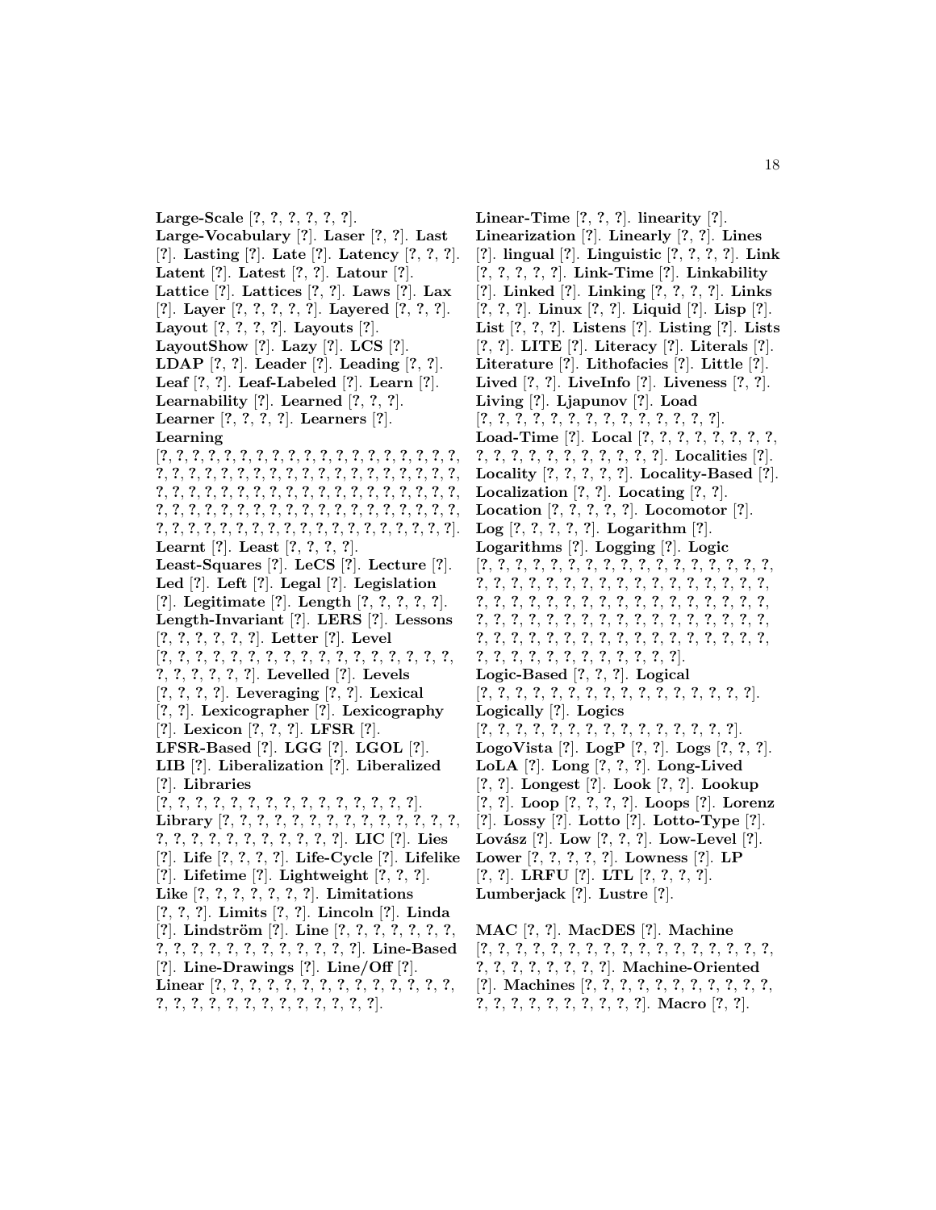**Large-Scale** [?, ?, ?, ?, ?, ?]. **Large-Vocabulary** [?]. **Laser** [?, ?]. **Last** [?]. **Lasting** [?]. **Late** [?]. **Latency** [?, ?, ?]. **Latent** [?]. **Latest** [?, ?]. **Latour** [?]. **Lattice** [?]. **Lattices** [?, ?]. **Laws** [?]. **Lax** [?]. **Layer** [?, ?, ?, ?, ?]. **Layered** [?, ?, ?]. **Layout** [?, ?, ?, ?]. **Layouts** [?]. **LayoutShow** [?]. **Lazy** [?]. **LCS** [?]. **LDAP** [?, ?]. **Leader** [?]. **Leading** [?, ?]. **Leaf** [?, ?]. **Leaf-Labeled** [?]. **Learn** [?]. **Learnability** [?]. **Learned** [?, ?, ?]. **Learner** [?, ?, ?, ?]. **Learners** [?]. **Learning** [?, ?, ?, ?, ?, ?, ?, ?, ?, ?, ?, ?, ?, ?, ?, ?, ?, ?, ?, ?, ?, ?, ?, ?, ?, ?, ?, ?, ?, ?, ?, ?, ?, ?, ?, ?, ?, ?, ?, ?, ?, ?, ?, ?, ?, ?, ?, ?, ?, ?, ?, ?, ?, ?, ?, ?, ?, ?, ?, ?, ?, ?, ?, ?, ?, ?, ?, ?, ?, ?, ?, ?, ?, ?, ?, ?, ?, ?, ?, ?, ?, ?, ?, ?, ?, ?, ?, ?, ?, ?, ?, ?, ?, ?, ?, ?, ?, ?, ?, ?, ?, ?, ?, ?, ?, ?, ?, ?, ?, ?, ?, ?, ?, ?, ?]. **Learnt** [?]. **Least** [?, ?, ?, ?]. **Least-Squares** [?]. **LeCS** [?]. **Lecture** [?]. **Led** [?]. **Left** [?]. **Legal** [?]. **Legislation** [?]. **Legitimate** [?]. **Length** [?, ?, ?, ?, ?]. **Length-Invariant** [?]. **LERS** [?]. **Lessons** [?, ?, ?, ?, ?, ?]. **Letter** [?]. **Level** [?, ?, ?, ?, ?, ?, ?, ?, ?, ?, ?, ?, ?, ?, ?, ?, ?, ?, ?, ?, ?, ?, ?, ?, ?]. **Levelled** [?]. **Levels** [?, ?, ?, ?]. **Leveraging** [?, ?]. **Lexical** [?, ?]. **Lexicographer** [?]. **Lexicography** [?]. **Lexicon** [?, ?, ?]. **LFSR** [?]. **LFSR-Based** [?]. **LGG** [?]. **LGOL** [?]. **LIB** [?]. **Liberalization** [?]. **Liberalized** [?]. **Libraries** [?, ?, ?, ?, ?, ?, ?, ?, ?, ?, ?, ?, ?, ?, ?, ?]. **Library** [?, ?, ?, ?, ?, ?, ?, ?, ?, ?, ?, ?, ?, ?, ?, ?, ?, ?, ?, ?, ?, ?, ?, ?, ?, ?, ?]. **LIC** [?]. **Lies** [?]. **Life** [?, ?, ?, ?]. **Life-Cycle** [?]. **Lifelike** [?]. **Lifetime** [?]. **Lightweight** [?, ?, ?]. **Like** [?, ?, ?, ?, ?, ?, ?]. **Limitations** [?, ?, ?]. **Limits** [?, ?]. **Lincoln** [?]. **Linda** [?]. **Lindström** [?]. **Line** [?, ?, ?, ?, ?, ?, ?, ?, ?, ?, ?, ?, ?, ?, ?, ?, ?, ?, ?, ?]. **Line-Based** [?]. **Line-Drawings** [?]. **Line/Off** [?]. **Linear** [?, ?, ?, ?, ?, ?, ?, ?, ?, ?, ?, ?, ?, ?, ?, ?, ?, ?, ?, ?, ?, ?, ?, ?, ?, ?, ?, ?, ?]. **Linear-Time** [?, ?, ?]. **linearity** [?]. **Linearization** [?]. **Linearly** [?, ?]. **Lines** [?]. **lingual** [?]. **Linguistic** [?, ?, ?, ?]. **Link** [?, ?, ?, ?, ?]. **Link-Time** [?]. **Linkability** [?]. **Linked** [?]. **Linking** [?, ?, ?, ?]. **Links** [?, ?, ?]. **Linux** [?, ?]. **Liquid** [?]. **Lisp** [?]. **List** [?, ?, ?]. **Listens** [?]. **Listing** [?]. **Lists** [?, ?]. **LITE** [?]. **Literacy** [?]. **Literals** [?]. **Literature** [?]. **Lithofacies** [?]. **Little** [?]. **Lived** [?, ?]. **LiveInfo** [?]. **Liveness** [?, ?]. **Living** [?]. **Ljapunov** [?]. **Load** [?, ?, ?, ?, ?, ?, ?, ?, ?, ?, ?, ?, ?, ?, ?]. **Load-Time** [?]. **Local** [?, ?, ?, ?, ?, ?, ?, ?, ?, ?, ?, ?, ?, ?, ?, ?, ?, ?, ?, ?]. **Localities** [?]. **Locality** [?, ?, ?, ?, ?]. **Locality-Based** [?]. **Localization** [?, ?]. **Locating** [?, ?]. **Location** [?, ?, ?, ?, ?]. **Locomotor** [?]. **Log** [?, ?, ?, ?, ?]. **Logarithm** [?]. **Logarithms** [?]. **Logging** [?]. **Logic** [?, ?, ?, ?, ?, ?, ?, ?, ?, ?, ?, ?, ?, ?, ?, ?, ?, ?, ?, ?, ?, ?, ?, ?, ?, ?, ?, ?, ?, ?, ?, ?, ?, ?, ?, ?, ?, ?, ?, ?, ?, ?, ?, ?, ?, ?, ?, ?, ?, ?, ?, ?, ?, ?, ?, ?, ?, ?, ?, ?, ?, ?, ?, ?, ?, ?, ?, ?, ?, ?, ?, ?, ?, ?, ?, ?, ?, ?, ?, ?, ?, ?, ?, ?, ?, ?, ?, ?, ?, ?, ?, ?, ?, ?, ?, ?, ?, ?, ?, ?, ?, ?, ?, ?]. **Logic-Based** [?, ?, ?]. **Logical** [?, ?, ?, ?, ?, ?, ?, ?, ?, ?, ?, ?, ?, ?, ?, ?, ?]. **Logically** [?]. **Logics** [?, ?, ?, ?, ?, ?, ?, ?, ?, ?, ?, ?, ?, ?, ?, ?]. **LogoVista** [?]. **LogP** [?, ?]. **Logs** [?, ?, ?]. **LoLA** [?]. **Long** [?, ?, ?]. **Long-Lived** [?, ?]. **Longest** [?]. **Look** [?, ?]. **Lookup** [?, ?]. **Loop** [?, ?, ?, ?]. **Loops** [?]. **Lorenz** [?]. **Lossy** [?]. **Lotto** [?]. **Lotto-Type** [?]. **Lovász** [?]. **Low** [?, ?, ?]. **Low-Level** [?]. **Lower** [?, ?, ?, ?, ?]. **Lowness** [?]. **LP** [?, ?]. **LRFU** [?]. **LTL** [?, ?, ?, ?]. **Lumberjack** [?]. **Lustre** [?].

**MAC** [?, ?]. **MacDES** [?]. **Machine** [?, ?, ?, ?, ?, ?, ?, ?, ?, ?, ?, ?, ?, ?, ?, ?, ?, ?, ?, ?, ?, ?, ?, ?, ?, ?]. **Machine-Oriented** [?]. **Machines** [?, ?, ?, ?, ?, ?, ?, ?, ?, ?, ?, ?, ?, ?, ?, ?, ?, ?, ?, ?, ?, ?]. **Macro** [?, ?].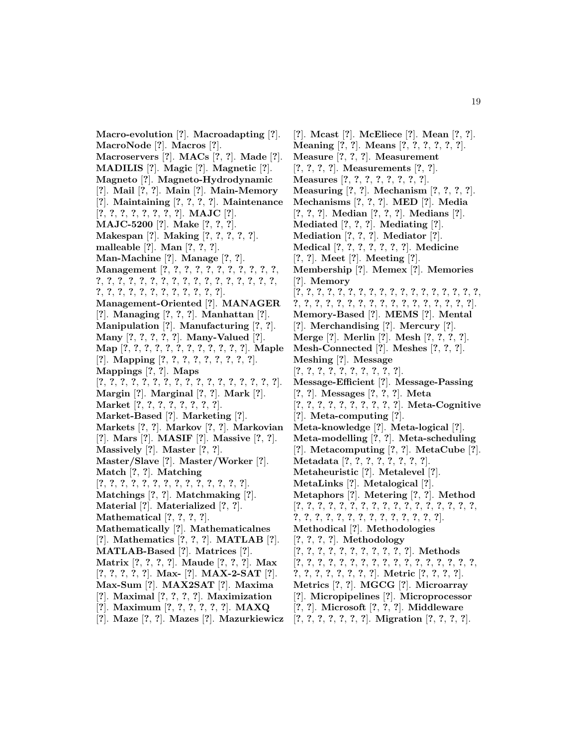**Macro-evolution** [?]. **Macroadapting** [?]. **MacroNode** [?]. **Macros** [?]. **Macroservers** [?]. **MACs** [?, ?]. **Made** [?]. **MADILIS** [?]. **Magic** [?]. **Magnetic** [?]. **Magneto** [?]. **Magneto-Hydrodynamic** [?]. **Mail** [?, ?]. **Main** [?]. **Main-Memory** [?]. **Maintaining** [?, ?, ?, ?]. **Maintenance** [?, ?, ?, ?, ?, ?, ?, ?, ?]. **MAJC** [?]. **MAJC-5200** [?]. **Make** [?, ?, ?]. **Makespan** [?]. **Making** [?, ?, ?, ?, ?]. **malleable** [?]. **Man** [?, ?, ?]. **Man-Machine** [?]. **Manage** [?, ?]. **Management** [?, ?, ?, ?, ?, ?, ?, ?, ?, ?, ?, ?, ?, ?, ?, ?, ?, ?, ?, ?, ?, ?, ?, ?, ?, ?, ?, ?, ?, ?, ?, ?, ?, ?, ?, ?, ?, ?, ?, ?, ?, ?, ?, ?]. **Management-Oriented** [?]. **MANAGER** [?]. **Managing** [?, ?, ?]. **Manhattan** [?]. **Manipulation** [?]. **Manufacturing** [?, ?]. **Many** [?, ?, ?, ?, ?]. **Many-Valued** [?]. **Map** [?, ?, ?, ?, ?, ?, ?, ?, ?, ?, ?, ?, ?]. **Maple** [?]. **Mapping** [?, ?, ?, ?, ?, ?, ?, ?, ?, ?]. **Mappings** [?, ?]. **Maps** [?, ?, ?, ?, ?, ?, ?, ?, ?, ?, ?, ?, ?, ?, ?, ?, ?, ?, ?]. **Margin** [?]. **Marginal** [?, ?]. **Mark** [?]. **Market** [?, ?, ?, ?, ?, ?, ?, ?, ?]. **Market-Based** [?]. **Marketing** [?]. **Markets** [?, ?]. **Markov** [?, ?]. **Markovian** [?]. **Mars** [?]. **MASIF** [?]. **Massive** [?, ?]. **Massively** [?]. **Master** [?, ?]. **Master/Slave** [?]. **Master/Worker** [?]. **Match** [?, ?]. **Matching** [?, ?, ?, ?, ?, ?, ?, ?, ?, ?, ?, ?, ?, ?, ?]. **Matchings** [?, ?]. **Matchmaking** [?]. **Material** [?]. **Materialized** [?, ?]. **Mathematical** [?, ?, ?, ?]. **Mathematically** [?]. **Mathematicalnes** [?]. **Mathematics** [?, ?, ?]. **MATLAB** [?]. **MATLAB-Based** [?]. **Matrices** [?]. **Matrix** [?, ?, ?, ?]. **Maude** [?, ?, ?]. **Max** [?, ?, ?, ?, ?]. **Max-** [?]. **MAX-2-SAT** [?]. **Max-Sum** [?]. **MAX2SAT** [?]. **Maxima** [?]. **Maximal** [?, ?, ?, ?]. **Maximization** [?]. **Maximum** [?, ?, ?, ?, ?, ?, ?]. **MAXQ** [?]. **Maze** [?, ?]. **Mazes** [?]. **Mazurkiewicz** [?]. **Mcast** [?]. **McEliece** [?]. **Mean** [?, ?]. **Meaning** [?, ?]. **Means** [?, ?, ?, ?, ?, ?, ?]. **Measure** [?, ?, ?]. **Measurement** [?, ?, ?, ?]. **Measurements** [?, ?]. **Measures** [?, ?, ?, ?, ?, ?, ?, ?, ?]. **Measuring** [?, ?]. **Mechanism** [?, ?, ?, ?]. **Mechanisms** [?, ?, ?]. **MED** [?]. **Media** [?, ?, ?]. **Median** [?, ?, ?]. **Medians** [?]. **Mediated** [?, ?, ?]. **Mediating** [?]. **Mediation** [?, ?, ?]. **Mediator** [?]. **Medical** [?, ?, ?, ?, ?, ?, ?, ?]. **Medicine** [?, ?]. **Meet** [?]. **Meeting** [?]. **Membership** [?]. **Memex** [?]. **Memories** [?]. **Memory** [?, ?, ?, ?, ?, ?, ?, ?, ?, ?, ?, ?, ?, ?, ?, ?, ?, ?, ?, ?, ?, ?, ?, ?, ?, ?, ?, ?, ?, ?, ?, ?, ?, ?, ?, ?, ?, ?]. **Memory-Based** [?]. **MEMS** [?]. **Mental** [?]. **Merchandising** [?]. **Mercury** [?]. **Merge** [?]. **Merlin** [?]. **Mesh** [?, ?, ?, ?]. **Mesh-Connected** [?]. **Meshes** [?, ?, ?]. **Meshing** [?]. **Message** [?, ?, ?, ?, ?, ?, ?, ?, ?, ?, ?]. **Message-Efficient** [?]. **Message-Passing** [?, ?]. **Messages** [?, ?, ?]. **Meta** [?, ?, ?, ?, ?, ?, ?, ?, ?, ?, ?]. **Meta-Cognitive** [?]. **Meta-computing** [?]. **Meta-knowledge** [?]. **Meta-logical** [?]. **Meta-modelling** [?, ?]. **Meta-scheduling** [?]. **Metacomputing** [?, ?]. **MetaCube** [?]. **Metadata** [?, ?, ?, ?, ?, ?, ?, ?]. **Metaheuristic** [?]. **Metalevel** [?]. **MetaLinks** [?]. **Metalogical** [?]. **Metaphors** [?]. **Metering** [?, ?]. **Method** [?, ?, ?, ?, ?, ?, ?, ?, ?, ?, ?, ?, ?, ?, ?, ?, ?, ?, ?, ?, ?, ?, ?, ?, ?, ?, ?, ?, ?, ?, ?, ?, ?, ?, ?, ?]. **Methodical** [?]. **Methodologies** [?, ?, ?, ?]. **Methodology** [?, ?, ?, ?, ?, ?, ?, ?, ?, ?, ?, ?]. **Methods** [?, ?, ?, ?, ?, ?, ?, ?, ?, ?, ?, ?, ?, ?, ?, ?, ?, ?, ?, ?, ?, ?, ?, ?, ?, ?, ?]. **Metric** [?, ?, ?, ?]. **Metrics** [?, ?]. **MGCG** [?]. **Microarray** [?]. **Micropipelines** [?]. **Microprocessor** [?, ?]. **Microsoft** [?, ?, ?]. **Middleware** [?, ?, ?, ?, ?, ?, ?, ?]. **Migration** [?, ?, ?, ?].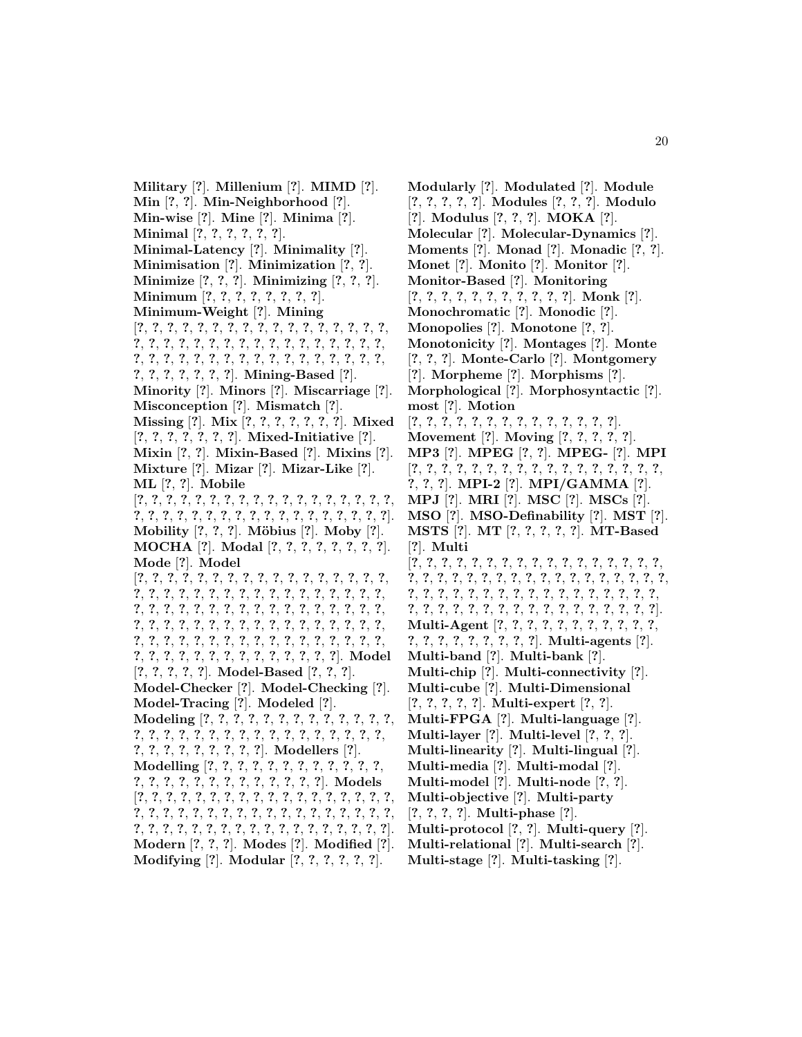**Military** [?]. **Millenium** [?]. **MIMD** [?]. **Min** [?, ?]. **Min-Neighborhood** [?]. **Min-wise** [?]. **Mine** [?]. **Minima** [?]. **Minimal** [?, ?, ?, ?, ?, ?]. **Minimal-Latency** [?]. **Minimality** [?]. **Minimisation** [?]. **Minimization** [?, ?]. **Minimize** [?, ?, ?]. **Minimizing** [?, ?, ?]. **Minimum** [?, ?, ?, ?, ?, ?, ?, ?, ?]. **Minimum-Weight** [?]. **Mining** [?, ?, ?, ?, ?, ?, ?, ?, ?, ?, ?, ?, ?, ?, ?, ?, ?, ?, ?, ?, ?, ?, ?, ?, ?, ?, ?, ?, ?, ?, ?, ?, ?, ?, ?, ?, ?, ?, ?, ?, ?, ?, ?, ?, ?, ?, ?, ?, ?, ?, ?, ?, ?, ?, ?, ?, ?, ?, ?, ?, ?, ?, ?, ?]. **Mining-Based** [?]. **Minority** [?]. **Minors** [?]. **Miscarriage** [?]. **Misconception** [?]. **Mismatch** [?]. **Missing** [?]. **Mix** [?, ?, ?, ?, ?, ?, ?]. **Mixed** [?, ?, ?, ?, ?, ?, ?]. **Mixed-Initiative** [?]. **Mixin** [?, ?]. **Mixin-Based** [?]. **Mixins** [?]. **Mixture** [?]. **Mizar** [?]. **Mizar-Like** [?]. **ML** [?, ?]. **Mobile** [?, ?, ?, ?, ?, ?, ?, ?, ?, ?, ?, ?, ?, ?, ?, ?, ?, ?, ?, ?, ?, ?, ?, ?, ?, ?, ?, ?, ?, ?, ?, ?, ?, ?, ?, ?, ?, ?, ?]. **Mobility** [?, ?, ?]. **Möbius** [?]. **Moby** [?]. **MOCHA** [?]. **Modal** [?, ?, ?, ?, ?, ?, ?, ?]. **Mode** [?]. **Model** [?, ?, ?, ?, ?, ?, ?, ?, ?, ?, ?, ?, ?, ?, ?, ?, ?, ?, ?, ?, ?, ?, ?, ?, ?, ?, ?, ?, ?, ?, ?, ?, ?, ?, ?, ?, ?, ?, ?, ?, ?, ?, ?, ?, ?, ?, ?, ?, ?, ?, ?, ?, ?, ?, ?, ?, ?, ?, ?, ?, ?, ?, ?, ?, ?, ?, ?, ?, ?, ?, ?, ?, ?, ?, ?, ?, ?, ?, ?, ?, ?, ?, ?, ?, ?, ?, ?, ?, ?, ?, ?, ?, ?, ?, ?, ?, ?, ?, ?, ?, ?, ?, ?, ?, ?, ?, ?, ?]. **Model** [?, ?, ?, ?, ?]. **Model-Based** [?, ?, ?]. **Model-Checker** [?]. **Model-Checking** [?]. **Model-Tracing** [?]. **Modeled** [?]. **Modeling** [?, ?, ?, ?, ?, ?, ?, ?, ?, ?, ?, ?, ?, ?, ?, ?, ?, ?, ?, ?, ?, ?, ?, ?, ?, ?, ?, ?, ?, ?, ?, ?, ?, ?, ?, ?, ?, ?, ?, ?, ?, ?, ?]. **Modellers** [?]. **Modelling** [?, ?, ?, ?, ?, ?, ?, ?, ?, ?, ?, ?, ?, ?, ?, ?, ?, ?, ?, ?, ?, ?, ?, ?, ?, ?, ?]. **Models** [?, ?, ?, ?, ?, ?, ?, ?, ?, ?, ?, ?, ?, ?, ?, ?, ?, ?, ?, ?, ?, ?, ?, ?, ?, ?, ?, ?, ?, ?, ?, ?, ?, ?, ?, ?, ?, ?, ?, ?, ?, ?, ?, ?, ?, ?, ?, ?, ?, ?, ?, ?, ?, ?, ?, ?, ?]. **Modern** [?, ?, ?]. **Modes** [?]. **Modified** [?]. **Modifying** [?]. **Modular** [?, ?, ?, ?, ?, ?].

**Modularly** [?]. **Modulated** [?]. **Module** [?, ?, ?, ?, ?]. **Modules** [?, ?, ?]. **Modulo** [?]. **Modulus** [?, ?, ?]. **MOKA** [?]. **Molecular** [?]. **Molecular-Dynamics** [?]. **Moments** [?]. **Monad** [?]. **Monadic** [?, ?]. **Monet** [?]. **Monito** [?]. **Monitor** [?]. **Monitor-Based** [?]. **Monitoring** [?, ?, ?, ?, ?, ?, ?, ?, ?, ?, ?, ?]. **Monk** [?]. **Monochromatic** [?]. **Monodic** [?]. **Monopolies** [?]. **Monotone** [?, ?]. **Monotonicity** [?]. **Montages** [?]. **Monte** [?, ?, ?]. **Monte-Carlo** [?]. **Montgomery** [?]. **Morpheme** [?]. **Morphisms** [?]. **Morphological** [?]. **Morphosyntactic** [?]. **most** [?]. **Motion** [?, ?, ?, ?, ?, ?, ?, ?, ?, ?, ?, ?, ?, ?, ?]. **Movement** [?]. **Moving** [?, ?, ?, ?, ?]. **MP3** [?]. **MPEG** [?, ?]. **MPEG-** [?]. **MPI** [?, ?, ?, ?, ?, ?, ?, ?, ?, ?, ?, ?, ?, ?, ?, ?, ?, ?, ?, ?, ?, ?]. **MPI-2** [?]. **MPI/GAMMA** [?]. **MPJ** [?]. **MRI** [?]. **MSC** [?]. **MSCs** [?]. **MSO** [?]. **MSO-Definability** [?]. **MST** [?]. **MSTS** [?]. **MT** [?, ?, ?, ?, ?]. **MT-Based** [?]. **Multi** [?, ?, ?, ?, ?, ?, ?, ?, ?, ?, ?, ?, ?, ?, ?, ?, ?, ?, ?, ?, ?, ?, ?, ?, ?, ?, ?, ?, ?, ?, ?, ?, ?, ?, ?, ?, ?, ?, ?, ?, ?, ?, ?, ?, ?, ?, ?, ?, ?, ?, ?, ?, ?, ?, ?, ?, ?, ?, ?, ?, ?, ?, ?, ?, ?, ?, ?, ?, ?, ?, ?, ?, ?, ?, ?, ?]. **Multi-Agent** [?, ?, ?, ?, ?, ?, ?, ?, ?, ?, ?, ?, ?, ?, ?, ?, ?, ?, ?, ?, ?]. **Multi-agents** [?]. **Multi-band** [?]. **Multi-bank** [?]. **Multi-chip** [?]. **Multi-connectivity** [?]. **Multi-cube** [?]. **Multi-Dimensional** [?, ?, ?, ?, ?]. **Multi-expert** [?, ?]. **Multi-FPGA** [?]. **Multi-language** [?]. **Multi-layer** [?]. **Multi-level** [?, ?, ?]. **Multi-linearity** [?]. **Multi-lingual** [?]. **Multi-media** [?]. **Multi-modal** [?]. **Multi-model** [?]. **Multi-node** [?, ?]. **Multi-objective** [?]. **Multi-party** [?, ?, ?, ?]. **Multi-phase** [?]. **Multi-protocol** [?, ?]. **Multi-query** [?]. **Multi-relational** [?]. **Multi-search** [?]. **Multi-stage** [?]. **Multi-tasking** [?].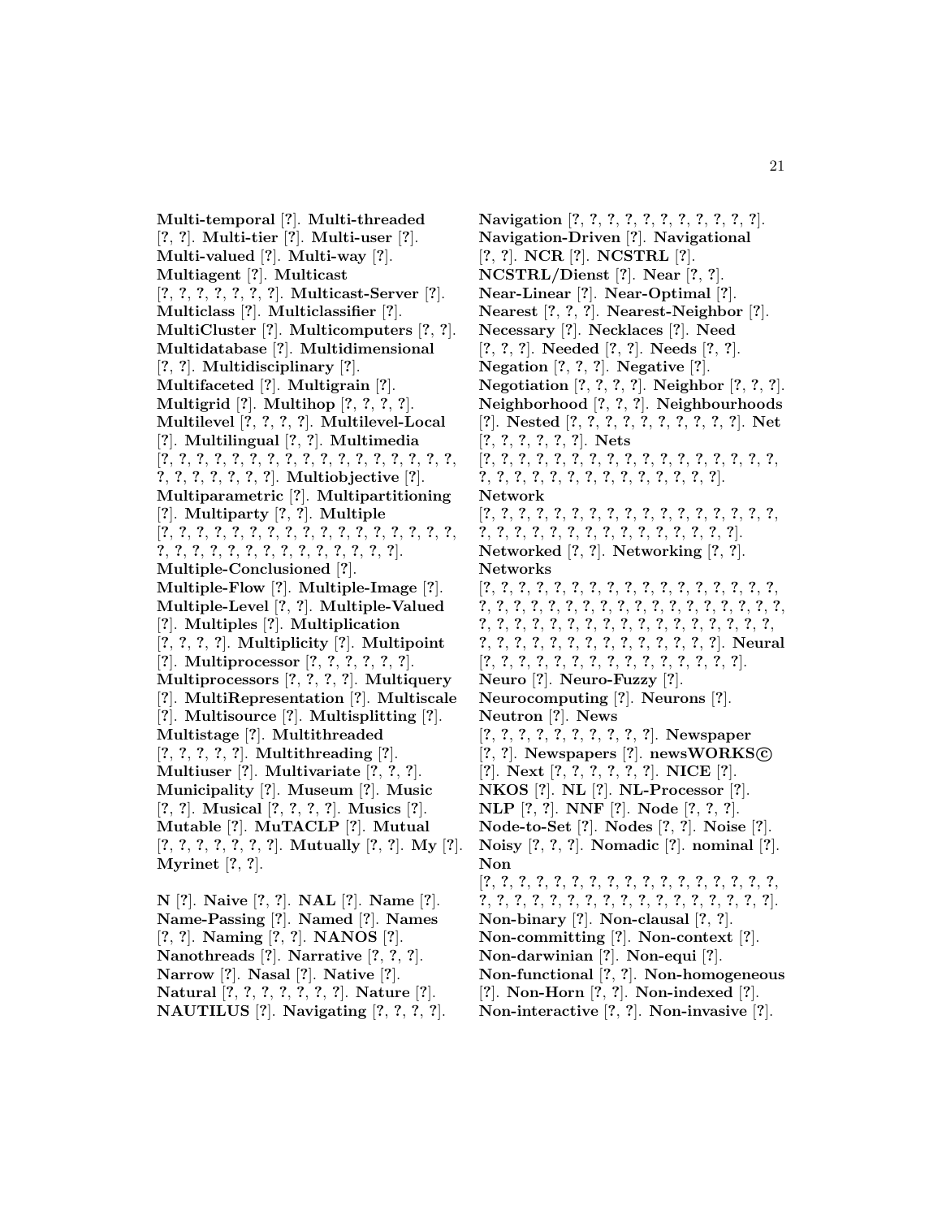**Multi-temporal** [?]. **Multi-threaded** [?, ?]. **Multi-tier** [?]. **Multi-user** [?]. **Multi-valued** [?]. **Multi-way** [?]. **Multiagent** [?]. **Multicast** [?, ?, ?, ?, ?, ?, ?]. **Multicast-Server** [?]. **Multiclass** [?]. **Multiclassifier** [?]. **MultiCluster** [?]. **Multicomputers** [?, ?]. **Multidatabase** [?]. **Multidimensional** [?, ?]. **Multidisciplinary** [?]. **Multifaceted** [?]. **Multigrain** [?]. **Multigrid** [?]. **Multihop** [?, ?, ?, ?]. **Multilevel** [?, ?, ?, ?]. **Multilevel-Local** [?]. **Multilingual** [?, ?]. **Multimedia** [?, ?, ?, ?, ?, ?, ?, ?, ?, ?, ?, ?, ?, ?, ?, ?, ?, ?, ?, ?, ?, ?, ?, ?, ?, ?]. **Multiobjective** [?]. **Multiparametric** [?]. **Multipartitioning** [?]. **Multiparty** [?, ?]. **Multiple** [?, ?, ?, ?, ?, ?, ?, ?, ?, ?, ?, ?, ?, ?, ?, ?, ?, ?, ?, ?, ?, ?, ?, ?, ?, ?, ?, ?, ?, ?, ?, ?, ?, ?, ?]. **Multiple-Conclusioned** [?]. **Multiple-Flow** [?]. **Multiple-Image** [?]. **Multiple-Level** [?, ?]. **Multiple-Valued** [?]. **Multiples** [?]. **Multiplication** [?, ?, ?, ?]. **Multiplicity** [?]. **Multipoint** [?]. **Multiprocessor** [?, ?, ?, ?, ?, ?]. **Multiprocessors** [?, ?, ?, ?]. **Multiquery** [?]. **MultiRepresentation** [?]. **Multiscale** [?]. **Multisource** [?]. **Multisplitting** [?]. **Multistage** [?]. **Multithreaded** [?, ?, ?, ?, ?]. **Multithreading** [?]. **Multiuser** [?]. **Multivariate** [?, ?, ?]. **Municipality** [?]. **Museum** [?]. **Music** [?, ?]. **Musical** [?, ?, ?, ?]. **Musics** [?]. **Mutable** [?]. **MuTACLP** [?]. **Mutual** [?, ?, ?, ?, ?, ?, ?]. **Mutually** [?, ?]. **My** [?]. **Myrinet** [?, ?].

**N** [?]. **Naive** [?, ?]. **NAL** [?]. **Name** [?]. **Name-Passing** [?]. **Named** [?]. **Names** [?, ?]. **Naming** [?, ?]. **NANOS** [?]. **Nanothreads** [?]. **Narrative** [?, ?, ?]. **Narrow** [?]. **Nasal** [?]. **Native** [?]. **Natural** [?, ?, ?, ?, ?, ?, ?]. **Nature** [?]. **NAUTILUS** [?]. **Navigating** [?, ?, ?, ?]. **Navigation** [?, ?, ?, ?, ?, ?, ?, ?, ?, ?, ?, ?]. **Navigation-Driven** [?]. **Navigational** [?, ?]. **NCR** [?]. **NCSTRL** [?]. **NCSTRL/Dienst** [?]. **Near** [?, ?]. **Near-Linear** [?]. **Near-Optimal** [?]. **Nearest** [?, ?, ?]. **Nearest-Neighbor** [?]. **Necessary** [?]. **Necklaces** [?]. **Need** [?, ?, ?]. **Needed** [?, ?]. **Needs** [?, ?]. **Negation** [?, ?, ?]. **Negative** [?]. **Negotiation** [?, ?, ?, ?]. **Neighbor** [?, ?, ?]. **Neighborhood** [?, ?, ?]. **Neighbourhoods** [?]. **Nested** [?, ?, ?, ?, ?, ?, ?, ?, ?, ?]. **Net** [?, ?, ?, ?, ?, ?]. **Nets** [?, ?, ?, ?, ?, ?, ?, ?, ?, ?, ?, ?, ?, ?, ?, ?, ?, ?, ?, ?, ?, ?, ?, ?, ?, ?, ?, ?, ?, ?, ?, ?, ?]. **Network** [?, ?, ?, ?, ?, ?, ?, ?, ?, ?, ?, ?, ?, ?, ?, ?, ?, ?, ?, ?, ?, ?, ?, ?, ?, ?, ?, ?, ?, ?, ?, ?, ?, ?, ?]. **Networked** [?, ?]. **Networking** [?, ?]. **Networks** [?, ?, ?, ?, ?, ?, ?, ?, ?, ?, ?, ?, ?, ?, ?, ?, ?, ?, ?, ?, ?, ?, ?, ?, ?, ?, ?, ?, ?, ?, ?, ?, ?, ?, ?, ?, ?, ?, ?, ?, ?, ?, ?, ?, ?, ?, ?, ?, ?, ?, ?, ?, ?, ?, ?, ?, ?, ?, ?, ?, ?, ?, ?, ?, ?, ?, ?, ?, ?, ?]. **Neural** [?, ?, ?, ?, ?, ?, ?, ?, ?, ?, ?, ?, ?, ?, ?, ?, ?]. **Neuro** [?]. **Neuro-Fuzzy** [?]. **Neurocomputing** [?]. **Neurons** [?]. **Neutron** [?]. **News** [?, ?, ?, ?, ?, ?, ?, ?, ?, ?]. **Newspaper** [?, ?]. **Newspapers** [?]. **newsWORKS©** [?]. **Next** [?, ?, ?, ?, ?, ?]. **NICE** [?]. **NKOS** [?]. **NL** [?]. **NL-Processor** [?]. **NLP** [?, ?]. **NNF** [?]. **Node** [?, ?, ?]. **Node-to-Set** [?]. **Nodes** [?, ?]. **Noise** [?]. **Noisy** [?, ?, ?]. **Nomadic** [?]. **nominal** [?]. **Non** [?, ?, ?, ?, ?, ?, ?, ?, ?, ?, ?, ?, ?, ?, ?, ?, ?, ?, ?, ?, ?, ?, ?, ?, ?, ?, ?, ?, ?, ?, ?, ?, ?, ?, ?, ?]. **Non-binary** [?]. **Non-clausal** [?, ?]. **Non-committing** [?]. **Non-context** [?]. **Non-darwinian** [?]. **Non-equi** [?]. **Non-functional** [?, ?]. **Non-homogeneous** [?]. **Non-Horn** [?, ?]. **Non-indexed** [?]. **Non-interactive** [?, ?]. **Non-invasive** [?].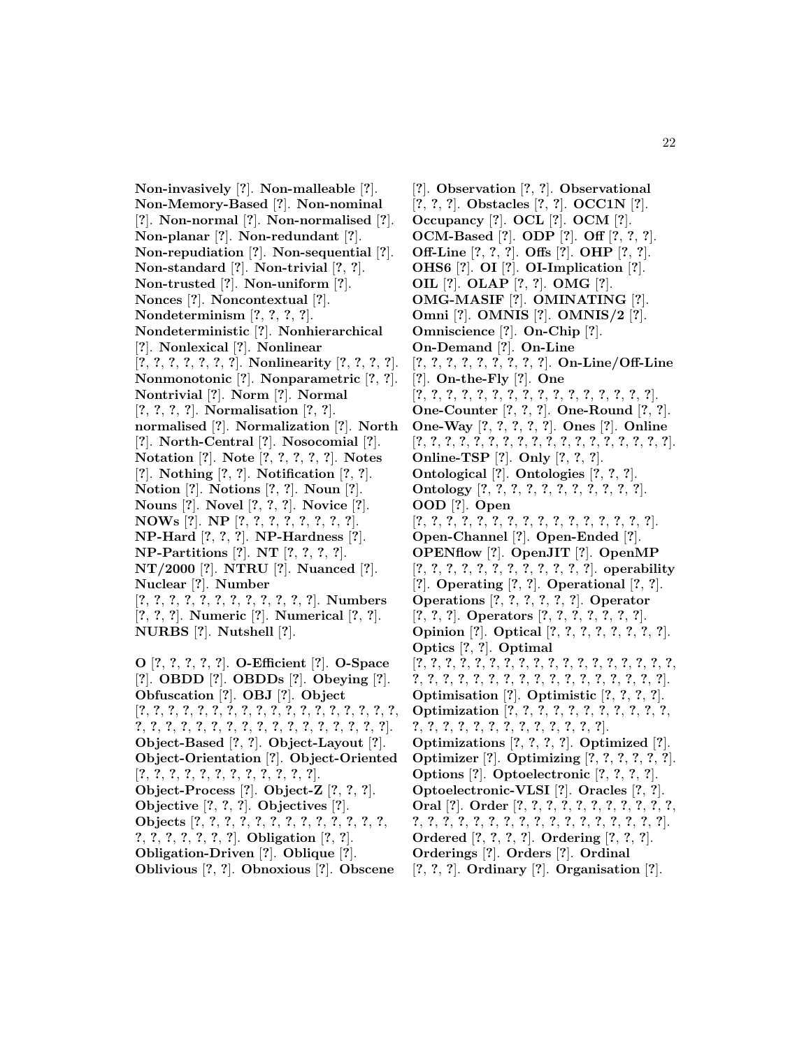**Non-invasively** [?]. **Non-malleable** [?]. **Non-Memory-Based** [?]. **Non-nominal** [?]. **Non-normal** [?]. **Non-normalised** [?]. **Non-planar** [?]. **Non-redundant** [?]. **Non-repudiation** [?]. **Non-sequential** [?]. **Non-standard** [?]. **Non-trivial** [?, ?]. **Non-trusted** [?]. **Non-uniform** [?]. **Nonces** [?]. **Noncontextual** [?]. **Nondeterminism** [?, ?, ?, ?]. **Nondeterministic** [?]. **Nonhierarchical** [?]. **Nonlexical** [?]. **Nonlinear** [?, ?, ?, ?, ?, ?, ?, ?]. **Nonlinearity** [?, ?, ?, ?]. **Nonmonotonic** [?]. **Nonparametric** [?, ?]. **Nontrivial** [?]. **Norm** [?]. **Normal** [?, ?, ?, ?]. **Normalisation** [?, ?]. **normalised** [?]. **Normalization** [?]. **North** [?]. **North-Central** [?]. **Nosocomial** [?]. **Notation** [?]. **Note** [?, ?, ?, ?, ?]. **Notes** [?]. **Nothing** [?, ?]. **Notification** [?, ?]. **Notion** [?]. **Notions** [?, ?]. **Noun** [?]. **Nouns** [?]. **Novel** [?, ?, ?]. **Novice** [?]. **NOWs** [?]. **NP** [?, ?, ?, ?, ?, ?, ?, ?, ?]. **NP-Hard** [?, ?, ?]. **NP-Hardness** [?]. **NP-Partitions** [?]. **NT** [?, ?, ?, ?]. **NT/2000** [?]. **NTRU** [?]. **Nuanced** [?]. **Nuclear** [?]. **Number** [?, ?, ?, ?, ?, ?, ?, ?, ?, ?, ?, ?, ?]. **Numbers** [?, ?, ?]. **Numeric** [?]. **Numerical** [?, ?]. **NURBS** [?]. **Nutshell** [?].

**O** [?, ?, ?, ?, ?]. **O-Efficient** [?]. **O-Space** [?]. **OBDD** [?]. **OBDDs** [?]. **Obeying** [?]. **Obfuscation** [?]. **OBJ** [?]. **Object** [?, ?, ?, ?, ?, ?, ?, ?, ?, ?, ?, ?, ?, ?, ?, ?, ?, ?, ?, ?, ?, ?, ?, ?, ?, ?, ?, ?, ?, ?, ?, ?, ?, ?, ?, ?, ?, ?]. **Object-Based** [?, ?]. **Object-Layout** [?]. **Object-Orientation** [?]. **Object-Oriented** [?, ?, ?, ?, ?, ?, ?, ?, ?, ?, ?, ?, ?]. **Object-Process** [?]. **Object-Z** [?, ?, ?]. **Objective** [?, ?, ?]. **Objectives** [?]. **Objects** [?, ?, ?, ?, ?, ?, ?, ?, ?, ?, ?, ?, ?, ?, ?, ?, ?, ?, ?, ?, ?]. **Obligation** [?, ?]. **Obligation-Driven** [?]. **Oblique** [?]. **Oblivious** [?, ?]. **Obnoxious** [?]. **Obscene** [?]. **Observation** [?, ?]. **Observational** [?, ?, ?]. **Obstacles** [?, ?]. **OCC1N** [?]. **Occupancy** [?]. **OCL** [?]. **OCM** [?]. **OCM-Based** [?]. **ODP** [?]. **Off** [?, ?, ?]. **Off-Line** [?, ?, ?]. **Offs** [?]. **OHP** [?, ?]. **OHS6** [?]. **OI** [?]. **OI-Implication** [?]. **OIL** [?]. **OLAP** [?, ?]. **OMG** [?]. **OMG-MASIF** [?]. **OMINATING** [?]. **Omni** [?]. **OMNIS** [?]. **OMNIS/2** [?]. **Omniscience** [?]. **On-Chip** [?]. **On-Demand** [?]. **On-Line** [?, ?, ?, ?, ?, ?, ?, ?, ?, ?]. **On-Line/Off-Line** [?]. **On-the-Fly** [?]. **One** [?, ?, ?, ?, ?, ?, ?, ?, ?, ?, ?, ?, ?, ?, ?, ?, ?, ?, ?]. **One-Counter** [?, ?, ?]. **One-Round** [?, ?]. **One-Way** [?, ?, ?, ?, ?]. **Ones** [?]. **Online** [?, ?, ?, ?, ?, ?, ?, ?, ?, ?, ?, ?, ?, ?, ?, ?, ?, ?, ?]. **Online-TSP** [?]. **Only** [?, ?, ?]. **Ontological** [?]. **Ontologies** [?, ?, ?]. **Ontology** [?, ?, ?, ?, ?, ?, ?, ?, ?, ?, ?, ?]. **OOD** [?]. **Open** [?, ?, ?, ?, ?, ?, ?, ?, ?, ?, ?, ?, ?, ?, ?, ?, ?, ?]. **Open-Channel** [?]. **Open-Ended** [?]. **OPENflow** [?]. **OpenJIT** [?]. **OpenMP** [?, ?, ?, ?, ?, ?, ?, ?, ?, ?, ?, ?, ?, ?]. **operability** [?]. **Operating** [?, ?]. **Operational** [?, ?]. **Operations** [?, ?, ?, ?, ?, ?]. **Operator** [?, ?, ?]. **Operators** [?, ?, ?, ?, ?, ?, ?]. **Opinion** [?]. **Optical** [?, ?, ?, ?, ?, ?, ?, ?, ?]. **Optics** [?, ?]. **Optimal** [?, ?, ?, ?, ?, ?, ?, ?, ?, ?, ?, ?, ?, ?, ?, ?, ?, ?, ?, ?, ?, ?, ?, ?, ?, ?, ?, ?, ?, ?, ?, ?, ?, ?, ?, ?, ?, ?, ?]. **Optimisation** [?]. **Optimistic** [?, ?, ?, ?]. **Optimization** [?, ?, ?, ?, ?, ?, ?, ?, ?, ?, ?, ?, ?, ?, ?, ?, ?, ?, ?, ?, ?, ?, ?, ?, ?, ?, ?]. **Optimizations** [?, ?, ?, ?]. **Optimized** [?]. **Optimizer** [?]. **Optimizing** [?, ?, ?, ?, ?, ?]. **Options** [?]. **Optoelectronic** [?, ?, ?, ?]. **Optoelectronic-VLSI** [?]. **Oracles** [?, ?]. **Oral** [?]. **Order** [?, ?, ?, ?, ?, ?, ?, ?, ?, ?, ?, ?, ?, ?, ?, ?, ?, ?, ?, ?, ?, ?, ?, ?, ?, ?, ?, ?, ?, ?, ?]. **Ordered** [?, ?, ?, ?]. **Ordering** [?, ?, ?]. **Orderings** [?]. **Orders** [?]. **Ordinal** [?, ?, ?]. **Ordinary** [?]. **Organisation** [?].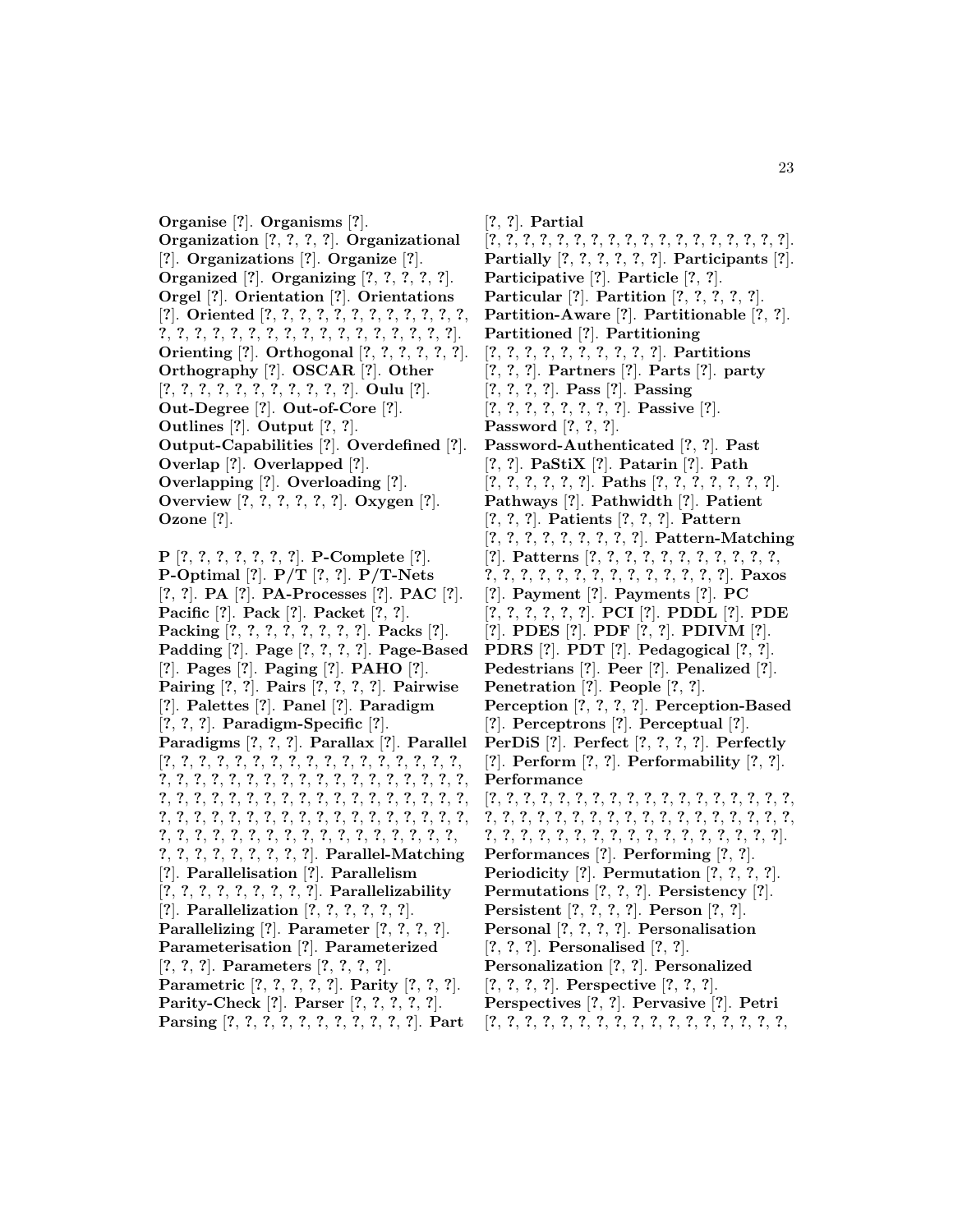**Organise** [?]. **Organisms** [?]. **Organization** [?, ?, ?, ?]. **Organizational** [?]. **Organizations** [?]. **Organize** [?]. **Organized** [?]. **Organizing** [?, ?, ?, ?, ?]. **Orgel** [?]. **Orientation** [?]. **Orientations** [?]. **Oriented** [?, ?, ?, ?, ?, ?, ?, ?, ?, ?, ?, ?, ?, ?, ?, ?, ?, ?, ?, ?, ?, ?, ?, ?, ?, ?, ?, ?, ?, ?]. **Orienting** [?]. **Orthogonal** [?, ?, ?, ?, ?, ?]. **Orthography** [?]. **OSCAR** [?]. **Other** [?, ?, ?, ?, ?, ?, ?, ?, ?, ?, ?]. **Oulu** [?]. **Out-Degree** [?]. **Out-of-Core** [?]. **Outlines** [?]. **Output** [?, ?]. **Output-Capabilities** [?]. **Overdefined** [?]. **Overlap** [?]. **Overlapped** [?]. **Overlapping** [?]. **Overloading** [?]. **Overview** [?, ?, ?, ?, ?, ?]. **Oxygen** [?]. **Ozone** [?].

**P** [?, ?, ?, ?, ?, ?, ?, ?]. **P-Complete** [?]. **P-Optimal** [?]. **P/T** [?, ?]. **P/T-Nets** [?, ?]. **PA** [?]. **PA-Processes** [?]. **PAC** [?]. **Pacific** [?]. **Pack** [?]. **Packet** [?, ?]. **Packing** [?, ?, ?, ?, ?, ?, ?, ?, ?]. **Packs** [?]. **Padding** [?]. **Page** [?, ?, ?, ?]. **Page-Based** [?]. **Pages** [?]. **Paging** [?]. **PAHO** [?]. **Pairing** [?, ?]. **Pairs** [?, ?, ?, ?]. **Pairwise** [?]. **Palettes** [?]. **Panel** [?]. **Paradigm** [?, ?, ?]. **Paradigm-Specific** [?]. **Paradigms** [?, ?, ?]. **Parallax** [?]. **Parallel** [?, ?, ?, ?, ?, ?, ?, ?, ?, ?, ?, ?, ?, ?, ?, ?, ?, ?, ?, ?, ?, ?, ?, ?, ?, ?, ?, ?, ?, ?, ?, ?, ?, ?, ?, ?, ?, ?, ?, ?, ?, ?, ?, ?, ?, ?, ?, ?, ?, ?, ?, ?, ?, ?, ?, ?, ?, ?, ?, ?, ?, ?, ?, ?, ?, ?, ?, ?, ?, ?, ?, ?, ?, ?, ?, ?, ?, ?, ?, ?, ?, ?, ?, ?, ?, ?, ?, ?, ?, ?, ?, ?, ?, ?, ?, ?, ?, ?, ?, ?, ?, ?, ?, ?]. **Parallel-Matching** [?]. **Parallelisation** [?]. **Parallelism** [?, ?, ?, ?, ?, ?, ?, ?, ?]. **Parallelizability** [?]. **Parallelization** [?, ?, ?, ?, ?, ?]. **Parallelizing** [?]. **Parameter** [?, ?, ?, ?]. **Parameterisation** [?]. **Parameterized** [?, ?, ?]. **Parameters** [?, ?, ?, ?]. **Parametric** [?, ?, ?, ?, ?]. **Parity** [?, ?, ?]. **Parity-Check** [?]. **Parser** [?, ?, ?, ?, ?]. **Parsing** [?, ?, ?, ?, ?, ?, ?, ?, ?, ?, ?, ?]. **Part** [?, ?]. **Partial** [?, ?, ?, ?, ?, ?, ?, ?, ?, ?, ?, ?, ?, ?, ?, ?, ?, ?, ?]. **Partially** [?, ?, ?, ?, ?, ?]. **Participants** [?]. **Participative** [?]. **Particle** [?, ?]. **Particular** [?]. **Partition** [?, ?, ?, ?, ?]. **Partition-Aware** [?]. **Partitionable** [?, ?]. **Partitioned** [?]. **Partitioning** [?, ?, ?, ?, ?, ?, ?, ?, ?, ?]. **Partitions** [?, ?, ?]. **Partners** [?]. **Parts** [?]. **party** [?, ?, ?, ?]. **Pass** [?]. **Passing** [?, ?, ?, ?, ?, ?, ?, ?]. **Passive** [?]. **Password** [?, ?, ?]. **Password-Authenticated** [?, ?]. **Past** [?, ?]. **PaStiX** [?]. **Patarin** [?]. **Path** [?, ?, ?, ?, ?, ?]. **Paths** [?, ?, ?, ?, ?, ?, ?]. **Pathways** [?]. **Pathwidth** [?]. **Patient** [?, ?, ?]. **Patients** [?, ?, ?]. **Pattern** [?, ?, ?, ?, ?, ?, ?, ?, ?]. **Pattern-Matching** [?]. **Patterns** [?, ?, ?, ?, ?, ?, ?, ?, ?, ?, ?, ?, ?, ?, ?, ?, ?, ?, ?, ?, ?, ?, ?, ?, ?, ?]. **Paxos** [?]. **Payment** [?]. **Payments** [?]. **PC** [?, ?, ?, ?, ?, ?]. **PCI** [?]. **PDDL** [?]. **PDE** [?]. **PDES** [?]. **PDF** [?, ?]. **PDIVM** [?]. **PDRS** [?]. **PDT** [?]. **Pedagogical** [?, ?]. **Pedestrians** [?]. **Peer** [?]. **Penalized** [?]. **Penetration** [?]. **People** [?, ?]. **Perception** [?, ?, ?, ?]. **Perception-Based** [?]. **Perceptrons** [?]. **Perceptual** [?]. **PerDiS** [?]. **Perfect** [?, ?, ?, ?]. **Perfectly** [?]. **Perform** [?, ?]. **Performability** [?, ?]. **Performance** [?, ?, ?, ?, ?, ?, ?, ?, ?, ?, ?, ?, ?, ?, ?, ?, ?, ?, ?, ?, ?, ?, ?, ?, ?, ?, ?, ?, ?, ?, ?, ?, ?, ?, ?, ?, ?, ?, ?, ?, ?, ?, ?, ?, ?, ?, ?, ?, ?, ?, ?, ?, ?, ?, ?]. **Performances** [?]. **Performing** [?, ?]. **Periodicity** [?]. **Permutation** [?, ?, ?, ?]. **Permutations** [?, ?, ?]. **Persistency** [?]. **Persistent** [?, ?, ?, ?]. **Person** [?, ?]. **Personal** [?, ?, ?, ?]. **Personalisation** [?, ?, ?]. **Personalised** [?, ?]. **Personalization** [?, ?]. **Personalized** [?, ?, ?, ?]. **Perspective** [?, ?, ?]. **Perspectives** [?, ?]. **Pervasive** [?]. **Petri** [?, ?, ?, ?, ?, ?, ?, ?, ?, ?, ?, ?, ?, ?, ?, ?, ?, ?, ?,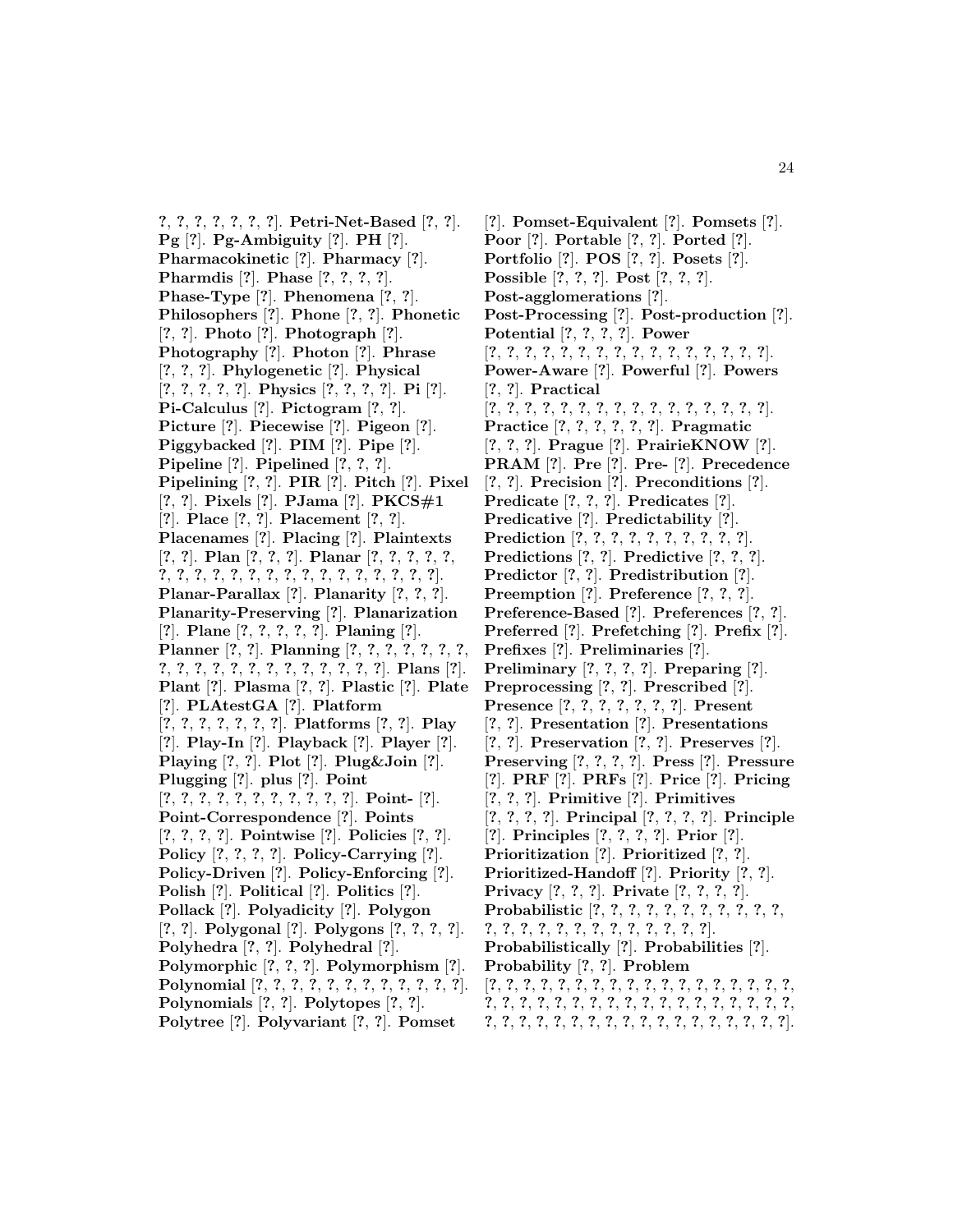?, ?, ?, ?, ?, ?, ?, ?]. **Petri-Net-Based** [?, ?]. **Pg** [?]. **Pg-Ambiguity** [?]. **PH** [?]. **Pharmacokinetic** [?]. **Pharmacy** [?]. **Pharmdis** [?]. **Phase** [?, ?, ?, ?]. **Phase-Type** [?]. **Phenomena** [?, ?]. **Philosophers** [?]. **Phone** [?, ?]. **Phonetic** [?, ?]. **Photo** [?]. **Photograph** [?]. **Photography** [?]. **Photon** [?]. **Phrase** [?, ?, ?]. **Phylogenetic** [?]. **Physical** [?, ?, ?, ?, ?]. **Physics** [?, ?, ?, ?]. **Pi** [?]. **Pi-Calculus** [?]. **Pictogram** [?, ?]. **Picture** [?]. **Piecewise** [?]. **Pigeon** [?]. **Piggybacked** [?]. **PIM** [?]. **Pipe** [?]. **Pipeline** [?]. **Pipelined** [?, ?, ?]. **Pipelining** [?, ?]. **PIR** [?]. **Pitch** [?]. **Pixel** [?, ?]. **Pixels** [?]. **PJama** [?]. **PKCS#1** [?]. **Place** [?, ?]. **Placement** [?, ?]. **Placenames** [?]. **Placing** [?]. **Plaintexts** [?, ?]. **Plan** [?, ?, ?]. **Planar** [?, ?, ?, ?, ?, ?, ?, ?, ?, ?, ?, ?, ?, ?, ?, ?, ?, ?, ?, ?, ?, ?]. **Planar-Parallax** [?]. **Planarity** [?, ?, ?]. **Planarity-Preserving** [?]. **Planarization** [?]. **Plane** [?, ?, ?, ?, ?]. **Planing** [?]. **Planner** [?, ?]. **Planning** [?, ?, ?, ?, ?, ?, ?, ?, ?, ?, ?, ?, ?, ?, ?, ?, ?, ?, ?, ?, ?]. **Plans** [?]. **Plant** [?]. **Plasma** [?, ?]. **Plastic** [?]. **Plate** [?]. **PLAtestGA** [?]. **Platform** [?, ?, ?, ?, ?, ?, ?]. **Platforms** [?, ?]. **Play** [?]. **Play-In** [?]. **Playback** [?]. **Player** [?]. **Playing** [?, ?]. **Plot** [?]. **Plug&Join** [?]. **Plugging** [?]. **plus** [?]. **Point** [?, ?, ?, ?, ?, ?, ?, ?, ?, ?, ?, ?]. **Point-** [?]. **Point-Correspondence** [?]. **Points** [?, ?, ?, ?]. **Pointwise** [?]. **Policies** [?, ?]. **Policy** [?, ?, ?, ?]. **Policy-Carrying** [?]. **Policy-Driven** [?]. **Policy-Enforcing** [?]. **Polish** [?]. **Political** [?]. **Politics** [?]. **Pollack** [?]. **Polyadicity** [?]. **Polygon** [?, ?]. **Polygonal** [?]. **Polygons** [?, ?, ?, ?]. **Polyhedra** [?, ?]. **Polyhedral** [?]. **Polymorphic** [?, ?, ?]. **Polymorphism** [?]. **Polynomial** [?, ?, ?, ?, ?, ?, ?, ?, ?, ?, ?, ?, ?]. **Polynomials** [?, ?]. **Polytopes** [?, ?]. **Polytree** [?]. **Polyvariant** [?, ?]. **Pomset** [?]. **Pomset-Equivalent** [?]. **Pomsets** [?]. **Poor** [?]. **Portable** [?, ?]. **Ported** [?]. **Portfolio** [?]. **POS** [?, ?]. **Posets** [?]. **Possible** [?, ?, ?]. **Post** [?, ?, ?]. **Post-agglomerations** [?]. **Post-Processing** [?]. **Post-production** [?]. **Potential** [?, ?, ?, ?]. **Power** [?, ?, ?, ?, ?, ?, ?, ?, ?, ?, ?, ?, ?, ?, ?, ?, ?, ?]. **Power-Aware** [?]. **Powerful** [?]. **Powers** [?, ?]. **Practical** [?, ?, ?, ?, ?, ?, ?, ?, ?, ?, ?, ?, ?, ?, ?, ?, ?, ?]. **Practice** [?, ?, ?, ?, ?, ?]. **Pragmatic** [?, ?, ?]. **Prague** [?]. **PrairieKNOW** [?]. **PRAM** [?]. **Pre** [?]. **Pre-** [?]. **Precedence** [?, ?]. **Precision** [?]. **Preconditions** [?]. **Predicate** [?, ?, ?]. **Predicates** [?]. **Predicative** [?]. **Predictability** [?]. **Prediction** [?, ?, ?, ?, ?, ?, ?, ?, ?, ?, ?]. **Predictions** [?, ?]. **Predictive** [?, ?, ?]. **Predictor** [?, ?]. **Predistribution** [?]. **Preemption** [?]. **Preference** [?, ?, ?]. **Preference-Based** [?]. **Preferences** [?, ?]. **Preferred** [?]. **Prefetching** [?]. **Prefix** [?]. **Prefixes** [?]. **Preliminaries** [?]. **Preliminary** [?, ?, ?, ?]. **Preparing** [?]. **Preprocessing** [?, ?]. **Prescribed** [?]. **Presence** [?, ?, ?, ?, ?, ?, ?]. **Present** [?, ?]. **Presentation** [?]. **Presentations** [?, ?]. **Preservation** [?, ?]. **Preserves** [?]. **Preserving** [?, ?, ?, ?]. **Press** [?]. **Pressure** [?]. **PRF** [?]. **PRFs** [?]. **Price** [?]. **Pricing** [?, ?, ?]. **Primitive** [?]. **Primitives** [?, ?, ?, ?]. **Principal** [?, ?, ?, ?]. **Principle** [?]. **Principles** [?, ?, ?, ?]. **Prior** [?]. **Prioritization** [?]. **Prioritized** [?, ?]. **Prioritized-Handoff** [?]. **Priority** [?, ?]. **Privacy** [?, ?, ?]. **Private** [?, ?, ?, ?]. **Probabilistic** [?, ?, ?, ?, ?, ?, ?, ?, ?, ?, ?, ?, ?, ?, ?, ?, ?, ?, ?, ?, ?, ?, ?, ?, ?]. **Probabilistically** [?]. **Probabilities** [?]. **Probability** [?, ?]. **Problem** [?, ?, ?, ?, ?, ?, ?, ?, ?, ?, ?, ?, ?, ?, ?, ?, ?, ?, ?, ?, ?, ?, ?, ?, ?, ?, ?, ?, ?, ?, ?, ?, ?, ?, ?, ?, ?, ?, ?, ?, ?, ?, ?, ?, ?, ?, ?, ?, ?, ?, ?, ?, ?, ?, ?, ?].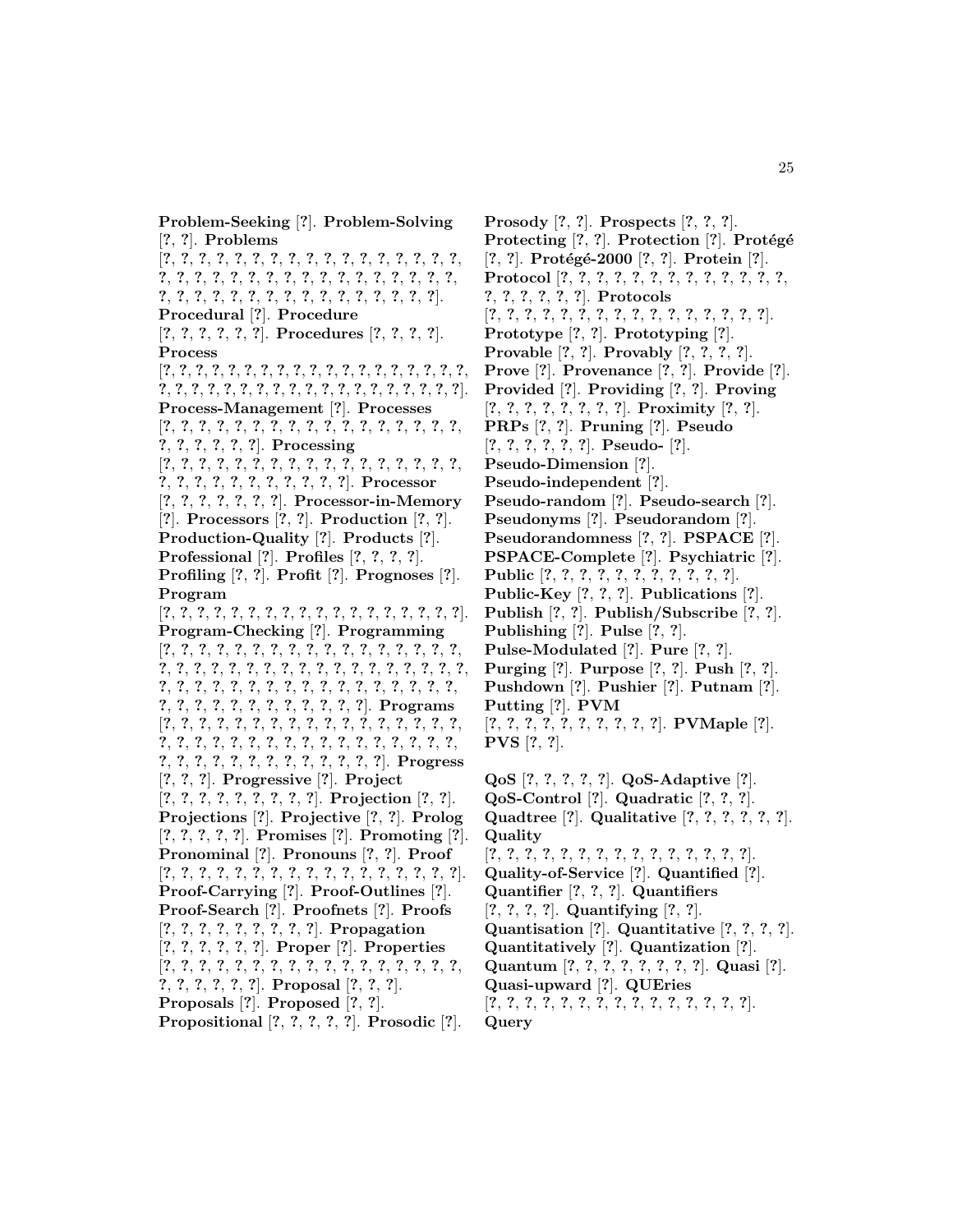**Problem-Seeking** [?]. **Problem-Solving** [?, ?]. **Problems** [?, ?, ?, ?, ?, ?, ?, ?, ?, ?, ?, ?, ?, ?, ?, ?, ?, ?, ?, ?, ?, ?, ?, ?, ?, ?, ?, ?, ?, ?, ?, ?, ?, ?, ?, ?, ?, ?, ?, ?, ?, ?, ?, ?, ?, ?, ?, ?, ?, ?, ?, ?, ?, ?, ?, ?]. **Procedural** [?]. **Procedure** [?, ?, ?, ?, ?, ?]. **Procedures** [?, ?, ?, ?]. **Process** [?, ?, ?, ?, ?, ?, ?, ?, ?, ?, ?, ?, ?, ?, ?, ?, ?, ?, ?, ?, ?, ?, ?, ?, ?, ?, ?, ?, ?, ?, ?, ?, ?, ?, ?, ?, ?, ?, ?, ?, ?, ?]. **Process-Management** [?]. **Processes** [?, ?, ?, ?, ?, ?, ?, ?, ?, ?, ?, ?, ?, ?, ?, ?, ?, ?, ?, ?, ?, ?, ?, ?, ?, ?]. **Processing** [?, ?, ?, ?, ?, ?, ?, ?, ?, ?, ?, ?, ?, ?, ?, ?, ?, ?, ?, ?, ?, ?, ?, ?, ?, ?, ?, ?, ?, ?, ?, ?]. **Processor** [?, ?, ?, ?, ?, ?, ?]. **Processor-in-Memory** [?]. **Processors** [?, ?]. **Production** [?, ?]. **Production-Quality** [?]. **Products** [?]. **Professional** [?]. **Profiles** [?, ?, ?, ?]. **Profiling** [?, ?]. **Profit** [?]. **Prognoses** [?]. **Program** [?, ?, ?, ?, ?, ?, ?, ?, ?, ?, ?, ?, ?, ?, ?, ?, ?, ?, ?, ?]. **Program-Checking** [?]. **Programming** [?, ?, ?, ?, ?, ?, ?, ?, ?, ?, ?, ?, ?, ?, ?, ?, ?, ?, ?, ?, ?, ?, ?, ?, ?, ?, ?, ?, ?, ?, ?, ?, ?, ?, ?, ?, ?, ?, ?, ?, ?, ?, ?, ?, ?, ?, ?, ?, ?, ?, ?, ?, ?, ?, ?, ?, ?, ?, ?, ?, ?, ?, ?, ?, ?, ?, ?, ?, ?, ?, ?, ?]. **Programs** [?, ?, ?, ?, ?, ?, ?, ?, ?, ?, ?, ?, ?, ?, ?, ?, ?, ?, ?, ?, ?, ?, ?, ?, ?, ?, ?, ?, ?, ?, ?, ?, ?, ?, ?, ?, ?, ?, ?, ?, ?, ?, ?, ?, ?, ?, ?, ?, ?, ?, ?, ?, ?, ?, ?]. **Progress** [?, ?, ?]. **Progressive** [?]. **Project** [?, ?, ?, ?, ?, ?, ?, ?, ?]. **Projection** [?, ?]. **Projections** [?]. **Projective** [?, ?]. **Prolog** [?, ?, ?, ?, ?]. **Promises** [?]. **Promoting** [?]. **Pronominal** [?]. **Pronouns** [?, ?]. **Proof** [?, ?, ?, ?, ?, ?, ?, ?, ?, ?, ?, ?, ?, ?, ?, ?, ?, ?, ?]. **Proof-Carrying** [?]. **Proof-Outlines** [?]. **Proof-Search** [?]. **Proofnets** [?]. **Proofs** [?, ?, ?, ?, ?, ?, ?, ?, ?]. **Propagation** [?, ?, ?, ?, ?, ?]. **Proper** [?]. **Properties** [?, ?, ?, ?, ?, ?, ?, ?, ?, ?, ?, ?, ?, ?, ?, ?, ?, ?, ?, ?, ?, ?, ?, ?, ?, ?]. **Proposal** [?, ?, ?]. **Proposals** [?]. **Proposed** [?, ?]. **Propositional** [?, ?, ?, ?, ?]. **Prosodic** [?]. **Prosody** [?, ?]. **Prospects** [?, ?, ?]. **Protecting** [?, ?]. **Protection** [?]. **Protégé** [?, ?]. **Protégé-2000** [?, ?]. **Protein** [?]. **Protocol** [?, ?, ?, ?, ?, ?, ?, ?, ?, ?, ?, ?, ?, ?, ?, ?, ?, ?, ?, ?]. **Protocols** [?, ?, ?, ?, ?, ?, ?, ?, ?, ?, ?, ?, ?, ?, ?, ?, ?]. **Prototype** [?, ?]. **Prototyping** [?]. **Provable** [?, ?]. **Provably** [?, ?, ?, ?]. **Prove** [?]. **Provenance** [?, ?]. **Provide** [?]. **Provided** [?]. **Providing** [?, ?]. **Proving** [?, ?, ?, ?, ?, ?, ?, ?, ?]. **Proximity** [?, ?]. **PRPs** [?, ?]. **Pruning** [?]. **Pseudo** [?, ?, ?, ?, ?, ?]. **Pseudo-** [?]. **Pseudo-Dimension** [?]. **Pseudo-independent** [?]. **Pseudo-random** [?]. **Pseudo-search** [?]. **Pseudonyms** [?]. **Pseudorandom** [?]. **Pseudorandomness** [?, ?]. **PSPACE** [?]. **PSPACE-Complete** [?]. **Psychiatric** [?]. **Public** [?, ?, ?, ?, ?, ?, ?, ?, ?, ?, ?]. **Public-Key** [?, ?, ?]. **Publications** [?]. **Publish** [?, ?]. **Publish/Subscribe** [?, ?]. **Publishing** [?]. **Pulse** [?, ?]. **Pulse-Modulated** [?]. **Pure** [?, ?]. **Purging** [?]. **Purpose** [?, ?]. **Push** [?, ?]. **Pushdown** [?]. **Pushier** [?]. **Putnam** [?]. **Putting** [?]. **PVM** [?, ?, ?, ?, ?, ?, ?, ?, ?, ?]. **PVMaple** [?]. **PVS** [?, ?].

**QoS** [?, ?, ?, ?, ?]. **QoS-Adaptive** [?]. **QoS-Control** [?]. **Quadratic** [?, ?, ?]. **Quadtree** [?]. **Qualitative** [?, ?, ?, ?, ?, ?]. **Quality** [?, ?, ?, ?, ?, ?, ?, ?, ?, ?, ?, ?, ?, ?, ?, ?]. **Quality-of-Service** [?]. **Quantified** [?]. **Quantifier** [?, ?, ?]. **Quantifiers** [?, ?, ?, ?]. **Quantifying** [?, ?]. **Quantisation** [?]. **Quantitative** [?, ?, ?, ?]. **Quantitatively** [?]. **Quantization** [?]. **Quantum** [?, ?, ?, ?, ?, ?, ?, ?]. **Quasi** [?]. **Quasi-upward** [?]. **QUEries** [?, ?, ?, ?, ?, ?, ?, ?, ?, ?, ?, ?, ?, ?, ?, ?]. **Query**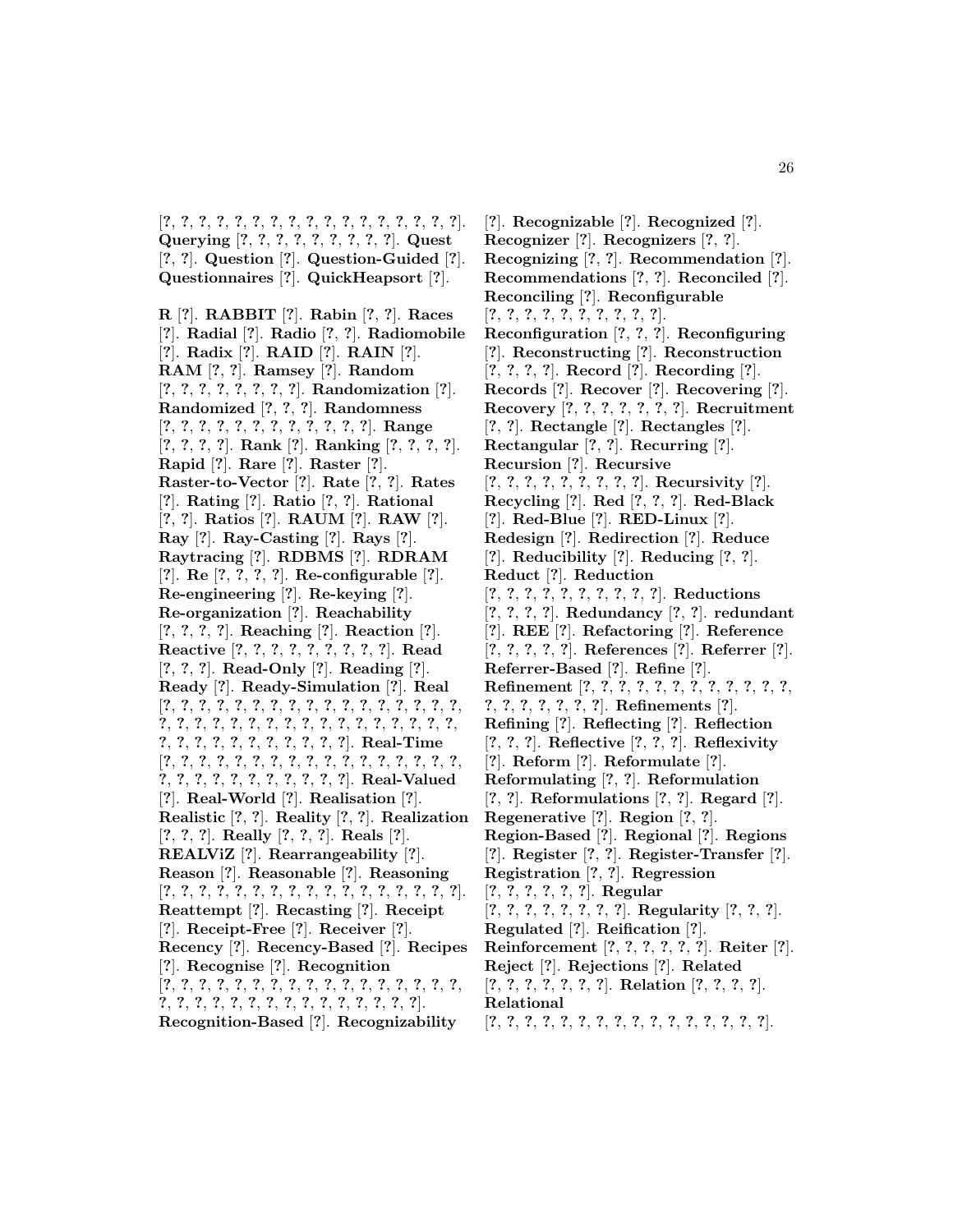[?, ?, ?, ?, ?, ?, ?, ?, ?, ?, ?, ?, ?, ?, ?, ?, ?, ?, ?]. **Querying** [?, ?, ?, ?, ?, ?, ?, ?, ?, ?]. **Quest** [?, ?]. **Question** [?]. **Question-Guided** [?]. **Questionnaires** [?]. **QuickHeapsort** [?].

**R** [?]. **RABBIT** [?]. **Rabin** [?, ?]. **Races** [?]. **Radial** [?]. **Radio** [?, ?]. **Radiomobile** [?]. **Radix** [?]. **RAID** [?]. **RAIN** [?]. **RAM** [?, ?]. **Ramsey** [?]. **Random** [?, ?, ?, ?, ?, ?, ?, ?, ?]. **Randomization** [?]. **Randomized** [?, ?, ?]. **Randomness** [?, ?, ?, ?, ?, ?, ?, ?, ?, ?, ?, ?, ?]. **Range** [?, ?, ?, ?]. **Rank** [?]. **Ranking** [?, ?, ?, ?]. **Rapid** [?]. **Rare** [?]. **Raster** [?]. **Raster-to-Vector** [?]. **Rate** [?, ?]. **Rates** [?]. **Rating** [?]. **Ratio** [?, ?]. **Rational** [?, ?]. **Ratios** [?]. **RAUM** [?]. **RAW** [?]. **Ray** [?]. **Ray-Casting** [?]. **Rays** [?]. **Raytracing** [?]. **RDBMS** [?]. **RDRAM** [?]. **Re** [?, ?, ?, ?]. **Re-configurable** [?]. **Re-engineering** [?]. **Re-keying** [?]. **Re-organization** [?]. **Reachability** [?, ?, ?, ?]. **Reaching** [?]. **Reaction** [?]. **Reactive** [?, ?, ?, ?, ?, ?, ?, ?, ?]. **Read** [?, ?, ?]. **Read-Only** [?]. **Reading** [?]. **Ready** [?]. **Ready-Simulation** [?]. **Real** [?, ?, ?, ?, ?, ?, ?, ?, ?, ?, ?, ?, ?, ?, ?, ?, ?, ?, ?, ?, ?, ?, ?, ?, ?, ?, ?, ?, ?, ?, ?, ?, ?, ?, ?, ?, ?, ?, ?, ?, ?, ?, ?, ?, ?, ?, ?, ?, ?, ?, ?]. **Real-Time** [?, ?, ?, ?, ?, ?, ?, ?, ?, ?, ?, ?, ?, ?, ?, ?, ?, ?, ?, ?, ?, ?, ?, ?, ?, ?, ?, ?, ?, ?, ?, ?]. **Real-Valued** [?]. **Real-World** [?]. **Realisation** [?]. **Realistic** [?, ?]. **Reality** [?, ?]. **Realization** [?, ?, ?]. **Really** [?, ?, ?]. **Reals** [?]. **REALViZ** [?]. **Rearrangeability** [?]. **Reason** [?]. **Reasonable** [?]. **Reasoning** [?, ?, ?, ?, ?, ?, ?, ?, ?, ?, ?, ?, ?, ?, ?, ?, ?, ?, ?]. **Reattempt** [?]. **Recasting** [?]. **Receipt** [?]. **Receipt-Free** [?]. **Receiver** [?]. **Recency** [?]. **Recency-Based** [?]. **Recipes** [?]. **Recognise** [?]. **Recognition** [?, ?, ?, ?, ?, ?, ?, ?, ?, ?, ?, ?, ?, ?, ?, ?, ?, ?, ?, ?, ?, ?, ?, ?, ?, ?, ?, ?, ?, ?, ?, ?, ?, ?, ?, ?]. **Recognition-Based** [?]. **Recognizability** [?]. **Recognizable** [?]. **Recognized** [?]. **Recognizer** [?]. **Recognizers** [?, ?]. **Recognizing** [?, ?]. **Recommendation** [?]. **Recommendations** [?, ?]. **Reconciled** [?]. **Reconciling** [?]. **Reconfigurable** [?, ?, ?, ?, ?, ?, ?, ?, ?, ?, ?]. **Reconfiguration** [?, ?, ?]. **Reconfiguring** [?]. **Reconstructing** [?]. **Reconstruction** [?, ?, ?, ?]. **Record** [?]. **Recording** [?]. **Records** [?]. **Recover** [?]. **Recovering** [?]. **Recovery** [?, ?, ?, ?, ?, ?, ?]. **Recruitment** [?, ?]. **Rectangle** [?]. **Rectangles** [?]. **Rectangular** [?, ?]. **Recurring** [?]. **Recursion** [?]. **Recursive** [?, ?, ?, ?, ?, ?, ?, ?, ?, ?]. **Recursivity** [?]. **Recycling** [?]. **Red** [?, ?, ?]. **Red-Black** [?]. **Red-Blue** [?]. **RED-Linux** [?]. **Redesign** [?]. **Redirection** [?]. **Reduce** [?]. **Reducibility** [?]. **Reducing** [?, ?]. **Reduct** [?]. **Reduction** [?, ?, ?, ?, ?, ?, ?, ?, ?, ?, ?]. **Reductions** [?, ?, ?, ?]. **Redundancy** [?, ?]. **redundant** [?]. **REE** [?]. **Refactoring** [?]. **Reference** [?, ?, ?, ?, ?]. **References** [?]. **Referrer** [?]. **Referrer-Based** [?]. **Refine** [?]. **Refinement** [?, ?, ?, ?, ?, ?, ?, ?, ?, ?, ?, ?, ?, ?, ?, ?, ?, ?, ?, ?, ?]. **Refinements** [?]. **Refining** [?]. **Reflecting** [?]. **Reflection** [?, ?, ?]. **Reflective** [?, ?, ?]. **Reflexivity** [?]. **Reform** [?]. **Reformulate** [?]. **Reformulating** [?, ?]. **Reformulation** [?, ?]. **Reformulations** [?, ?]. **Regard** [?]. **Regenerative** [?]. **Region** [?, ?]. **Region-Based** [?]. **Regional** [?]. **Regions** [?]. **Register** [?, ?]. **Register-Transfer** [?]. **Registration** [?, ?]. **Regression** [?, ?, ?, ?, ?, ?]. **Regular** [?, ?, ?, ?, ?, ?, ?, ?]. **Regularity** [?, ?, ?]. **Regulated** [?]. **Reification** [?]. **Reinforcement** [?, ?, ?, ?, ?, ?]. **Reiter** [?]. **Reject** [?]. **Rejections** [?]. **Related** [?, ?, ?, ?, ?, ?, ?]. **Relation** [?, ?, ?, ?]. **Relational** [?, ?, ?, ?, ?, ?, ?, ?, ?, ?, ?, ?, ?, ?, ?, ?, ?, ?].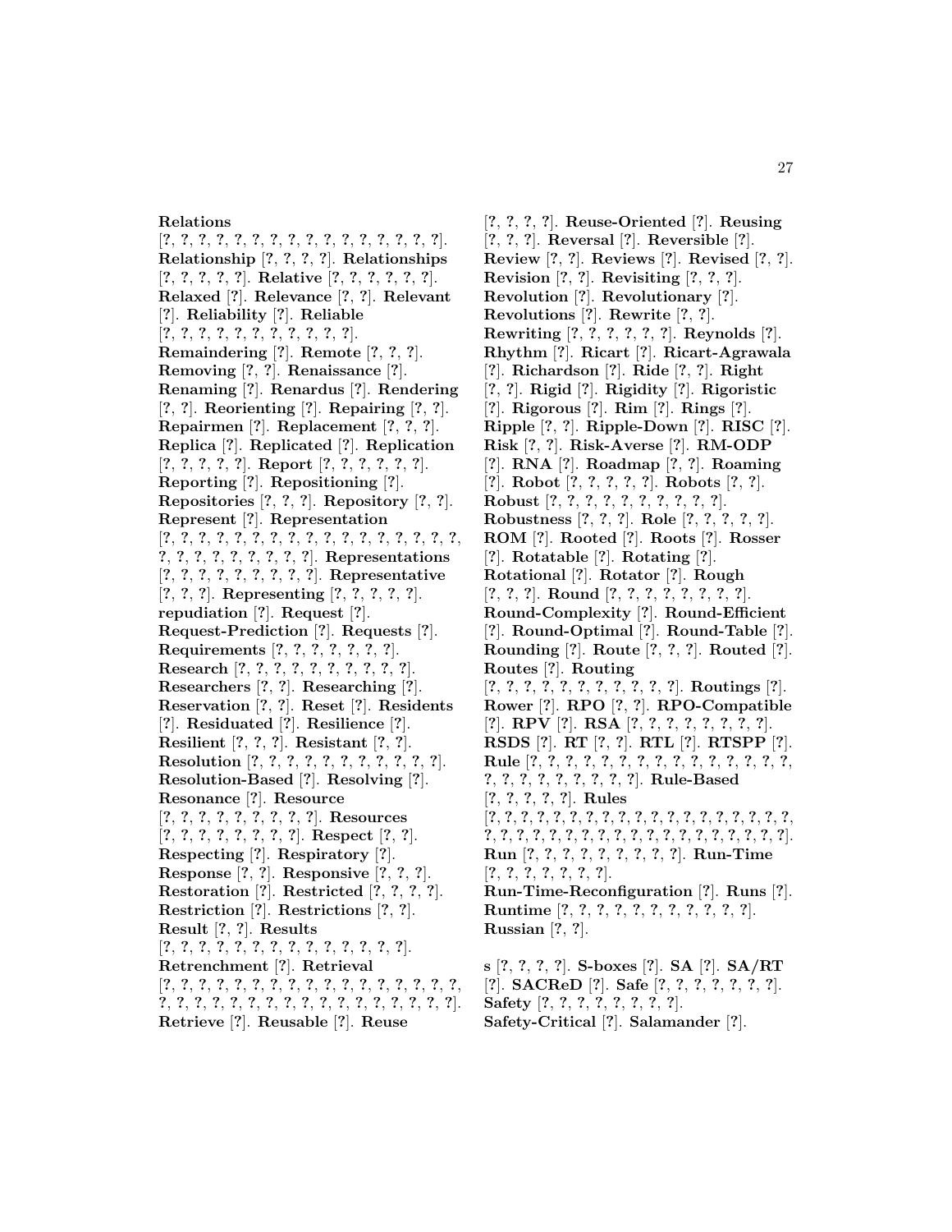**Relations** [?, ?, ?, ?, ?, ?, ?, ?, ?, ?, ?, ?, ?, ?, ?, ?, ?, ?]. **Relationship** [?, ?, ?, ?]. **Relationships** [?, ?, ?, ?, ?]. **Relative** [?, ?, ?, ?, ?, ?, ?]. **Relaxed** [?]. **Relevance** [?, ?]. **Relevant** [?]. **Reliability** [?]. **Reliable** [?, ?, ?, ?, ?, ?, ?, ?, ?, ?, ?, ?]. **Remaindering** [?]. **Remote** [?, ?, ?]. **Removing** [?, ?]. **Renaissance** [?]. **Renaming** [?]. **Renardus** [?]. **Rendering** [?, ?]. **Reorienting** [?]. **Repairing** [?, ?]. **Repairmen** [?]. **Replacement** [?, ?, ?]. **Replica** [?]. **Replicated** [?]. **Replication** [?, ?, ?, ?, ?]. **Report** [?, ?, ?, ?, ?, ?, ?]. **Reporting** [?]. **Repositioning** [?]. **Repositories** [?, ?, ?]. **Repository** [?, ?]. **Represent** [?]. **Representation** [?, ?, ?, ?, ?, ?, ?, ?, ?, ?, ?, ?, ?, ?, ?, ?, ?, ?, ?, ?, ?, ?, ?, ?, ?, ?, ?, ?, ?]. **Representations** [?, ?, ?, ?, ?, ?, ?, ?, ?, ?]. **Representative** [?, ?, ?]. **Representing** [?, ?, ?, ?, ?]. **repudiation** [?]. **Request** [?]. **Request-Prediction** [?]. **Requests** [?]. **Requirements** [?, ?, ?, ?, ?, ?, ?, ?]. **Research** [?, ?, ?, ?, ?, ?, ?, ?, ?, ?, ?, ?]. **Researchers** [?, ?]. **Researching** [?]. **Reservation** [?, ?]. **Reset** [?]. **Residents** [?]. **Residuated** [?]. **Resilience** [?]. **Resilient** [?, ?, ?]. **Resistant** [?, ?]. **Resolution** [?, ?, ?, ?, ?, ?, ?, ?, ?, ?, ?, ?, ?]. **Resolution-Based** [?]. **Resolving** [?]. **Resonance** [?]. **Resource** [?, ?, ?, ?, ?, ?, ?, ?, ?, ?]. **Resources** [?, ?, ?, ?, ?, ?, ?, ?, ?]. **Respect** [?, ?]. **Respecting** [?]. **Respiratory** [?]. **Response** [?, ?]. **Responsive** [?, ?, ?]. **Restoration** [?]. **Restricted** [?, ?, ?, ?]. **Restriction** [?]. **Restrictions** [?, ?]. **Result** [?, ?]. **Results** [?, ?, ?, ?, ?, ?, ?, ?, ?, ?, ?, ?, ?, ?, ?, ?]. **Retrenchment** [?]. **Retrieval** [?, ?, ?, ?, ?, ?, ?, ?, ?, ?, ?, ?, ?, ?, ?, ?, ?, ?, ?, ?, ?, ?, ?, ?, ?, ?, ?, ?, ?, ?, ?, ?, ?, ?, ?, ?, ?, ?]. **Retrieve** [?]. **Reusable** [?]. **Reuse** [?, ?, ?, ?]. **Reuse-Oriented** [?]. **Reusing** [?, ?, ?]. **Reversal** [?]. **Reversible** [?]. **Review** [?, ?]. **Reviews** [?]. **Revised** [?, ?]. **Revision** [?, ?]. **Revisiting** [?, ?, ?]. **Revolution** [?]. **Revolutionary** [?]. **Revolutions** [?]. **Rewrite** [?, ?]. **Rewriting** [?, ?, ?, ?, ?, ?]. **Reynolds** [?]. **Rhythm** [?]. **Ricart** [?]. **Ricart-Agrawala** [?]. **Richardson** [?]. **Ride** [?, ?]. **Right** [?, ?]. **Rigid** [?]. **Rigidity** [?]. **Rigoristic** [?]. **Rigorous** [?]. **Rim** [?]. **Rings** [?]. **Ripple** [?, ?]. **Ripple-Down** [?]. **RISC** [?]. **Risk** [?, ?]. **Risk-Averse** [?]. **RM-ODP** [?]. **RNA** [?]. **Roadmap** [?, ?]. **Roaming** [?]. **Robot** [?, ?, ?, ?, ?]. **Robots** [?, ?]. **Robust** [?, ?, ?, ?, ?, ?, ?, ?, ?, ?, ?]. **Robustness** [?, ?, ?]. **Role** [?, ?, ?, ?, ?]. **ROM** [?]. **Rooted** [?]. **Roots** [?]. **Rosser** [?]. **Rotatable** [?]. **Rotating** [?]. **Rotational** [?]. **Rotator** [?]. **Rough** [?, ?, ?]. **Round** [?, ?, ?, ?, ?, ?, ?, ?]. **Round-Complexity** [?]. **Round-Efficient** [?]. **Round-Optimal** [?]. **Round-Table** [?]. **Rounding** [?]. **Route** [?, ?, ?]. **Routed** [?]. **Routes** [?]. **Routing** [?, ?, ?, ?, ?, ?, ?, ?, ?, ?, ?, ?]. **Routings** [?]. **Rower** [?]. **RPO** [?, ?]. **RPO-Compatible** [?]. **RPV** [?]. **RSA** [?, ?, ?, ?, ?, ?, ?, ?]. **RSDS** [?]. **RT** [?, ?]. **RTL** [?]. **RTSPP** [?]. **Rule** [?, ?, ?, ?, ?, ?, ?, ?, ?, ?, ?, ?, ?, ?, ?, ?, ?, ?, ?, ?, ?, ?, ?, ?, ?]. **Rule-Based** [?, ?, ?, ?, ?]. **Rules** [?, ?, ?, ?, ?, ?, ?, ?, ?, ?, ?, ?, ?, ?, ?, ?, ?, ?, ?, ?, ?, ?, ?, ?, ?, ?, ?, ?, ?, ?, ?, ?, ?, ?, ?, ?, ?, ?, ?, ?]. **Run** [?, ?, ?, ?, ?, ?, ?, ?, ?]. **Run-Time** [?, ?, ?, ?, ?, ?, ?]. **Run-Time-Reconfiguration** [?]. **Runs** [?]. **Runtime** [?, ?, ?, ?, ?, ?, ?, ?, ?, ?, ?]. **Russian** [?, ?].

**s** [?, ?, ?, ?]. **S-boxes** [?]. **SA** [?]. **SA/RT** [?]. **SACReD** [?]. **Safe** [?, ?, ?, ?, ?, ?, ?]. **Safety** [?, ?, ?, ?, ?, ?, ?, ?]. **Safety-Critical** [?]. **Salamander** [?].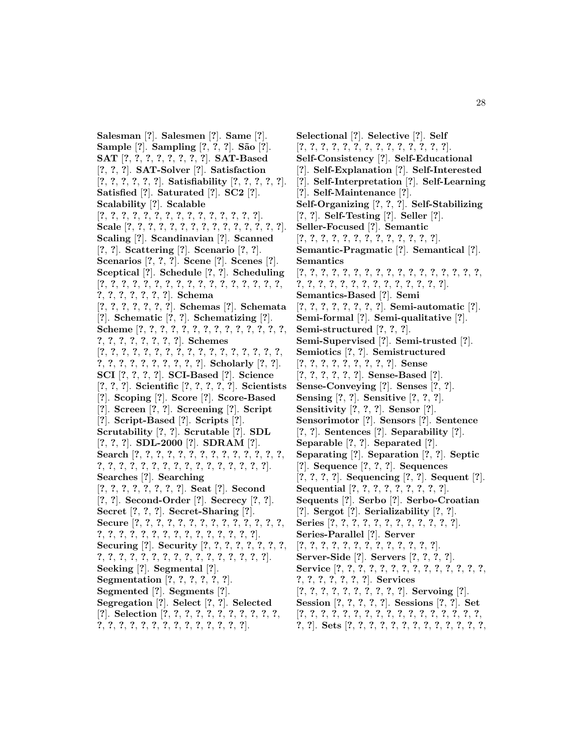**Salesman** [?]. **Salesmen** [?]. **Same** [?]. **Sample** [?]. **Sampling** [?, ?, ?]. **São** [?]. **SAT** [?, ?, ?, ?, ?, ?, ?, ?]. **SAT-Based** [?, ?, ?]. **SAT-Solver** [?]. **Satisfaction** [?, ?, ?, ?, ?, ?]. **Satisfiability** [?, ?, ?, ?, ?]. **Satisfied** [?]. **Saturated** [?]. **SC2** [?]. **Scalability** [?]. **Scalable** [?, ?, ?, ?, ?, ?, ?, ?, ?, ?, ?, ?, ?, ?, ?]. **Scale** [?, ?, ?, ?, ?, ?, ?, ?, ?, ?, ?, ?, ?, ?, ?, ?, ?]. **Scaling** [?]. **Scandinavian** [?]. **Scanned** [?, ?]. **Scattering** [?]. **Scenario** [?, ?]. **Scenarios** [?, ?, ?]. **Scene** [?]. **Scenes** [?]. **Sceptical** [?]. **Schedule** [?, ?]. **Scheduling** [?, ?, ?, ?, ?, ?, ?, ?, ?, ?, ?, ?, ?, ?, ?, ?, ?, ?, ?, ?, ?, ?, ?, ?, ?, ?]. **Schema** [?, ?, ?, ?, ?, ?, ?]. **Schemas** [?]. **Schemata** [?]. **Schematic** [?, ?]. **Schematizing** [?]. **Scheme** [?, ?, ?, ?, ?, ?, ?, ?, ?, ?, ?, ?, ?, ?, ?, ?, ?, ?, ?, ?, ?, ?, ?, ?]. **Schemes** [?, ?, ?, ?, ?, ?, ?, ?, ?, ?, ?, ?, ?, ?, ?, ?, ?, ?, ?, ?, ?, ?, ?, ?, ?, ?, ?, ?, ?]. **Scholarly** [?, ?]. **SCI** [?, ?, ?, ?]. **SCI-Based** [?]. **Science** [?, ?, ?]. **Scientific** [?, ?, ?, ?, ?]. **Scientists** [?]. **Scoping** [?]. **Score** [?]. **Score-Based** [?]. **Screen** [?, ?]. **Screening** [?]. **Script** [?]. **Script-Based** [?]. **Scripts** [?]. **Scrutability** [?, ?]. **Scrutable** [?]. **SDL** [?, ?, ?]. **SDL-2000** [?]. **SDRAM** [?]. **Search** [?, ?, ?, ?, ?, ?, ?, ?, ?, ?, ?, ?, ?, ?, ?, ?, ?, ?, ?, ?, ?, ?, ?, ?, ?, ?, ?, ?, ?, ?, ?, ?, ?, ?, ?]. **Searches** [?]. **Searching** [?, ?, ?, ?, ?, ?, ?, ?]. **Seat** [?]. **Second** [?, ?]. **Second-Order** [?]. **Secrecy** [?, ?]. **Secret** [?, ?, ?]. **Secret-Sharing** [?]. **Secure** [?, ?, ?, ?, ?, ?, ?, ?, ?, ?, ?, ?, ?, ?, ?, ?, ?, ?, ?, ?, ?, ?, ?, ?, ?, ?, ?, ?, ?, ?, ?, ?]. **Securing** [?]. **Security** [?, ?, ?, ?, ?, ?, ?, ?, ?, ?, ?, ?, ?, ?, ?, ?, ?, ?, ?, ?, ?, ?, ?, ?, ?, ?]. **Seeking** [?]. **Segmental** [?]. **Segmentation** [?, ?, ?, ?, ?, ?]. **Segmented** [?]. **Segments** [?]. **Segregation** [?]. **Select** [?, ?]. **Selected** [?]. **Selection** [?, ?, ?, ?, ?, ?, ?, ?, ?, ?, ?, ?, ?, ?, ?, ?, ?, ?, ?, ?, ?, ?, ?, ?, ?, ?, ?]. **Selectional** [?]. **Selective** [?]. **Self** [?, ?, ?, ?, ?, ?, ?, ?, ?, ?, ?, ?, ?, ?, ?]. **Self-Consistency** [?]. **Self-Educational** [?]. **Self-Explanation** [?]. **Self-Interested** [?]. **Self-Interpretation** [?]. **Self-Learning** [?]. **Self-Maintenance** [?]. **Self-Organizing** [?, ?, ?]. **Self-Stabilizing** [?, ?]. **Self-Testing** [?]. **Seller** [?]. **Seller-Focused** [?]. **Semantic** [?, ?, ?, ?, ?, ?, ?, ?, ?, ?, ?, ?, ?]. **Semantic-Pragmatic** [?]. **Semantical** [?]. **Semantics** [?, ?, ?, ?, ?, ?, ?, ?, ?, ?, ?, ?, ?, ?, ?, ?, ?, ?, ?, ?, ?, ?, ?, ?, ?, ?, ?, ?, ?, ?, ?, ?, ?, ?, ?, ?]. **Semantics-Based** [?]. **Semi** [?, ?, ?, ?, ?, ?, ?, ?]. **Semi-automatic** [?]. **Semi-formal** [?]. **Semi-qualitative** [?]. **Semi-structured** [?, ?, ?]. **Semi-Supervised** [?]. **Semi-trusted** [?]. **Semiotics** [?, ?]. **Semistructured** [?, ?, ?, ?, ?, ?, ?, ?, ?]. **Sense** [?, ?, ?, ?, ?, ?]. **Sense-Based** [?]. **Sense-Conveying** [?]. **Senses** [?, ?]. **Sensing** [?, ?]. **Sensitive** [?, ?, ?]. **Sensitivity** [?, ?, ?]. **Sensor** [?]. **Sensorimotor** [?]. **Sensors** [?]. **Sentence** [?, ?]. **Sentences** [?]. **Separability** [?]. **Separable** [?, ?]. **Separated** [?]. **Separating** [?]. **Separation** [?, ?]. **Septic** [?]. **Sequence** [?, ?, ?]. **Sequences** [?, ?, ?, ?]. **Sequencing** [?, ?]. **Sequent** [?]. **Sequential** [?, ?, ?, ?, ?, ?, ?, ?, ?]. **Sequents** [?]. **Serbo** [?]. **Serbo-Croatian** [?]. **Sergot** [?]. **Serializability** [?, ?]. **Series** [?, ?, ?, ?, ?, ?, ?, ?, ?, ?, ?, ?]. **Series-Parallel** [?]. **Server** [?, ?, ?, ?, ?, ?, ?, ?, ?, ?, ?, ?, ?]. **Server-Side** [?]. **Servers** [?, ?, ?, ?]. **Service** [?, ?, ?, ?, ?, ?, ?, ?, ?, ?, ?, ?, ?, ?, ?, ?, ?, ?, ?, ?, ?, ?]. **Services** [?, ?, ?, ?, ?, ?, ?, ?, ?, ?]. **Servoing** [?]. **Session** [?, ?, ?, ?, ?]. **Sessions** [?, ?]. **Set** [?, ?, ?, ?, ?, ?, ?, ?, ?, ?, ?, ?, ?, ?, ?, ?, ?, ?, ?, ?]. **Sets** [?, ?, ?, ?, ?, ?, ?, ?, ?, ?, ?, ?, ?, ?,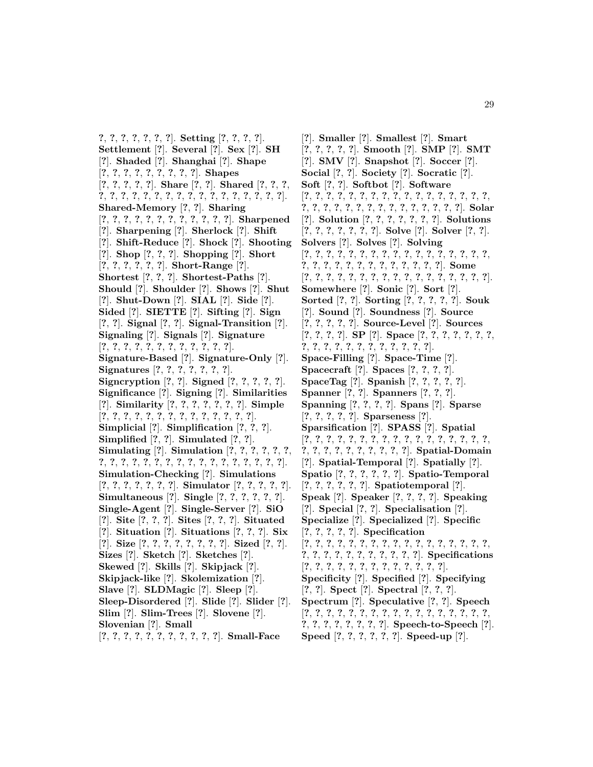?, ?, ?, ?, ?, ?, ?, ?]. **Setting** [?, ?, ?, ?]. **Settlement** [?]. **Several** [?]. **Sex** [?]. **SH** [?]. **Shaded** [?]. **Shanghai** [?]. **Shape** [?, ?, ?, ?, ?, ?, ?, ?, ?, ?]. **Shapes** [?, ?, ?, ?, ?, ?]. **Share** [?, ?]. **Shared** [?, ?, ?, ?, ?, ?, ?, ?, ?, ?, ?, ?, ?, ?, ?, ?, ?, ?, ?, ?, ?]. **Shared-Memory** [?, ?]. **Sharing** [?, ?, ?, ?, ?, ?, ?, ?, ?, ?, ?, ?, ?, ?]. **Sharpened** [?]. **Sharpening** [?]. **Sherlock** [?]. **Shift** [?]. **Shift-Reduce** [?]. **Shock** [?]. **Shooting** [?]. **Shop** [?, ?, ?]. **Shopping** [?]. **Short** [?, ?, ?, ?, ?, ?, ?]. **Short-Range** [?]. **Shortest** [?, ?, ?]. **Shortest-Paths** [?]. **Should** [?]. **Shoulder** [?]. **Shows** [?]. **Shut** [?]. **Shut-Down** [?]. **SIAL** [?]. **Side** [?]. **Sided** [?]. **SIETTE** [?]. **Sifting** [?]. **Sign** [?, ?]. **Signal** [?, ?]. **Signal-Transition** [?]. **Signaling** [?]. **Signals** [?]. **Signature** [?, ?, ?, ?, ?, ?, ?, ?, ?, ?, ?, ?, ?, ?]. **Signature-Based** [?]. **Signature-Only** [?]. **Signatures** [?, ?, ?, ?, ?, ?, ?, ?]. **Signcryption** [?, ?]. **Signed** [?, ?, ?, ?, ?]. **Significance** [?]. **Signing** [?]. **Similarities** [?]. **Similarity** [?, ?, ?, ?, ?, ?, ?, ?]. **Simple** [?, ?, ?, ?, ?, ?, ?, ?, ?, ?, ?, ?, ?, ?, ?, ?]. **Simplicial** [?]. **Simplification** [?, ?, ?]. **Simplified** [?, ?]. **Simulated** [?, ?]. **Simulating** [?]. **Simulation** [?, ?, ?, ?, ?, ?, ?, ?, ?, ?, ?, ?, ?, ?, ?, ?, ?, ?, ?, ?, ?, ?, ?, ?, ?]. **Simulation-Checking** [?]. **Simulations** [?, ?, ?, ?, ?, ?, ?, ?]. **Simulator** [?, ?, ?, ?, ?, ?]. **Simultaneous** [?]. **Single** [?, ?, ?, ?, ?, ?, ?]. **Single-Agent** [?]. **Single-Server** [?]. **SiO** [?]. **Site** [?, ?, ?]. **Sites** [?, ?, ?]. **Situated** [?]. **Situation** [?]. **Situations** [?, ?, ?]. **Six** [?]. **Size** [?, ?, ?, ?, ?, ?, ?, ?, ?, ?]. **Sized** [?, ?]. **Sizes** [?]. **Sketch** [?]. **Sketches** [?]. **Skewed** [?]. **Skills** [?]. **Skipjack** [?]. **Skipjack-like** [?]. **Skolemization** [?]. **Slave** [?]. **SLDMagic** [?]. **Sleep** [?]. **Sleep-Disordered** [?]. **Slide** [?]. **Slider** [?]. **Slim** [?]. **Slim-Trees** [?]. **Slovene** [?]. **Slovenian** [?]. **Small** [?, ?, ?, ?, ?, ?, ?, ?, ?, ?, ?, ?, ?]. **Small-Face** [?]. **Smaller** [?]. **Smallest** [?]. **Smart** [?, ?, ?, ?, ?, ?]. **Smooth** [?]. **SMP** [?]. **SMT** [?]. **SMV** [?]. **Snapshot** [?]. **Soccer** [?]. **Social** [?, ?]. **Society** [?]. **Socratic** [?]. **Soft** [?, ?]. **Softbot** [?]. **Software** [?, ?, ?, ?, ?, ?, ?, ?, ?, ?, ?, ?, ?, ?, ?, ?, ?, ?, ?, ?, ?, ?, ?, ?, ?, ?, ?, ?, ?, ?, ?, ?, ?, ?, ?, ?]. **Solar** [?]. **Solution** [?, ?, ?, ?, ?, ?, ?, ?]. **Solutions** [?, ?, ?, ?, ?, ?, ?, ?]. **Solve** [?]. **Solver** [?, ?]. **Solvers** [?]. **Solves** [?]. **Solving** [?, ?, ?, ?, ?, ?, ?, ?, ?, ?, ?, ?, ?, ?, ?, ?, ?, ?, ?, ?, ?, ?, ?, ?, ?, ?, ?, ?, ?, ?, ?, ?, ?, ?]. **Some** [?, ?, ?, ?, ?, ?, ?, ?, ?, ?, ?, ?, ?, ?, ?, ?, ?, ?, ?]. **Somewhere** [?]. **Sonic** [?]. **Sort** [?]. **Sorted** [?, ?]. **Sorting** [?, ?, ?, ?, ?, ?]. **Souk** [?]. **Sound** [?]. **Soundness** [?]. **Source** [?, ?, ?, ?, ?]. **Source-Level** [?]. **Sources** [?, ?, ?, ?]. **SP** [?]. **Space** [?, ?, ?, ?, ?, ?, ?, ?, ?, ?, ?, ?, ?, ?, ?, ?, ?, ?, ?, ?, ?]. **Space-Filling** [?]. **Space-Time** [?]. **Spacecraft** [?]. **Spaces** [?, ?, ?, ?]. **SpaceTag** [?]. **Spanish** [?, ?, ?, ?, ?]. **Spanner** [?, ?]. **Spanners** [?, ?, ?]. **Spanning** [?, ?, ?, ?]. **Spans** [?]. **Sparse** [?, ?, ?, ?, ?]. **Sparseness** [?]. **Sparsification** [?]. **SPASS** [?]. **Spatial** [?, ?, ?, ?, ?, ?, ?, ?, ?, ?, ?, ?, ?, ?, ?, ?, ?, ?, ?, ?, ?, ?, ?, ?, ?, ?, ?, ?, ?, ?]. **Spatial-Domain** [?]. **Spatial-Temporal** [?]. **Spatially** [?]. **Spatio** [?, ?, ?, ?, ?, ?]. **Spatio-Temporal** [?, ?, ?, ?, ?, ?]. **Spatiotemporal** [?]. **Speak** [?]. **Speaker** [?, ?, ?, ?]. **Speaking** [?]. **Special** [?, ?]. **Specialisation** [?]. **Specialize** [?]. **Specialized** [?]. **Specific** [?, ?, ?, ?, ?]. **Specification** [?, ?, ?, ?, ?, ?, ?, ?, ?, ?, ?, ?, ?, ?, ?, ?, ?, ?, ?, ?, ?, ?, ?, ?, ?, ?, ?, ?, ?, ?]. **Specifications** [?, ?, ?, ?, ?, ?, ?, ?, ?, ?, ?, ?, ?, ?]. **Specificity** [?]. **Specified** [?]. **Specifying** [?, ?]. **Spect** [?]. **Spectral** [?, ?, ?]. **Spectrum** [?]. **Speculative** [?, ?]. **Speech** [?, ?, ?, ?, ?, ?, ?, ?, ?, ?, ?, ?, ?, ?, ?, ?, ?, ?, ?, ?, ?, ?, ?, ?, ?, ?]. **Speech-to-Speech** [?]. **Speed** [?, ?, ?, ?, ?, ?]. **Speed-up** [?].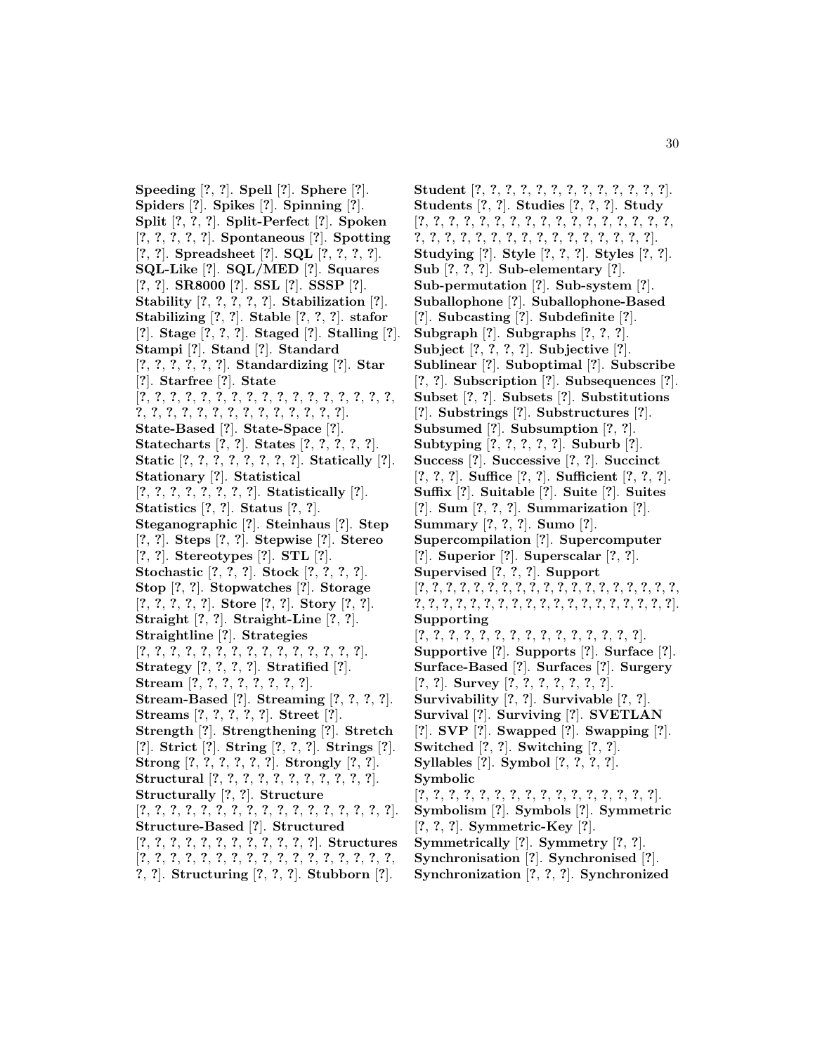**Speeding** [?, ?]. **Spell** [?]. **Sphere** [?]. **Spiders** [?]. **Spikes** [?]. **Spinning** [?]. **Split** [?, ?, ?]. **Split-Perfect** [?]. **Spoken** [?, ?, ?, ?, ?]. **Spontaneous** [?]. **Spotting** [?, ?]. **Spreadsheet** [?]. **SQL** [?, ?, ?, ?]. **SQL-Like** [?]. **SQL/MED** [?]. **Squares** [?, ?]. **SR8000** [?]. **SSL** [?]. **SSSP** [?]. **Stability** [?, ?, ?, ?, ?]. **Stabilization** [?]. **Stabilizing** [?, ?]. **Stable** [?, ?, ?]. **stafor** [?]. **Stage** [?, ?, ?]. **Staged** [?]. **Stalling** [?]. **Stampi** [?]. **Stand** [?]. **Standard** [?, ?, ?, ?, ?, ?]. **Standardizing** [?]. **Star** [?]. **Starfree** [?]. **State** [?, ?, ?, ?, ?, ?, ?, ?, ?, ?, ?, ?, ?, ?, ?, ?, ?, ?, ?, ?, ?, ?, ?, ?, ?, ?, ?, ?, ?, ?, ?, ?]. **State-Based** [?]. **State-Space** [?]. **Statecharts** [?, ?]. **States** [?, ?, ?, ?, ?]. **Static** [?, ?, ?, ?, ?, ?, ?, ?]. **Statically** [?]. **Stationary** [?]. **Statistical** [?, ?, ?, ?, ?, ?, ?, ?]. **Statistically** [?]. **Statistics** [?, ?]. **Status** [?, ?]. **Steganographic** [?]. **Steinhaus** [?]. **Step** [?, ?]. **Steps** [?, ?]. **Stepwise** [?]. **Stereo** [?, ?]. **Stereotypes** [?]. **STL** [?]. **Stochastic** [?, ?, ?]. **Stock** [?, ?, ?, ?]. **Stop** [?, ?]. **Stopwatches** [?]. **Storage** [?, ?, ?, ?, ?]. **Store** [?, ?]. **Story** [?, ?]. **Straight** [?, ?]. **Straight-Line** [?, ?]. **Straightline** [?]. **Strategies** [?, ?, ?, ?, ?, ?, ?, ?, ?, ?, ?, ?, ?, ?, ?, ?]. **Strategy** [?, ?, ?, ?]. **Stratified** [?]. **Stream** [?, ?, ?, ?, ?, ?, ?, ?]. **Stream-Based** [?]. **Streaming** [?, ?, ?, ?]. **Streams** [?, ?, ?, ?, ?]. **Street** [?]. **Strength** [?]. **Strengthening** [?]. **Stretch** [?]. **Strict** [?]. **String** [?, ?, ?]. **Strings** [?]. **Strong** [?, ?, ?, ?, ?, ?]. **Strongly** [?, ?]. **Structural** [?, ?, ?, ?, ?, ?, ?, ?, ?, ?, ?, ?]. **Structurally** [?, ?]. **Structure** [?, ?, ?, ?, ?, ?, ?, ?, ?, ?, ?, ?, ?, ?, ?, ?, ?, ?, ?]. **Structure-Based** [?]. **Structured** [?, ?, ?, ?, ?, ?, ?, ?, ?, ?, ?, ?]. **Structures** [?, ?, ?, ?, ?, ?, ?, ?, ?, ?, ?, ?, ?, ?, ?, ?, ?, ?, ?, ?, ?]. **Structuring** [?, ?, ?]. **Stubborn** [?].

**Student** [?, ?, ?, ?, ?, ?, ?, ?, ?, ?, ?, ?, ?, ?]. **Students** [?, ?]. **Studies** [?, ?, ?]. **Study** [?, ?, ?, ?, ?, ?, ?, ?, ?, ?, ?, ?, ?, ?, ?, ?, ?, ?, ?, ?, ?, ?, ?, ?, ?, ?, ?, ?, ?, ?, ?, ?, ?, ?, ?, ?, ?]. **Studying** [?]. **Style** [?, ?, ?]. **Styles** [?, ?]. **Sub** [?, ?, ?]. **Sub-elementary** [?]. **Sub-permutation** [?]. **Sub-system** [?]. **Suballophone** [?]. **Suballophone-Based** [?]. **Subcasting** [?]. **Subdefinite** [?]. **Subgraph** [?]. **Subgraphs** [?, ?, ?]. **Subject** [?, ?, ?, ?]. **Subjective** [?]. **Sublinear** [?]. **Suboptimal** [?]. **Subscribe** [?, ?]. **Subscription** [?]. **Subsequences** [?]. **Subset** [?, ?]. **Subsets** [?]. **Substitutions** [?]. **Substrings** [?]. **Substructures** [?]. **Subsumed** [?]. **Subsumption** [?, ?]. **Subtyping** [?, ?, ?, ?, ?]. **Suburb** [?]. **Success** [?]. **Successive** [?, ?]. **Succinct** [?, ?, ?]. **Suffice** [?, ?]. **Sufficient** [?, ?, ?]. **Suffix** [?]. **Suitable** [?]. **Suite** [?]. **Suites** [?]. **Sum** [?, ?, ?]. **Summarization** [?]. **Summary** [?, ?, ?]. **Sumo** [?]. **Supercompilation** [?]. **Supercomputer** [?]. **Superior** [?]. **Superscalar** [?, ?]. **Supervised** [?, ?, ?]. **Support** [?, ?, ?, ?, ?, ?, ?, ?, ?, ?, ?, ?, ?, ?, ?, ?, ?, ?, ?, ?, ?, ?, ?, ?, ?, ?, ?, ?, ?, ?, ?, ?, ?, ?, ?, ?, ?, ?, ?, ?]. **Supporting** [?, ?, ?, ?, ?, ?, ?, ?, ?, ?, ?, ?, ?, ?, ?]. **Supportive** [?]. **Supports** [?]. **Surface** [?]. **Surface-Based** [?]. **Surfaces** [?]. **Surgery** [?, ?]. **Survey** [?, ?, ?, ?, ?, ?, ?]. **Survivability** [?, ?]. **Survivable** [?, ?]. **Survival** [?]. **Surviving** [?]. **SVETLAN** [?]. **SVP** [?]. **Swapped** [?]. **Swapping** [?]. **Switched** [?, ?]. **Switching** [?, ?]. **Syllables** [?]. **Symbol** [?, ?, ?, ?]. **Symbolic** [?, ?, ?, ?, ?, ?, ?, ?, ?, ?, ?, ?, ?, ?, ?, ?]. **Symbolism** [?]. **Symbols** [?]. **Symmetric** [?, ?, ?]. **Symmetric-Key** [?]. **Symmetrically** [?]. **Symmetry** [?, ?]. **Synchronisation** [?]. **Synchronised** [?]. **Synchronization** [?, ?, ?]. **Synchronized**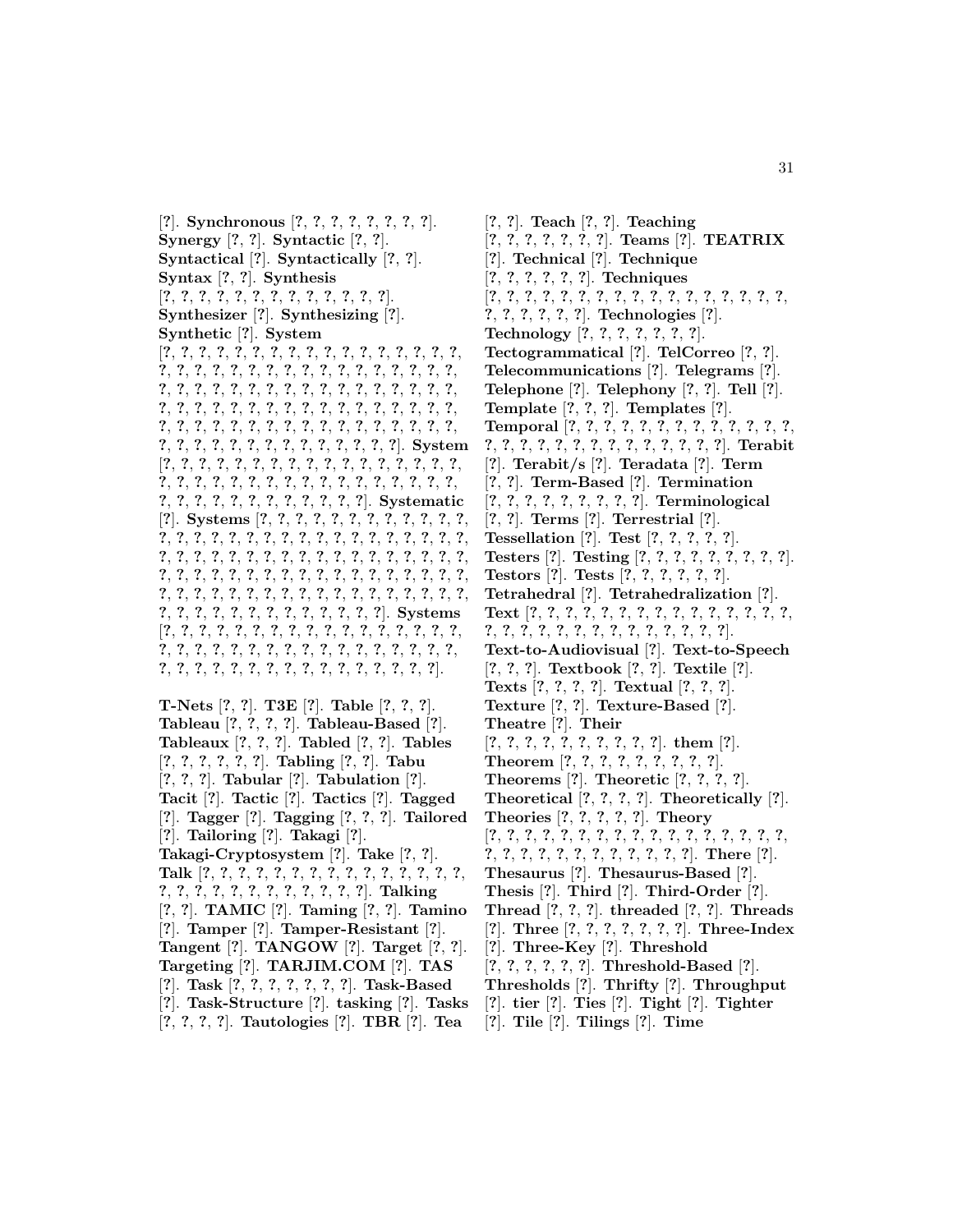[?]. **Synchronous** [?, ?, ?, ?, ?, ?, ?, ?]. **Synergy** [?, ?]. **Syntactic** [?, ?]. **Syntactical** [?]. **Syntactically** [?, ?]. **Syntax** [?, ?]. **Synthesis** [?, ?, ?, ?, ?, ?, ?, ?, ?, ?, ?, ?, ?, ?]. **Synthesizer** [?]. **Synthesizing** [?]. **Synthetic** [?]. **System** [?, ?, ?, ?, ?, ?, ?, ?, ?, ?, ?, ?, ?, ?, ?, ?, ?, ?, ?, ?, ?, ?, ?, ?, ?, ?, ?, ?, ?, ?, ?, ?, ?, ?, ?, ?, ?, ?, ?, ?, ?, ?, ?, ?, ?, ?, ?, ?, ?, ?, ?, ?, ?, ?, ?, ?, ?, ?, ?, ?, ?, ?, ?, ?, ?, ?, ?, ?, ?, ?, ?, ?, ?, ?, ?, ?, ?, ?, ?, ?, ?, ?, ?, ?, ?, ?, ?, ?, ?, ?, ?, ?, ?, ?, ?, ?, ?, ?, ?, ?, ?, ?, ?, ?, ?, ?, ?, ?, ?]. **System** [?, ?, ?, ?, ?, ?, ?, ?, ?, ?, ?, ?, ?, ?, ?, ?, ?, ?, ?, ?, ?, ?, ?, ?, ?, ?, ?, ?, ?, ?, ?, ?, ?, ?, ?, ?, ?, ?, ?, ?, ?, ?, ?, ?, ?, ?, ?, ?, ?, ?, ?, ?, ?, ?, ?, ?]. **Systematic** [?]. **Systems** [?, ?, ?, ?, ?, ?, ?, ?, ?, ?, ?, ?, ?, ?, ?, ?, ?, ?, ?, ?, ?, ?, ?, ?, ?, ?, ?, ?, ?, ?, ?, ?, ?, ?, ?, ?, ?, ?, ?, ?, ?, ?, ?, ?, ?, ?, ?, ?, ?, ?, ?, ?, ?, ?, ?, ?, ?, ?, ?, ?, ?, ?, ?, ?, ?, ?, ?, ?, ?, ?, ?, ?, ?, ?, ?, ?, ?, ?, ?, ?, ?, ?, ?, ?, ?, ?, ?, ?, ?, ?, ?, ?, ?, ?, ?, ?, ?, ?, ?, ?, ?, ?, ?, ?, ?, ?, ?]. **Systems** [?, ?, ?, ?, ?, ?, ?, ?, ?, ?, ?, ?, ?, ?, ?, ?, ?, ?, ?, ?, ?, ?, ?, ?, ?, ?, ?, ?, ?, ?, ?, ?, ?, ?, ?, ?, ?, ?, ?, ?, ?, ?, ?, ?, ?, ?, ?, ?, ?, ?, ?, ?, ?, ?, ?, ?, ?].

**T-Nets** [?, ?]. **T3E** [?]. **Table** [?, ?, ?]. **Tableau** [?, ?, ?, ?]. **Tableau-Based** [?]. **Tableaux** [?, ?, ?]. **Tabled** [?, ?]. **Tables** [?, ?, ?, ?, ?, ?]. **Tabling** [?, ?]. **Tabu** [?, ?, ?]. **Tabular** [?]. **Tabulation** [?]. **Tacit** [?]. **Tactic** [?]. **Tactics** [?]. **Tagged** [?]. **Tagger** [?]. **Tagging** [?, ?, ?]. **Tailored** [?]. **Tailoring** [?]. **Takagi** [?]. **Takagi-Cryptosystem** [?]. **Take** [?, ?]. **Talk** [?, ?, ?, ?, ?, ?, ?, ?, ?, ?, ?, ?, ?, ?, ?, ?, ?, ?, ?, ?, ?, ?, ?, ?, ?, ?, ?, ?, ?, ?, ?]. **Talking** [?, ?]. **TAMIC** [?]. **Taming** [?, ?]. **Tamino** [?]. **Tamper** [?]. **Tamper-Resistant** [?]. **Tangent** [?]. **TANGOW** [?]. **Target** [?, ?]. **Targeting** [?]. **TARJIM.COM** [?]. **TAS** [?]. **Task** [?, ?, ?, ?, ?, ?, ?, ?]. **Task-Based** [?]. **Task-Structure** [?]. **tasking** [?]. **Tasks** [?, ?, ?, ?]. **Tautologies** [?]. **TBR** [?]. **Tea** [?, ?]. **Teach** [?, ?]. **Teaching** [?, ?, ?, ?, ?, ?, ?, ?]. **Teams** [?]. **TEATRIX** [?]. **Technical** [?]. **Technique** [?, ?, ?, ?, ?, ?]. **Techniques** [?, ?, ?, ?, ?, ?, ?, ?, ?, ?, ?, ?, ?, ?, ?, ?, ?, ?, ?, ?, ?, ?, ?, ?, ?]. **Technologies** [?]. **Technology** [?, ?, ?, ?, ?, ?, ?]. **Tectogrammatical** [?]. **TelCorreo** [?, ?]. **Telecommunications** [?]. **Telegrams** [?]. **Telephone** [?]. **Telephony** [?, ?]. **Tell** [?]. **Template** [?, ?, ?]. **Templates** [?]. **Temporal** [?, ?, ?, ?, ?, ?, ?, ?, ?, ?, ?, ?, ?, ?, ?, ?, ?, ?, ?, ?, ?, ?, ?, ?, ?, ?, ?, ?, ?]. **Terabit** [?]. **Terabit/s** [?]. **Teradata** [?]. **Term** [?, ?]. **Term-Based** [?]. **Termination** [?, ?, ?, ?, ?, ?, ?, ?, ?]. **Terminological** [?, ?]. **Terms** [?]. **Terrestrial** [?]. **Tessellation** [?]. **Test** [?, ?, ?, ?, ?]. **Testers** [?]. **Testing** [?, ?, ?, ?, ?, ?, ?, ?, ?]. **Testors** [?]. **Tests** [?, ?, ?, ?, ?, ?]. **Tetrahedral** [?]. **Tetrahedralization** [?]. **Text** [?, ?, ?, ?, ?, ?, ?, ?, ?, ?, ?, ?, ?, ?, ?, ?, ?, ?, ?, ?, ?, ?, ?, ?, ?, ?, ?, ?, ?, ?, ?]. **Text-to-Audiovisual** [?]. **Text-to-Speech** [?, ?, ?]. **Textbook** [?, ?]. **Textile** [?]. **Texts** [?, ?, ?, ?]. **Textual** [?, ?, ?]. **Texture** [?, ?]. **Texture-Based** [?]. **Theatre** [?]. **Their** [?, ?, ?, ?, ?, ?, ?, ?, ?, ?]. **them** [?]. **Theorem** [?, ?, ?, ?, ?, ?, ?, ?, ?, ?]. **Theorems** [?]. **Theoretic** [?, ?, ?, ?]. **Theoretical** [?, ?, ?, ?]. **Theoretically** [?]. **Theories** [?, ?, ?, ?, ?]. **Theory** [?, ?, ?, ?, ?, ?, ?, ?, ?, ?, ?, ?, ?, ?, ?, ?, ?, ?, ?, ?, ?, ?, ?, ?, ?, ?, ?, ?, ?, ?, ?]. **There** [?]. **Thesaurus** [?]. **Thesaurus-Based** [?]. **Thesis** [?]. **Third** [?]. **Third-Order** [?]. **Thread** [?, ?, ?]. **threaded** [?, ?]. **Threads** [?]. **Three** [?, ?, ?, ?, ?, ?, ?]. **Three-Index** [?]. **Three-Key** [?]. **Threshold** [?, ?, ?, ?, ?, ?]. **Threshold-Based** [?]. **Thresholds** [?]. **Thrifty** [?]. **Throughput** [?]. **tier** [?]. **Ties** [?]. **Tight** [?]. **Tighter** [?]. **Tile** [?]. **Tilings** [?]. **Time**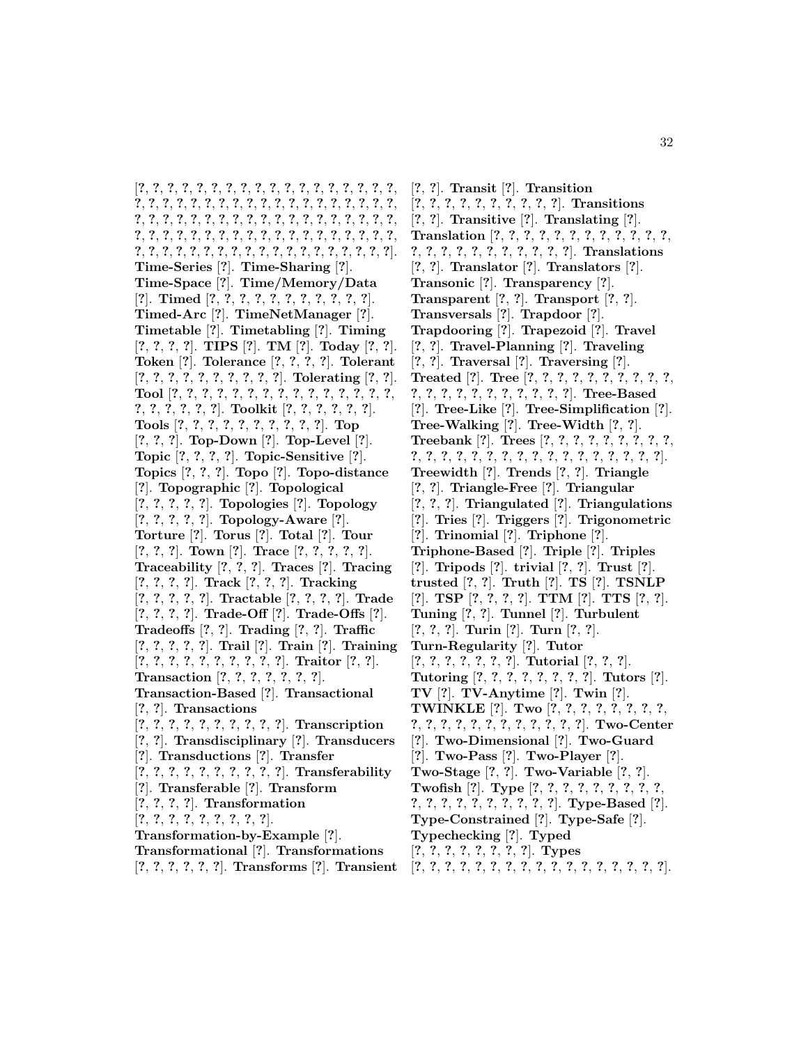[?, ?, ?, ?, ?, ?, ?, ?, ?, ?, ?, ?, ?, ?, ?, ?, ?, ?, ?, ?, ?, ?, ?, ?, ?, ?, ?, ?, ?, ?, ?, ?, ?, ?, ?, ?, ?, ?, ?, ?, ?, ?, ?, ?, ?, ?, ?, ?, ?, ?, ?, ?, ?, ?, ?, ?, ?, ?, ?, ?, ?, ?, ?, ?, ?, ?, ?, ?, ?, ?, ?, ?, ?, ?, ?, ?, ?, ?, ?, ?, ?, ?, ?, ?, ?, ?, ?, ?, ?, ?, ?, ?, ?, ?, ?, ?, ?, ?, ?, ?, ?, ?, ?, ?, ?, ?, ?, ?, ?]. **Time-Series** [?]. **Time-Sharing** [?]. **Time-Space** [?]. **Time/Memory/Data** [?]. **Timed** [?, ?, ?, ?, ?, ?, ?, ?, ?, ?, ?, ?]. **Timed-Arc** [?]. **TimeNetManager** [?]. **Timetable** [?]. **Timetabling** [?]. **Timing** [?, ?, ?, ?]. **TIPS** [?]. **TM** [?]. **Today** [?, ?]. **Token** [?]. **Tolerance** [?, ?, ?, ?]. **Tolerant** [?, ?, ?, ?, ?, ?, ?, ?, ?, ?, ?]. **Tolerating** [?, ?]. **Tool** [?, ?, ?, ?, ?, ?, ?, ?, ?, ?, ?, ?, ?, ?, ?, ?, ?, ?, ?, ?, ?, ?, ?]. **Toolkit** [?, ?, ?, ?, ?, ?]. **Tools** [?, ?, ?, ?, ?, ?, ?, ?, ?, ?, ?]. **Top** [?, ?, ?]. **Top-Down** [?]. **Top-Level** [?]. **Topic** [?, ?, ?, ?]. **Topic-Sensitive** [?]. **Topics** [?, ?, ?]. **Topo** [?]. **Topo-distance** [?]. **Topographic** [?]. **Topological** [?, ?, ?, ?, ?]. **Topologies** [?]. **Topology** [?, ?, ?, ?, ?]. **Topology-Aware** [?]. **Torture** [?]. **Torus** [?]. **Total** [?]. **Tour** [?, ?, ?]. **Town** [?]. **Trace** [?, ?, ?, ?, ?]. **Traceability** [?, ?, ?]. **Traces** [?]. **Tracing** [?, ?, ?, ?]. **Track** [?, ?, ?]. **Tracking** [?, ?, ?, ?, ?]. **Tractable** [?, ?, ?, ?]. **Trade** [?, ?, ?, ?]. **Trade-Off** [?]. **Trade-Offs** [?]. **Tradeoffs** [?, ?]. **Trading** [?, ?]. **Traffic** [?, ?, ?, ?, ?]. **Trail** [?]. **Train** [?]. **Training** [?, ?, ?, ?, ?, ?, ?, ?, ?, ?, ?]. **Traitor** [?, ?]. **Transaction** [?, ?, ?, ?, ?, ?, ?, ?]. **Transaction-Based** [?]. **Transactional** [?, ?]. **Transactions** [?, ?, ?, ?, ?, ?, ?, ?, ?, ?, ?]. **Transcription** [?, ?]. **Transdisciplinary** [?]. **Transducers** [?]. **Transductions** [?]. **Transfer** [?, ?, ?, ?, ?, ?, ?, ?, ?, ?, ?]. **Transferability** [?]. **Transferable** [?]. **Transform** [?, ?, ?, ?]. **Transformation** [?, ?, ?, ?, ?, ?, ?, ?, ?, ?]. **Transformation-by-Example** [?]. **Transformational** [?]. **Transformations** [?, ?, ?, ?, ?, ?]. **Transforms** [?]. **Transient** [?, ?]. **Transit** [?]. **Transition** [?, ?, ?, ?, ?, ?, ?, ?, ?, ?, ?]. **Transitions** [?, ?]. **Transitive** [?]. **Translating** [?]. **Translation** [?, ?, ?, ?, ?, ?, ?, ?, ?, ?, ?, ?, ?, ?, ?, ?, ?, ?, ?, ?, ?, ?, ?, ?, ?]. **Translations** [?, ?]. **Translator** [?]. **Translators** [?]. **Transonic** [?]. **Transparency** [?]. **Transparent** [?, ?]. **Transport** [?, ?]. **Transversals** [?]. **Trapdoor** [?]. **Trapdooring** [?]. **Trapezoid** [?]. **Travel** [?, ?]. **Travel-Planning** [?]. **Traveling** [?, ?]. **Traversal** [?]. **Traversing** [?]. **Treated** [?]. **Tree** [?, ?, ?, ?, ?, ?, ?, ?, ?, ?, ?, ?, ?, ?, ?, ?, ?, ?, ?, ?, ?, ?, ?, ?]. **Tree-Based** [?]. **Tree-Like** [?]. **Tree-Simplification** [?]. **Tree-Walking** [?]. **Tree-Width** [?, ?]. **Treebank** [?]. **Trees** [?, ?, ?, ?, ?, ?, ?, ?, ?, ?, ?, ?, ?, ?, ?, ?, ?, ?, ?, ?, ?, ?, ?, ?, ?, ?, ?, ?]. **Treewidth** [?]. **Trends** [?, ?]. **Triangle** [?, ?]. **Triangle-Free** [?]. **Triangular** [?, ?, ?]. **Triangulated** [?]. **Triangulations** [?]. **Tries** [?]. **Triggers** [?]. **Trigonometric** [?]. **Trinomial** [?]. **Triphone** [?]. **Triphone-Based** [?]. **Triple** [?]. **Triples** [?]. **Tripods** [?]. **trivial** [?, ?]. **Trust** [?]. **trusted** [?, ?]. **Truth** [?]. **TS** [?]. **TSNLP** [?]. **TSP** [?, ?, ?, ?]. **TTM** [?]. **TTS** [?, ?]. **Tuning** [?, ?]. **Tunnel** [?]. **Turbulent** [?, ?, ?]. **Turin** [?]. **Turn** [?, ?]. **Turn-Regularity** [?]. **Tutor** [?, ?, ?, ?, ?, ?, ?]. **Tutorial** [?, ?, ?]. **Tutoring** [?, ?, ?, ?, ?, ?, ?, ?, ?]. **Tutors** [?]. **TV** [?]. **TV-Anytime** [?]. **Twin** [?]. **TWINKLE** [?]. **Two** [?, ?, ?, ?, ?, ?, ?, ?, ?, ?, ?, ?, ?, ?, ?, ?, ?, ?, ?, ?, ?, ?]. **Two-Center** [?]. **Two-Dimensional** [?]. **Two-Guard** [?]. **Two-Pass** [?]. **Two-Player** [?]. **Two-Stage** [?, ?]. **Two-Variable** [?, ?]. **Twofish** [?]. **Type** [?, ?, ?, ?, ?, ?, ?, ?, ?, ?, ?, ?, ?, ?, ?, ?, ?, ?, ?, ?, ?]. **Type-Based** [?]. **Type-Constrained** [?]. **Type-Safe** [?]. **Typechecking** [?]. **Typed** [?, ?, ?, ?, ?, ?, ?, ?]. **Types** [?, ?, ?, ?, ?, ?, ?, ?, ?, ?, ?, ?, ?, ?, ?, ?, ?, ?].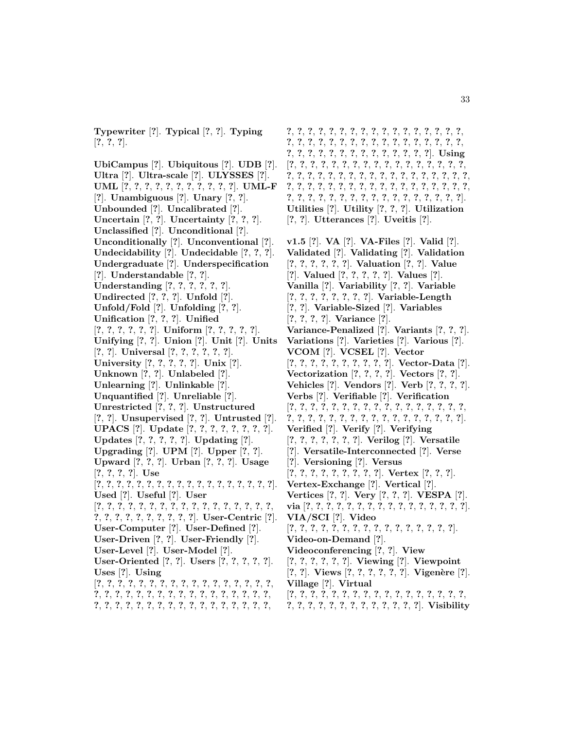**Typewriter** [?]. **Typical** [?, ?]. **Typing** [?, ?, ?].

**UbiCampus** [?]. **Ubiquitous** [?]. **UDB** [?]. **Ultra** [?]. **Ultra-scale** [?]. **ULYSSES** [?]. **UML** [?, ?, ?, ?, ?, ?, ?, ?, ?, ?, ?]. **UML-F** [?]. **Unambiguous** [?]. **Unary** [?, ?]. **Unbounded** [?]. **Uncalibrated** [?]. **Uncertain** [?, ?]. **Uncertainty** [?, ?, ?]. **Unclassified** [?]. **Unconditional** [?]. **Unconditionally** [?]. **Unconventional** [?]. **Undecidability** [?]. **Undecidable** [?, ?, ?]. **Undergraduate** [?]. **Underspecification** [?]. **Understandable** [?, ?]. **Understanding** [?, ?, ?, ?, ?, ?]. **Undirected** [?, ?, ?]. **Unfold** [?]. **Unfold/Fold** [?]. **Unfolding** [?, ?]. **Unification** [?, ?, ?]. **Unified** [?, ?, ?, ?, ?, ?]. **Uniform** [?, ?, ?, ?, ?]. **Unifying** [?, ?]. **Union** [?]. **Unit** [?]. **Units** [?, ?]. **Universal** [?, ?, ?, ?, ?, ?]. **University** [?, ?, ?, ?, ?]. **Unix** [?]. **Unknown** [?, ?]. **Unlabeled** [?]. **Unlearning** [?]. **Unlinkable** [?]. **Unquantified** [?]. **Unreliable** [?]. **Unrestricted** [?, ?, ?]. **Unstructured** [?, ?]. **Unsupervised** [?, ?]. **Untrusted** [?]. **UPACS** [?]. **Update** [?, ?, ?, ?, ?, ?, ?, ?]. **Updates** [?, ?, ?, ?, ?]. **Updating** [?]. **Upgrading** [?]. **UPM** [?]. **Upper** [?, ?]. **Upward** [?, ?, ?]. **Urban** [?, ?, ?]. **Usage** [?, ?, ?, ?]. **Use** [?, ?, ?, ?, ?, ?, ?, ?, ?, ?, ?, ?, ?, ?, ?, ?, ?, ?, ?]. **Used** [?]. **Useful** [?]. **User** [?, ?, ?, ?, ?, ?, ?, ?, ?, ?, ?, ?, ?, ?, ?, ?, ?, ?, ?, ?, ?, ?, ?, ?, ?, ?, ?, ?]. **User-Centric** [?]. **User-Computer** [?]. **User-Defined** [?]. **User-Driven** [?, ?]. **User-Friendly** [?]. **User-Level** [?]. **User-Model** [?]. **User-Oriented** [?, ?]. **Users** [?, ?, ?, ?, ?]. **Uses** [?]. **Using** [?, ?, ?, ?, ?, ?, ?, ?, ?, ?, ?, ?, ?, ?, ?, ?, ?, ?, ?, ?, ?, ?, ?, ?, ?, ?, ?, ?, ?, ?, ?, ?, ?, ?, ?, ?, ?, ?, ?, ?, ?, ?, ?, ?, ?, ?, ?, ?, ?, ?, ?, ?, ?, ?, ?, ?, ?, ?, ?, ?, ?, ?, ?, ?, ?, ?, ?, ?, ?, ?, ?, ?, ?, ?, ?, ?, ?, ?, ?, ?, ?, ?, ?, ?, ?, ?, ?, ?, ?, ?, ?, ?, ?, ?, ?, ?, ?, ?, ?, ?, ?, ?, ?, ?, ?]. **Using** [?, ?, ?, ?, ?, ?, ?, ?, ?, ?, ?, ?, ?, ?, ?, ?, ?, ?, ?, ?, ?, ?, ?, ?, ?, ?, ?, ?, ?, ?, ?, ?, ?, ?, ?, ?, ?, ?, ?, ?, ?, ?, ?, ?, ?, ?, ?, ?, ?, ?, ?, ?, ?, ?, ?, ?, ?, ?, ?, ?, ?, ?, ?, ?, ?, ?, ?, ?, ?, ?, ?, ?, ?, ?, ?, ?]. **Utilities** [?]. **Utility** [?, ?, ?]. **Utilization** [?, ?]. **Utterances** [?]. **Uveitis** [?].

**v1.5** [?]. **VA** [?]. **VA-Files** [?]. **Valid** [?]. **Validated** [?]. **Validating** [?]. **Validation** [?, ?, ?, ?, ?, ?]. **Valuation** [?, ?]. **Value** [?]. **Valued** [?, ?, ?, ?, ?]. **Values** [?]. **Vanilla** [?]. **Variability** [?, ?]. **Variable** [?, ?, ?, ?, ?, ?, ?, ?]. **Variable-Length** [?, ?]. **Variable-Sized** [?]. **Variables** [?, ?, ?, ?]. **Variance** [?]. **Variance-Penalized** [?]. **Variants** [?, ?, ?]. **Variations** [?]. **Varieties** [?]. **Various** [?]. **VCOM** [?]. **VCSEL** [?]. **Vector** [?, ?, ?, ?, ?, ?, ?, ?, ?, ?, ?]. **Vector-Data** [?]. **Vectorization** [?, ?, ?, ?]. **Vectors** [?, ?]. **Vehicles** [?]. **Vendors** [?]. **Verb** [?, ?, ?, ?]. **Verbs** [?]. **Verifiable** [?]. **Verification** [?, ?, ?, ?, ?, ?, ?, ?, ?, ?, ?, ?, ?, ?, ?, ?, ?, ?, ?, ?, ?, ?, ?, ?, ?, ?, ?, ?, ?, ?, ?, ?, ?, ?, ?, ?]. **Verified** [?]. **Verify** [?]. **Verifying** [?, ?, ?, ?, ?, ?, ?]. **Verilog** [?]. **Versatile** [?]. **Versatile-Interconnected** [?]. **Verse** [?]. **Versioning** [?]. **Versus** [?, ?, ?, ?, ?, ?, ?, ?, ?]. **Vertex** [?, ?, ?]. **Vertex-Exchange** [?]. **Vertical** [?]. **Vertices** [?, ?]. **Very** [?, ?, ?]. **VESPA** [?]. **via** [?, ?, ?, ?, ?, ?, ?, ?, ?, ?, ?, ?, ?, ?, ?, ?, ?, ?]. **VIA/SCI** [?]. **Video** [?, ?, ?, ?, ?, ?, ?, ?, ?, ?, ?, ?, ?, ?, ?, ?]. **Video-on-Demand** [?]. **Videoconferencing** [?, ?]. **View** [?, ?, ?, ?, ?, ?]. **Viewing** [?]. **Viewpoint** [?, ?]. **Views** [?, ?, ?, ?, ?, ?]. **Vigenère** [?]. **Village** [?]. **Virtual** [?, ?, ?, ?, ?, ?, ?, ?, ?, ?, ?, ?, ?, ?, ?, ?, ?, ?, ?, ?, ?, ?, ?, ?, ?, ?, ?, ?, ?, ?, ?]. **Visibility**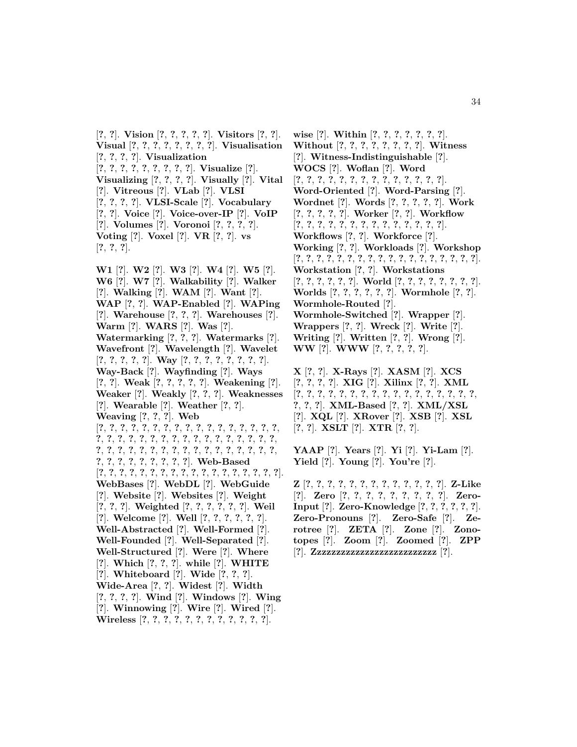[?, ?]. **Vision** [?, ?, ?, ?, ?]. **Visitors** [?, ?]. **Visual** [?, ?, ?, ?, ?, ?, ?, ?, ?]. **Visualisation** [?, ?, ?, ?]. **Visualization** [?, ?, ?, ?, ?, ?, ?, ?, ?, ?]. **Visualize** [?]. **Visualizing** [?, ?, ?, ?]. **Visually** [?]. **Vital** [?]. **Vitreous** [?]. **VLab** [?]. **VLSI** [?, ?, ?, ?]. **VLSI-Scale** [?]. **Vocabulary** [?, ?]. **Voice** [?]. **Voice-over-IP** [?]. **VoIP** [?]. **Volumes** [?]. **Voronoi** [?, ?, ?, ?]. **Voting** [?]. **Voxel** [?]. **VR** [?, ?]. **vs** [?, ?, ?].

**W1** [?]. **W2** [?]. **W3** [?]. **W4** [?]. **W5** [?]. **W6** [?]. **W7** [?]. **Walkability** [?]. **Walker** [?]. **Walking** [?]. **WAM** [?]. **Want** [?]. **WAP** [?, ?]. **WAP-Enabled** [?]. **WAPing** [?]. **Warehouse** [?, ?, ?]. **Warehouses** [?]. **Warm** [?]. **WARS** [?]. **Was** [?]. **Watermarking** [?, ?, ?]. **Watermarks** [?]. **Wavefront** [?]. **Wavelength** [?]. **Wavelet** [?, ?, ?, ?, ?]. **Way** [?, ?, ?, ?, ?, ?, ?, ?]. **Way-Back** [?]. **Wayfinding** [?]. **Ways** [?, ?]. **Weak** [?, ?, ?, ?, ?]. **Weakening** [?]. **Weaker** [?]. **Weakly** [?, ?, ?]. **Weaknesses** [?]. **Wearable** [?]. **Weather** [?, ?]. **Weaving** [?, ?, ?]. **Web** [?, ?, ?, ?, ?, ?, ?, ?, ?, ?, ?, ?, ?, ?, ?, ?, ?, ?, ?, ?, ?, ?, ?, ?, ?, ?, ?, ?, ?, ?, ?, ?, ?, ?, ?, ?, ?, ?, ?, ?, ?, ?, ?, ?, ?, ?, ?, ?, ?, ?, ?, ?, ?, ?, ?, ?, ?, ?, ?, ?, ?, ?, ?, ?, ?]. **Web-Based** [?, ?, ?, ?, ?, ?, ?, ?, ?, ?, ?, ?, ?, ?, ?, ?, ?, ?, ?, ?]. **WebBases** [?]. **WebDL** [?]. **WebGuide** [?]. **Website** [?]. **Websites** [?]. **Weight** [?, ?, ?]. **Weighted** [?, ?, ?, ?, ?, ?]. **Weil** [?]. **Welcome** [?]. **Well** [?, ?, ?, ?, ?, ?, ?]. **Well-Abstracted** [?]. **Well-Formed** [?]. **Well-Founded** [?]. **Well-Separated** [?]. **Well-Structured** [?]. **Were** [?]. **Where** [?]. **Which** [?, ?, ?]. **while** [?]. **WHITE** [?]. **Whiteboard** [?]. **Wide** [?, ?, ?]. **Wide-Area** [?, ?]. **Widest** [?]. **Width** [?, ?, ?, ?]. **Wind** [?]. **Windows** [?]. **Wing** [?]. **Winnowing** [?]. **Wire** [?]. **Wired** [?]. **Wireless** [?, ?, ?, ?, ?, ?, ?, ?, ?, ?, ?, ?, ?]. **wise** [?]. **Within** [?, ?, ?, ?, ?, ?, ?, ?]. **Without** [?, ?, ?, ?, ?, ?, ?, ?, ?]. **Witness** [?]. **Witness-Indistinguishable** [?]. **WOCS** [?]. **Woflan** [?]. **Word** [?, ?, ?, ?, ?, ?, ?, ?, ?, ?, ?, ?, ?, ?, ?]. **Word-Oriented** [?]. **Word-Parsing** [?]. **Wordnet** [?]. **Words** [?, ?, ?, ?, ?]. **Work** [?, ?, ?, ?, ?]. **Worker** [?, ?]. **Workflow** [?, ?, ?, ?, ?, ?, ?, ?, ?, ?, ?, ?, ?, ?, ?]. **Workflows** [?, ?]. **Workforce** [?]. **Working** [?, ?]. **Workloads** [?]. **Workshop** [?, ?, ?, ?, ?, ?, ?, ?, ?, ?, ?, ?, ?, ?, ?, ?, ?, ?, ?, ?]. **Workstation** [?, ?]. **Workstations** [?, ?, ?, ?, ?, ?]. **World** [?, ?, ?, ?, ?, ?, ?, ?, ?]. **Worlds** [?, ?, ?, ?, ?, ?]. **Wormhole** [?, ?]. **Wormhole-Routed** [?]. **Wormhole-Switched** [?]. **Wrapper** [?]. **Wrappers** [?, ?]. **Wreck** [?]. **Write** [?]. **Writing** [?]. **Written** [?, ?]. **Wrong** [?]. **WW** [?]. **WWW** [?, ?, ?, ?, ?].

**X** [?, ?]. **X-Rays** [?]. **XASM** [?]. **XCS** [?, ?, ?, ?]. **XIG** [?]. **Xilinx** [?, ?]. **XML** [?, ?, ?, ?, ?, ?, ?, ?, ?, ?, ?, ?, ?, ?, ?, ?, ?, ?, ?, ?, ?, ?]. **XML-Based** [?, ?]. **XML/XSL** [?]. **XQL** [?]. **XRover** [?]. **XSB** [?]. **XSL** [?, ?]. **XSLT** [?]. **XTR** [?, ?].

**YAAP** [?]. **Years** [?]. **Yi** [?]. **Yi-Lam** [?]. **Yield** [?]. **Young** [?]. **You're** [?].

**Z** [?, ?, ?, ?, ?, ?, ?, ?, ?, ?, ?, ?, ?, ?]. **Z-Like** [?]. **Zero** [?, ?, ?, ?, ?, ?, ?, ?, ?, ?]. **Zero-Input** [?]. **Zero-Knowledge** [?, ?, ?, ?, ?, ?]. **Zero-Pronouns** [?]. **Zero-Safe** [?]. **Zerotree** [?]. **ZETA** [?]. **Zone** [?]. **Zonotopes** [?]. **Zoom** [?]. **Zoomed** [?]. **ZPP** [?]. **Zzzzzzzzzzzzzzzzzzzzzzzzz** [?].